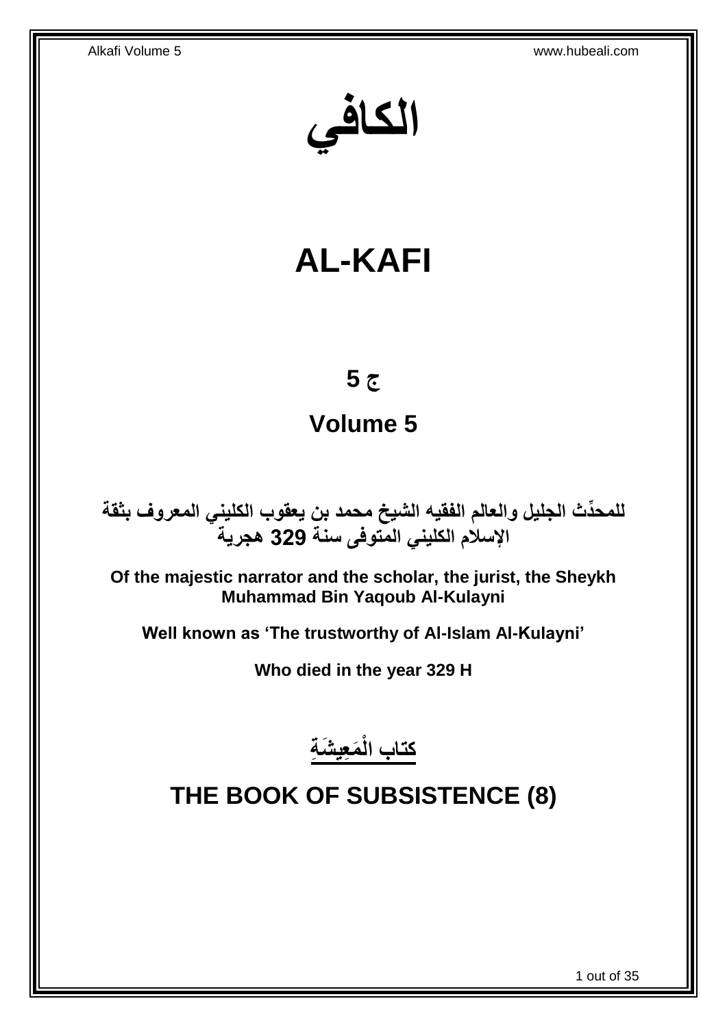# الكافي

# AL-KAFI

## ج 5

## Volume 5

**للمحدِّث الجليل والعالم الفقيه الشيخ محمد بن يعقوب الكليني المعروف بثقة الإسلام الكليني المتوفى سنة 329 هجرية**

**Of the majestic narrator and the scholar, the jurist, the Sheykh Muhammad Bin Yaqoub Al-Kulayni**

**Well known as 'The trustworthy of Al-Islam Al-Kulayni'**

**Who died in the year 329 H**

## كتاب الْمَعِيشَةِ

## THE BOOK OF SUBSISTENCE (8)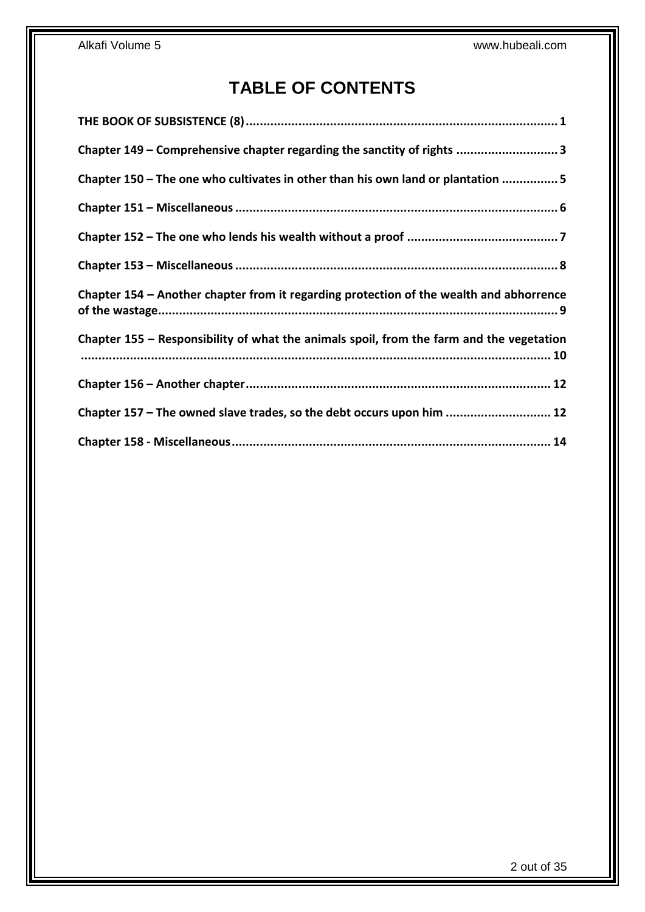# TABLE OF CONTENTS

**THE BOOK OF SUBSISTENCE (8)**........................................................................................ 1

**Chapter 149 – Comprehensive chapter regarding the sanctity of rights** ............................ 3

**Chapter 150 – The one who cultivates in other than his own land or plantation** ................ 5

**Chapter 151 – Miscellaneous**........................................................................................... 6

**Chapter 152 – The one who lends his wealth without a proof** .......................................... 7

**Chapter 153 – Miscellaneous**........................................................................................... 8

**Chapter 154 – Another chapter from it regarding protection of the wealth and abhorrence of the wastage**................................................................................................................. 9

**Chapter 155 – Responsibility of what the animals spoil, from the farm and the vegetation** ..................................................................................................................... 10

**Chapter 156 – Another chapter**...................................................................................... 12

**Chapter 157 – The owned slave trades, so the debt occurs upon him** ............................. 12

**Chapter 158 - Miscellaneous**.......................................................................................... 14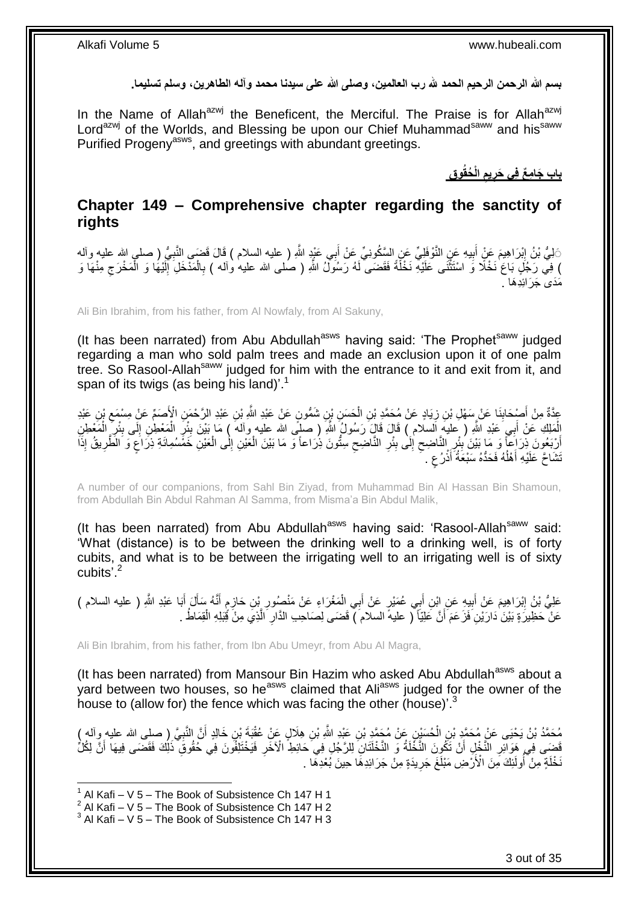بسم الله الرحمن الرحيم الحمد لله رب العالمين، وصلى الله على سيدنا محمد وآله الطاهرين، وسلم تسليما.

In the Name of Allah[azwj] the Beneficent, the Merciful. The Praise is for Allah[azwj] Lord[azwj] of the Worlds, and Blessing be upon our Chief Muhammad[saww] and his[saww] Purified Progeny[asws], and greetings with abundant greetings.

## بَابٌ جَامِعٌ فِي حَرِيمِ الْحُقُوقِ

## Chapter 149 – Comprehensive chapter regarding the sanctity of rights

عَلِيُّ بْنُ إِبْرَاهِيمَ عَنْ أَبِيهِ عَنِ النَّوْفَلِيِّ عَنِ السَّكُونِيِّ عَنْ أَبِي عَبْدِ اللَّهِ ( عليه السلام ) قَالَ قَضَى النَّبِيُّ ( صلى الله عليه وآله ) فِي رَجُلٍ بَاعَ نَخْلًا وَ اسْتَثْنَى عَلَيْهِ نَخْلَةً فَقَضَى لَهُ رَسُولُ اللَّهِ ( صلى الله عليه وآله ) بِالْمَدْخَلِ إِلَيْهَا وَ الْمَخْرَجِ مِنْهَا وَ مَدَى جَرَائِدِهَا .

Ali Bin Ibrahim, from his father, from Al Nowfaly, from Al Sakuny,

(It has been narrated) from Abu Abdullah[asws] having said: 'The Prophet[saww] judged regarding a man who sold palm trees and made an exclusion upon it of one palm tree. So Rasool-Allah[saww] judged for him with the entrance to it and exit from it, and span of its twigs (as being his land)'.[1]

عِدَّةٌ مِنْ أَصْحَابِنَا عَنْ سَهْلِ بْنِ زِيَادٍ عَنْ مُحَمَّدِ بْنِ الْحَسَنِ بْنِ شَمُّونٍ عَنْ عَبْدِ اللَّهِ بْنِ عَبْدِ الرَّحْمَنِ الْأَصَمِّ عَنْ مِسْمَعِ بْنِ عَبْدِ الْمَلِكِ عَنْ أَبِي عَبْدِ اللَّهِ ( عليه السلام ) قَالَ قَالَ رَسُولُ اللَّهِ ( صلى الله عليه وآله ) مَا بَيْنَ بِئْرِ الْمَعْطِنِ إِلَى بِئْرِ الْمَعْطِنِ أَرْبَعُونَ ذِرَاعاً وَ مَا بَيْنَ بِئْرِ النَّاضِحِ إِلَى بِئْرِ النَّاضِحِ سِتُّونَ ذِرَاعاً وَ مَا بَيْنَ الْعَيْنِ إِلَى الْعَيْنِ خَمْسُمِائَةِ ذِرَاعٍ وَ الطَّرِيقُ إِذَا تَشَاحَّ عَلَيْهِ أَهْلُهُ فَحَدُّهُ سَبْعَةُ أَذْرُعٍ .

A number of our companions, from Sahl Bin Ziyad, from Muhammad Bin Al Hassan Bin Shamoun, from Abdullah Bin Abdul Rahman Al Samma, from Misma'a Bin Abdul Malik,

(It has been narrated) from Abu Abdullah[asws] having said: 'Rasool-Allah[saww] said: 'What (distance) is to be between the drinking well to a drinking well, is of forty cubits, and what is to be between the irrigating well to an irrigating well is of sixty cubits'.[2]

عَلِيُّ بْنُ إِبْرَاهِيمَ عَنْ أَبِيهِ عَنِ ابْنِ أَبِي عُمَيْرٍ عَنْ أَبِي الْمَغْرَاءِ عَنْ مَنْصُورِ بْنِ حَازِمٍ أَنَّهُ سَأَلَ أَبَا عَبْدِ اللَّهِ ( عليه السلام ) عَنْ حَظِيرَةٍ بَيْنَ دَارَيْنِ فَزَعَمَ أَنَّ عَلِيّاً ( عليه السلام ) قَضَى لِصَاحِبِ الدَّارِ الَّذِي مِنْ قِبَلِهِ الْقِمَاطُ .

Ali Bin Ibrahim, from his father, from Ibn Abu Umeyr, from Abu Al Magra,

(It has been narrated) from Mansour Bin Hazim who asked Abu Abdullah[asws] about a yard between two houses, so he[asws] claimed that Ali[asws] judged for the owner of the house to (allow for) the fence which was facing the other (house)'.[3]

مُحَمَّدُ بْنُ يَحْيَى عَنْ مُحَمَّدِ بْنِ الْحُسَيْنِ عَنْ مُحَمَّدِ بْنِ عَبْدِ اللَّهِ بْنِ هِلَالٍ عَنْ عُقْبَةَ بْنِ خَالِدٍ أَنَّ النَّبِيَّ ( صلى الله عليه وآله ) قَضَى فِي هَوَائِرِ النَّخْلِ أَنْ تَكُونَ النَّخْلَةُ وَ النَّخْلَتَانِ لِلرَّجُلِ فِي حَائِطِ الْآخَرِ فَيَخْتَلِفُونَ فِي حُقُوقِ ذَلِكَ فَقَضَى فِيهَا أَنَّ لِكُلِّ نَخْلَةٍ مِنْ أُولَئِكَ مِنَ الْأَرْضِ مَبْلَغَ جَرِيدَةٍ مِنْ جَرَائِدِهَا حِينَ بُعْدِهَا .

---

[1] Al Kafi – V 5 – The Book of Subsistence Ch 147 H 1
[2] Al Kafi – V 5 – The Book of Subsistence Ch 147 H 2
[3] Al Kafi – V 5 – The Book of Subsistence Ch 147 H 3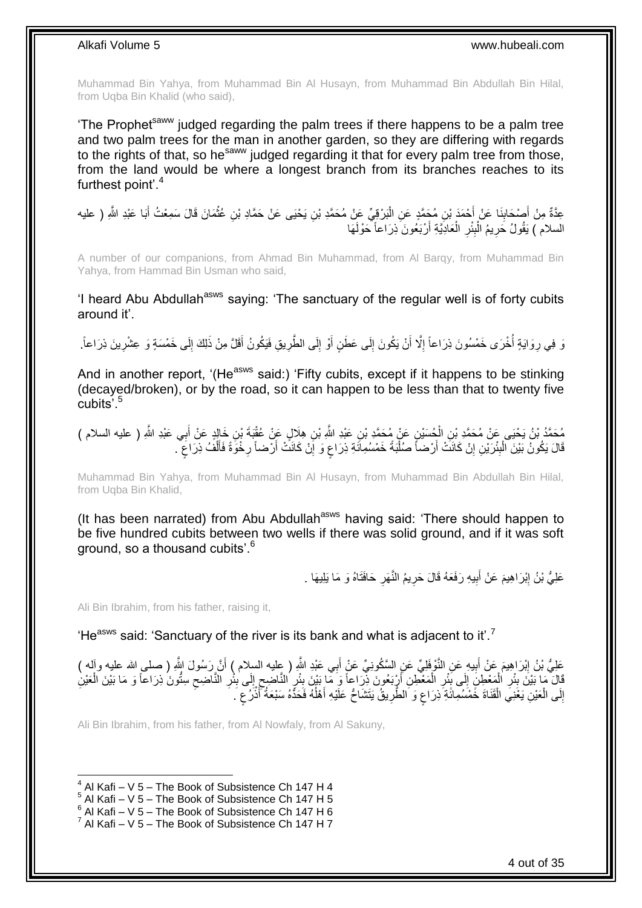Muhammad Bin Yahya, from Muhammad Bin Al Husayn, from Muhammad Bin Abdullah Bin Hilal, from Uqba Bin Khalid (who said),

'The Prophet[saww] judged regarding the palm trees if there happens to be a palm tree and two palm trees for the man in another garden, so they are differing with regards to the rights of that, so he[saww] judged regarding it that for every palm tree from those, from the land would be where a longest branch from its branches reaches to its furthest point'.[4]

عِدَّةٌ مِنْ أَصْحَابِنَا عَنْ أَحْمَدَ بْنِ مُحَمَّدٍ عَنِ الْبَرْقِيِّ عَنْ مُحَمَّدِ بْنِ يَحْيَى عَنْ حَمَّادِ بْنِ عُثْمَانَ قَالَ سَمِعْتُ أَبَا عَبْدِ اللَّهِ ( عليه السلام ) يَقُولُ حَرِيمُ الْبِئْرِ الْعَادِيَّةِ أَرْبَعُونَ ذِرَاعاً حَوْلَهَا

A number of our companions, from Ahmad Bin Muhammad, from Al Barqy, from Muhammad Bin Yahya, from Hammad Bin Usman who said,

'I heard Abu Abdullah[asws] saying: 'The sanctuary of the regular well is of forty cubits around it'.

وَ فِي رِوَايَةٍ أُخْرَى خَمْسُونَ ذِرَاعاً إِلَّا أَنْ يَكُونَ إِلَى عَطَنٍ أَوْ إِلَى الطَّرِيقِ فَيَكُونُ أَقَلَّ مِنْ ذَلِكَ إِلَى خَمْسَةٍ وَ عِشْرِينَ ذِرَاعاً.

And in another report, '(He[asws] said:) 'Fifty cubits, except if it happens to be stinking (decayed/broken), or by the road, so it can happen to be less than that to twenty five cubits'.[5]

مُحَمَّدُ بْنُ يَحْيَى عَنْ مُحَمَّدِ بْنِ الْحُسَيْنِ عَنْ مُحَمَّدِ بْنِ عَبْدِ اللَّهِ بْنِ هِلَالٍ عَنْ عُقْبَةَ بْنِ خَالِدٍ عَنْ أَبِي عَبْدِ اللَّهِ ( عليه السلام ) قَالَ يَكُونُ بَيْنَ الْبِئْرَيْنِ إِنْ كَانَتْ أَرْضاً صُلْبَةً خَمْسُمِائَةِ ذِرَاعٍ وَ إِنْ كَانَتْ أَرْضاً رِخْوَةً فَأَلْفُ ذِرَاعٍ .

Muhammad Bin Yahya, from Muhammad Bin Al Husayn, from Muhammad Bin Abdullah Bin Hilal, from Uqba Bin Khalid,

(It has been narrated) from Abu Abdullah[asws] having said: 'There should happen to be five hundred cubits between two wells if there was solid ground, and if it was soft ground, so a thousand cubits'.[6]

عَلِيُّ بْنُ إِبْرَاهِيمَ عَنْ أَبِيهِ رَفَعَهُ قَالَ حَرِيمُ النَّهَرِ حَافَتَاهُ وَ مَا يَلِيهَا .

Ali Bin Ibrahim, from his father, raising it,

'He[asws] said: 'Sanctuary of the river is its bank and what is adjacent to it'.[7]

عَلِيُّ بْنُ إِبْرَاهِيمَ عَنْ أَبِيهِ عَنِ النَّوْفَلِيِّ عَنِ السَّكُونِيِّ عَنْ أَبِي عَبْدِ اللَّهِ ( عليه السلام ) أَنَّ رَسُولَ اللَّهِ ( صلى الله عليه وآله ) قَالَ مَا بَيْنَ بِئْرِ الْمَعْطِنِ إِلَى بِئْرِ الْمَعْطِنِ أَرْبَعُونَ ذِرَاعاً وَ مَا بَيْنَ بِئْرِ النَّاضِحِ إِلَى بِئْرِ النَّاضِحِ سِتُّونَ ذِرَاعاً وَ مَا بَيْنَ الْعَيْنِ إِلَى الْعَيْنِ يَعْنِي الْقَنَاةَ خَمْسُمِائَةِ ذِرَاعٍ وَ الطَّرِيقُ يَتَشَاحُّ عَلَيْهِ أَهْلُهُ فَحَدُّهُ سَبْعَةُ أَذْرُعٍ .

Ali Bin Ibrahim, from his father, from Al Nowfaly, from Al Sakuny,

[4] Al Kafi – V 5 – The Book of Subsistence Ch 147 H 4
[5] Al Kafi – V 5 – The Book of Subsistence Ch 147 H 5
[6] Al Kafi – V 5 – The Book of Subsistence Ch 147 H 6
[7] Al Kafi – V 5 – The Book of Subsistence Ch 147 H 7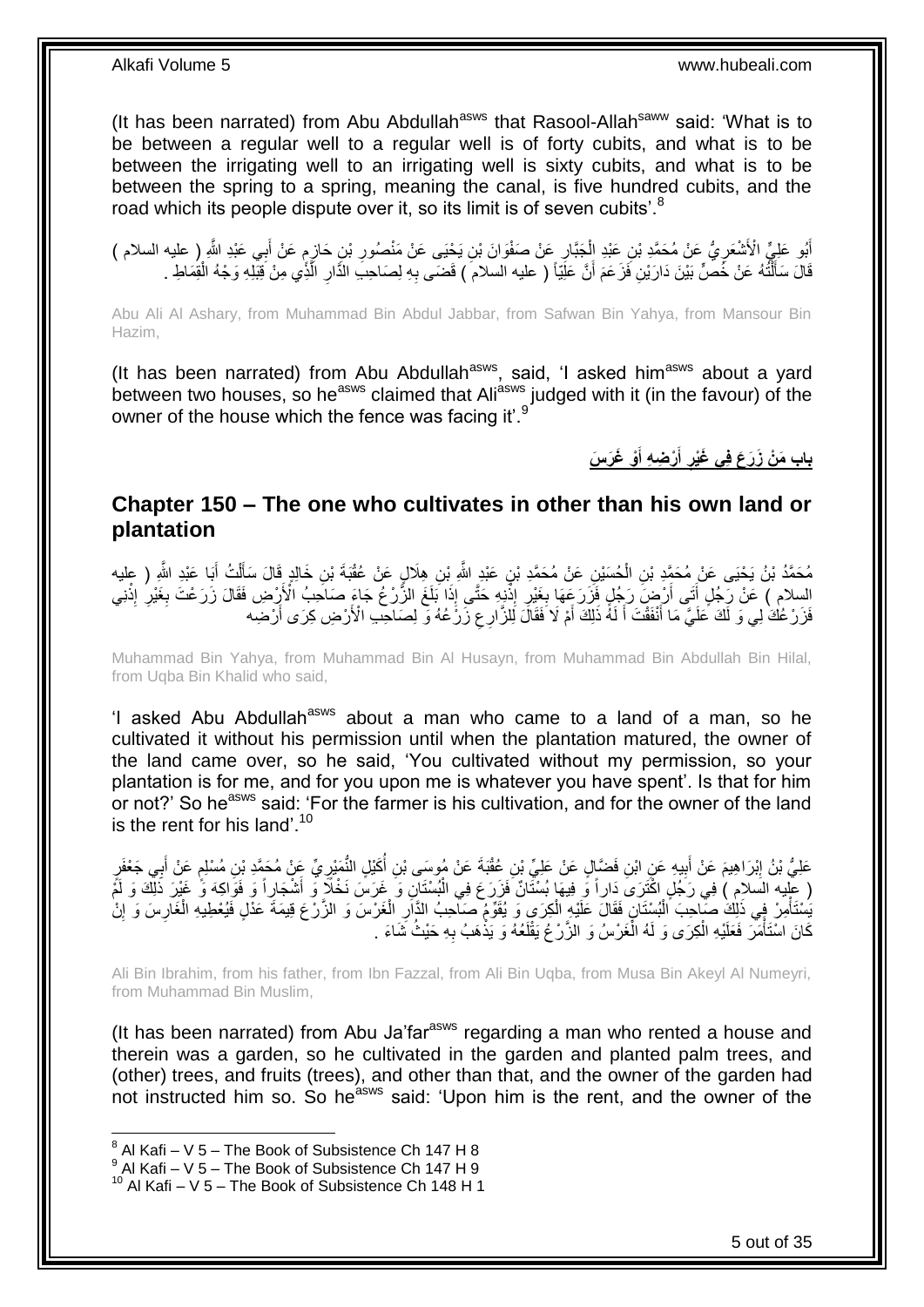(It has been narrated) from Abu Abdullah[asws] that Rasool-Allah[saww] said: 'What is to be between a regular well to a regular well is of forty cubits, and what is to be between the irrigating well to an irrigating well is sixty cubits, and what is to be between the spring to a spring, meaning the canal, is five hundred cubits, and the road which its people dispute over it, so its limit is of seven cubits'.[8]

أَبُو عَلِيٍّ الْأَشْعَرِيُّ عَنْ مُحَمَّدِ بْنِ عَبْدِ الْجَبَّارِ عَنْ صَفْوَانَ بْنِ يَحْيَى عَنْ مَنْصُورِ بْنِ حَازِمٍ عَنْ أَبِي عَبْدِ اللَّهِ ( عليه السلام ) قَالَ سَأَلْتُهُ عَنْ خُصٍّ بَيْنَ دَارَيْنِ فَزَعَمَ أَنَّ عَلِيّاً ( عليه السلام ) قَضَى بِهِ لِصَاحِبِ الدَّارِ الَّذِي مِنْ قِبَلِهِ وَجْهُ الْقِمَاطِ .

Abu Ali Al Ashary, from Muhammad Bin Abdul Jabbar, from Safwan Bin Yahya, from Mansour Bin Hazim,

(It has been narrated) from Abu Abdullah[asws], said, 'I asked him[asws] about a yard between two houses, so he[asws] claimed that Ali[asws] judged with it (in the favour) of the owner of the house which the fence was facing it'.[9]

## بابِ مَنْ زَرَعَ فِي غَيْرِ أَرْضِهِ أَوْ غَرَسَ

## Chapter 150 – The one who cultivates in other than his own land or plantation

مُحَمَّدُ بْنُ يَحْيَى عَنْ مُحَمَّدِ بْنِ الْحُسَيْنِ عَنْ مُحَمَّدِ بْنِ عَبْدِ اللَّهِ بْنِ هِلَالٍ عَنْ عُقْبَةَ بْنِ خَالِدٍ قَالَ سَأَلْتُ أَبَا عَبْدِ اللَّهِ ( عليه السلام ) عَنْ رَجُلٍ أَتَى أَرْضَ رَجُلٍ فَزَرَعَهَا بِغَيْرِ إِذْنِهِ حَتَّى إِذَا بَلَغَ الزَّرْعُ جَاءَ صَاحِبُ الْأَرْضِ فَقَالَ زَرَعْتَ بِغَيْرِ إِذْنِي فَزَرْعُكَ لِي وَ لَكَ عَلَيَّ مَا أَنْفَقْتَ أَ لَهُ ذَلِكَ أَمْ لَا فَقَالَ لِلزَّارِعِ زَرْعُهُ وَ لِصَاحِبِ الْأَرْضِ كِرَى أَرْضِهِ

Muhammad Bin Yahya, from Muhammad Bin Al Husayn, from Muhammad Bin Abdullah Bin Hilal, from Uqba Bin Khalid who said,

'I asked Abu Abdullah[asws] about a man who came to a land of a man, so he cultivated it without his permission until when the plantation matured, the owner of the land came over, so he said, 'You cultivated without my permission, so your plantation is for me, and for you upon me is whatever you have spent'. Is that for him or not?' So he[asws] said: 'For the farmer is his cultivation, and for the owner of the land is the rent for his land'.[10]

عَلِيُّ بْنُ إِبْرَاهِيمَ عَنْ أَبِيهِ عَنِ ابْنِ فَضَّالٍ عَنْ عَلِيِّ بْنِ عُقْبَةَ عَنْ مُوسَى بْنِ أُكَيْلٍ النُّمَيْرِيِّ عَنْ مُحَمَّدِ بْنِ مُسْلِمٍ عَنْ أَبِي جَعْفَرٍ ( عليه السلام ) فِي رَجُلٍ اكْتَرَى دَاراً وَ فِيهَا بُسْتَانٌ فَزَرَعَ فِي الْبُسْتَانِ وَ غَرَسَ نَخْلًا وَ أَشْجَاراً وَ فَوَاكِهَ وَ غَيْرَ ذَلِكَ وَ لَمْ يَسْتَأْمِرْ فِي ذَلِكَ صَاحِبَ الْبُسْتَانِ فَقَالَ عَلَيْهِ الْكِرَى وَ يُقَوِّمُ صَاحِبُ الدَّارِ الْغَرْسَ وَ الزَّرْعَ قِيمَةَ عَدْلٍ فَيُعْطِيهِ الْغَارِسَ وَ إِنْ كَانَ اسْتَأْمَرَ فَعَلَيْهِ الْكِرَى وَ لَهُ الْغَرْسُ وَ الزَّرْعُ يَقْلَعُهُ وَ يَذْهَبُ بِهِ حَيْثُ شَاءَ .

Ali Bin Ibrahim, from his father, from Ibn Fazzal, from Ali Bin Uqba, from Musa Bin Akeyl Al Numeyri, from Muhammad Bin Muslim,

(It has been narrated) from Abu Ja'far[asws] regarding a man who rented a house and therein was a garden, so he cultivated in the garden and planted palm trees, and (other) trees, and fruits (trees), and other than that, and the owner of the garden had not instructed him so. So he[asws] said: 'Upon him is the rent, and the owner of the

---
[8] Al Kafi – V 5 – The Book of Subsistence Ch 147 H 8
[9] Al Kafi – V 5 – The Book of Subsistence Ch 147 H 9
[10] Al Kafi – V 5 – The Book of Subsistence Ch 148 H 1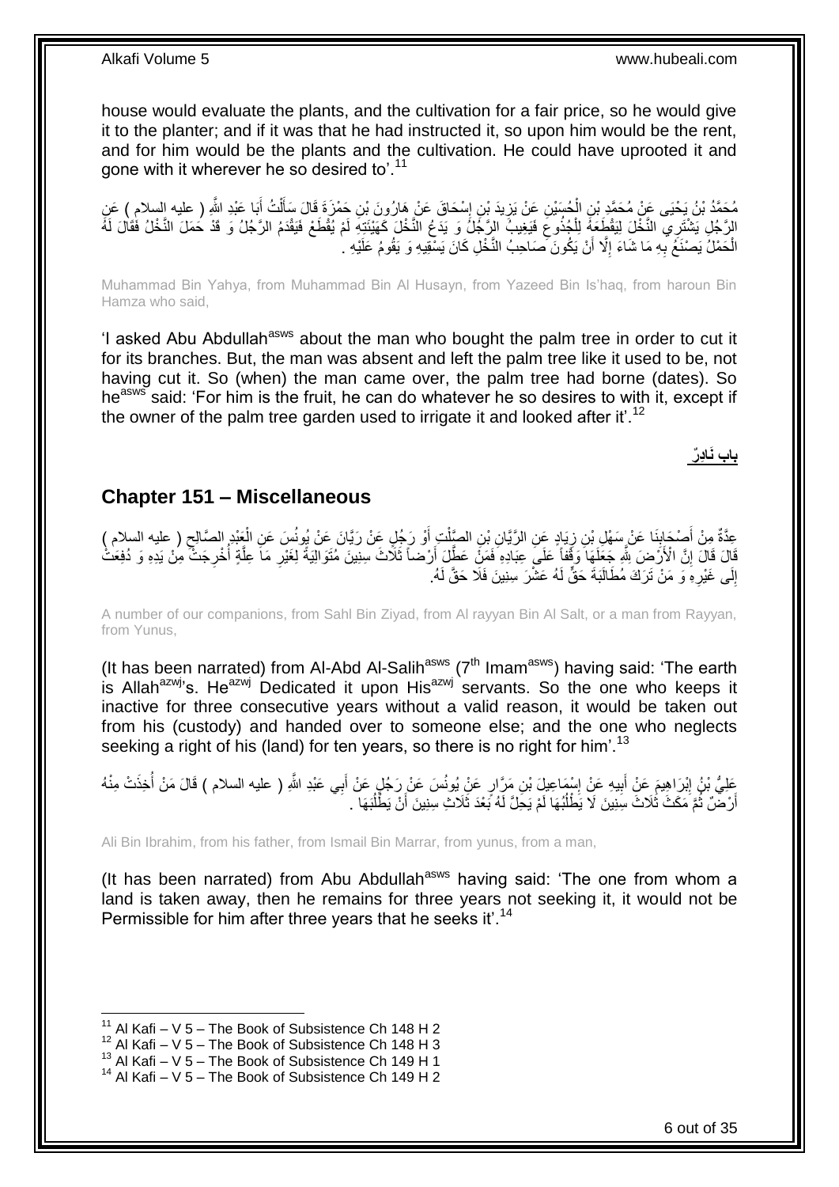house would evaluate the plants, and the cultivation for a fair price, so he would give it to the planter; and if it was that he had instructed it, so upon him would be the rent, and for him would be the plants and the cultivation. He could have uprooted it and gone with it wherever he so desired to'.[11]

مُحَمَّدُ بْنُ يَحْيَى عَنْ مُحَمَّدِ بْنِ الْحُسَيْنِ عَنْ يَزِيدَ بْنِ إِسْحَاقَ عَنْ هَارُونَ بْنِ حَمْزَةَ قَالَ سَأَلْتُ أَبَا عَبْدِ اللَّهِ ( عليه السلام ) عَنِ الرَّجُلِ يَشْتَرِي النَّخْلَ لِيَقْطَعَهُ لِلْجُذُوعِ فَيَغِيبُ الرَّجُلُ وَ يَدَعُ النَّخْلَ كَهَيْئَتِهِ لَمْ يُقْطَعْ فَيَقْدَمُ الرَّجُلُ وَ قَدْ حَمَلَ النَّخْلُ فَقَالَ لَهُ الْحَمْلُ يَصْنَعُ بِهِ مَا شَاءَ إِلَّا أَنْ يَكُونَ صَاحِبُ النَّخْلِ كَانَ يَسْقِيهِ وَ يَقُومُ عَلَيْهِ .

Muhammad Bin Yahya, from Muhammad Bin Al Husayn, from Yazeed Bin Is'haq, from haroun Bin Hamza who said,

'I asked Abu Abdullah[asws] about the man who bought the palm tree in order to cut it for its branches. But, the man was absent and left the palm tree like it used to be, not having cut it. So (when) the man came over, the palm tree had borne (dates). So he[asws] said: 'For him is the fruit, he can do whatever he so desires to with it, except if the owner of the palm tree garden used to irrigate it and looked after it'.[12]

**باب نَادِرٌ**

## **Chapter 151 – Miscellaneous**

عِدَّةٌ مِنْ أَصْحَابِنَا عَنْ سَهْلِ بْنِ زِيَادٍ عَنِ الرَّيَّانِ بْنِ الصَّلْتِ أَوْ رَجُلٍ عَنْ رَيَّانَ عَنْ يُونُسَ عَنِ الْعَبْدِ الصَّالِحِ ( عليه السلام ) قَالَ قَالَ إِنَّ الْأَرْضَ لِلَّهِ جَعَلَهَا وَقْفاً عَلَى عِبَادِهِ فَمَنْ عَطَّلَ أَرْضاً ثَلَاثَ سِنِينَ مُتَوَالِيَةً لِغَيْرِ مَا عِلَّةٍ أُخْرِجَتْ مِنْ يَدِهِ وَ دُفِعَتْ إِلَى غَيْرِهِ وَ مَنْ تَرَكَ مُطَالَبَةَ حَقٍّ لَهُ عَشْرَ سِنِينَ فَلَا حَقَّ لَهُ .

A number of our companions, from Sahl Bin Ziyad, from Al rayyan Bin Al Salt, or a man from Rayyan, from Yunus,

(It has been narrated) from Al-Abd Al-Salih[asws] (7[th] Imam[asws]) having said: 'The earth is Allah[azwj]'s. He[azwj] Dedicated it upon His[azwj] servants. So the one who keeps it inactive for three consecutive years without a valid reason, it would be taken out from his (custody) and handed over to someone else; and the one who neglects seeking a right of his (land) for ten years, so there is no right for him'.[13]

عَلِيُّ بْنُ إِبْرَاهِيمَ عَنْ أَبِيهِ عَنْ إِسْمَاعِيلَ بْنِ مَرَّارٍ عَنْ يُونُسَ عَنْ رَجُلٍ عَنْ أَبِي عَبْدِ اللَّهِ ( عليه السلام ) قَالَ مَنْ أُخِذَتْ مِنْهُ أَرْضٌ ثُمَّ مَكَثَ ثَلَاثَ سِنِينَ لَا يَطْلُبُهَا لَمْ يَحِلَّ لَهُ بَعْدَ ثَلَاثِ سِنِينَ أَنْ يَطْلُبَهَا .

Ali Bin Ibrahim, from his father, from Ismail Bin Marrar, from yunus, from a man,

(It has been narrated) from Abu Abdullah[asws] having said: 'The one from whom a land is taken away, then he remains for three years not seeking it, it would not be Permissible for him after three years that he seeks it'.[14]

---

[11] Al Kafi – V 5 – The Book of Subsistence Ch 148 H 2
[12] Al Kafi – V 5 – The Book of Subsistence Ch 148 H 3
[13] Al Kafi – V 5 – The Book of Subsistence Ch 149 H 1
[14] Al Kafi – V 5 – The Book of Subsistence Ch 149 H 2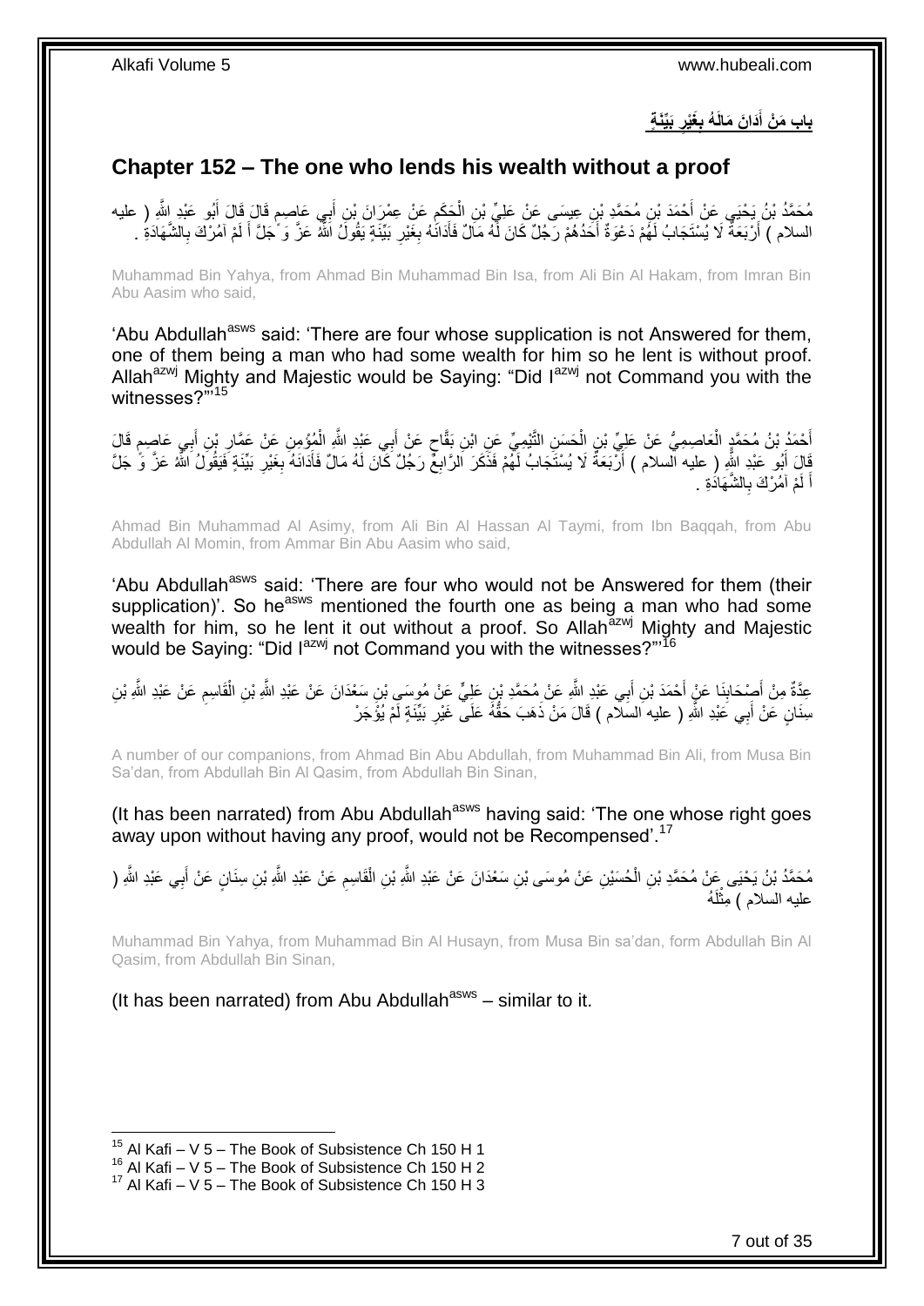## بَابُ مَنْ أَدَانَ مَالَهُ بِغَيْرِ بَيِّنَةٍ

## Chapter 152 – The one who lends his wealth without a proof

مُحَمَّدُ بْنُ يَحْيَى عَنْ أَحْمَدَ بْنِ مُحَمَّدِ بْنِ عِيسَى عَنْ عَلِيِّ بْنِ الْحَكَمِ عَنْ عِمْرَانَ بْنِ أَبِي عَاصِمٍ قَالَ قَالَ أَبُو عَبْدِ اللَّهِ ( عليه السلام ) أَرْبَعَةٌ لَا يُسْتَجَابُ لَهُمْ دَعْوَةٌ أَحَدُهُمْ رَجُلٌ كَانَ لَهُ مَالٌ فَأَدَانَهُ بِغَيْرِ بَيِّنَةٍ يَقُولُ اللَّهُ عَزَّ وَ جَلَّ أَ لَمْ آمُرْكَ بِالشَّهَادَةِ .

Muhammad Bin Yahya, from Ahmad Bin Muhammad Bin Isa, from Ali Bin Al Hakam, from Imran Bin Abu Aasim who said,

'Abu Abdullah[asws] said: 'There are four whose supplication is not Answered for them, one of them being a man who had some wealth for him so he lent is without proof. Allah[azwj] Mighty and Majestic would be Saying: "Did I[azwj] not Command you with the witnesses?"'[15]

أَحْمَدُ بْنُ مُحَمَّدٍ الْعَاصِمِيُّ عَنْ عَلِيِّ بْنِ الْحَسَنِ التَّيْمِيِّ عَنِ ابْنِ بَقَّاحٍ عَنْ أَبِي عَبْدِ اللَّهِ الْمُؤْمِنِ عَنْ عَمَّارِ بْنِ أَبِي عَاصِمٍ قَالَ قَالَ أَبُو عَبْدِ اللَّهِ ( عليه السلام ) أَرْبَعَةٌ لَا يُسْتَجَابُ لَهُمْ فَذَكَرَ الرَّابِعَ رَجُلٌ كَانَ لَهُ مَالٌ فَأَدَانَهُ بِغَيْرِ بَيِّنَةٍ فَيَقُولُ اللَّهُ عَزَّ وَ جَلَّ أَ لَمْ آمُرْكَ بِالشَّهَادَةِ .

Ahmad Bin Muhammad Al Asimy, from Ali Bin Al Hassan Al Taymi, from Ibn Baqqah, from Abu Abdullah Al Momin, from Ammar Bin Abu Aasim who said,

'Abu Abdullah[asws] said: 'There are four who would not be Answered for them (their supplication)'. So he[asws] mentioned the fourth one as being a man who had some wealth for him, so he lent it out without a proof. So Allah[azwj] Mighty and Majestic would be Saying: "Did I[azwj] not Command you with the witnesses?"'[16]

عِدَّةٌ مِنْ أَصْحَابِنَا عَنْ أَحْمَدَ بْنِ أَبِي عَبْدِ اللَّهِ عَنْ مُحَمَّدِ بْنِ عَلِيٍّ عَنْ مُوسَى بْنِ سَعْدَانَ عَنْ عَبْدِ اللَّهِ بْنِ الْقَاسِمِ عَنْ عَبْدِ اللَّهِ بْنِ سِنَانٍ عَنْ أَبِي عَبْدِ اللَّهِ ( عليه السلام ) قَالَ مَنْ ذَهَبَ حَقُّهُ عَلَى غَيْرِ بَيِّنَةٍ لَمْ يُؤْجَرْ

A number of our companions, from Ahmad Bin Abu Abdullah, from Muhammad Bin Ali, from Musa Bin Sa'dan, from Abdullah Bin Al Qasim, from Abdullah Bin Sinan,

(It has been narrated) from Abu Abdullah[asws] having said: 'The one whose right goes away upon without having any proof, would not be Recompensed'.[17]

مُحَمَّدُ بْنُ يَحْيَى عَنْ مُحَمَّدِ بْنِ الْحُسَيْنِ عَنْ مُوسَى بْنِ سَعْدَانَ عَنْ عَبْدِ اللَّهِ بْنِ الْقَاسِمِ عَنْ عَبْدِ اللَّهِ بْنِ سِنَانٍ عَنْ أَبِي عَبْدِ اللَّهِ ( عليه السلام ) مِثْلَهُ

Muhammad Bin Yahya, from Muhammad Bin Al Husayn, from Musa Bin sa'dan, form Abdullah Bin Al Qasim, from Abdullah Bin Sinan,

(It has been narrated) from Abu Abdullah[asws] – similar to it.

[15] Al Kafi – V 5 – The Book of Subsistence Ch 150 H 1
[16] Al Kafi – V 5 – The Book of Subsistence Ch 150 H 2
[17] Al Kafi – V 5 – The Book of Subsistence Ch 150 H 3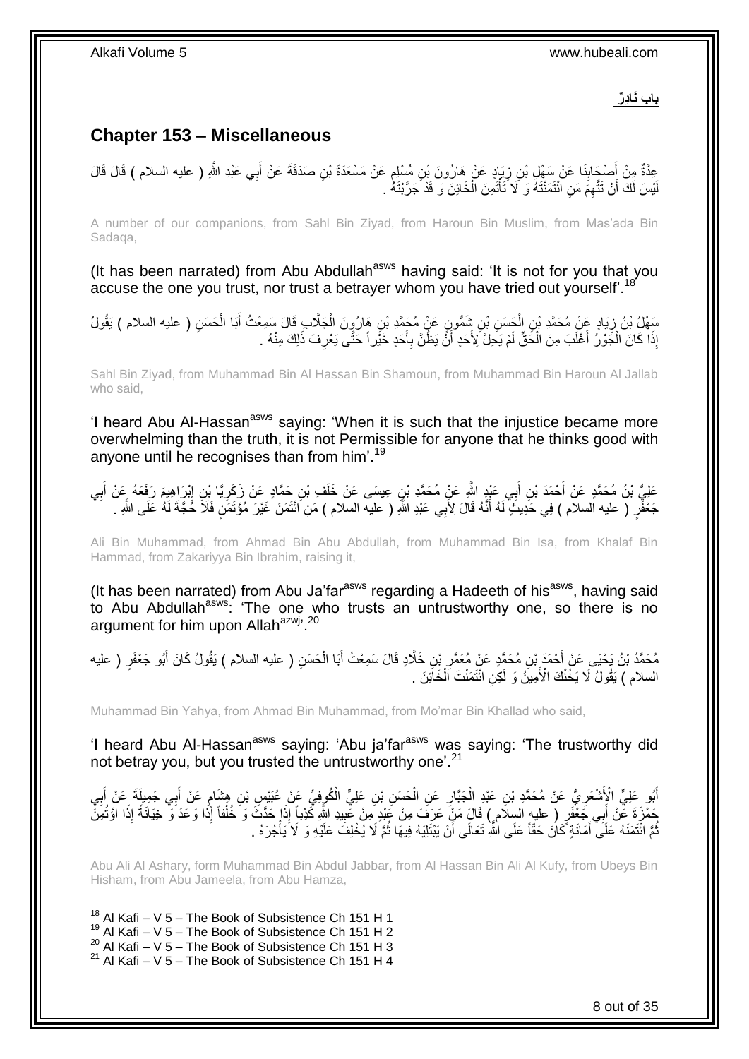**بابٌ نَادِرٌ**

## Chapter 153 – Miscellaneous

عِدَّةٌ مِنْ أَصْحَابِنَا عَنْ سَهْلِ بْنِ زِيَادٍ عَنْ هَارُونَ بْنِ مُسْلِمٍ عَنْ مَسْعَدَةَ بْنِ صَدَقَةَ عَنْ أَبِي عَبْدِ اللَّهِ ( عليه السلام ) قَالَ قَالَ لَيْسَ لَكَ أَنْ تَتَّهِمَ مَنِ ائْتَمَنْتَهُ وَ لَا تَأْتَمِنَ الْخَائِنَ وَ قَدْ جَرَّبْتَهُ .

A number of our companions, from Sahl Bin Ziyad, from Haroun Bin Muslim, from Mas'ada Bin Sadaqa,

(It has been narrated) from Abu Abdullah[asws] having said: 'It is not for you that you accuse the one you trust, nor trust a betrayer whom you have tried out yourself'.[18]

سَهْلُ بْنُ زِيَادٍ عَنْ مُحَمَّدِ بْنِ الْحَسَنِ بْنِ شَمُّونٍ عَنْ مُحَمَّدِ بْنِ هَارُونَ الْجَلَّابِ قَالَ سَمِعْتُ أَبَا الْحَسَنِ ( عليه السلام ) يَقُولُ إِذَا كَانَ الْجَوْرُ أَغْلَبَ مِنَ الْحَقِّ لَمْ يَحِلَّ لِأَحَدٍ أَنْ يَظُنَّ بِأَحَدٍ خَيْراً حَتَّى يَعْرِفَ ذَلِكَ مِنْهُ .

Sahl Bin Ziyad, from Muhammad Bin Al Hassan Bin Shamoun, from Muhammad Bin Haroun Al Jallab who said,

'I heard Abu Al-Hassan[asws] saying: 'When it is such that the injustice became more overwhelming than the truth, it is not Permissible for anyone that he thinks good with anyone until he recognises than from him'.[19]

عَلِيُّ بْنُ مُحَمَّدٍ عَنْ أَحْمَدَ بْنِ أَبِي عَبْدِ اللَّهِ عَنْ مُحَمَّدِ بْنِ عِيسَى عَنْ خَلَفِ بْنِ حَمَّادٍ عَنْ زَكَرِيَّا بْنِ إِبْرَاهِيمَ رَفَعَهُ عَنْ أَبِي جَعْفَرٍ ( عليه السلام ) فِي حَدِيثٍ لَهُ أَنَّهُ قَالَ لِأَبِي عَبْدِ اللَّهِ ( عليه السلام ) مَنِ ائْتَمَنَ غَيْرَ مُؤْتَمَنٍ فَلَا حُجَّةَ لَهُ عَلَى اللَّهِ .

Ali Bin Muhammad, from Ahmad Bin Abu Abdullah, from Muhammad Bin Isa, from Khalaf Bin Hammad, from Zakariyya Bin Ibrahim, raising it,

(It has been narrated) from Abu Ja'far[asws] regarding a Hadeeth of his[asws], having said to Abu Abdullah[asws]: 'The one who trusts an untrustworthy one, so there is no argument for him upon Allah[azwj]'.[20]

مُحَمَّدُ بْنُ يَحْيَى عَنْ أَحْمَدَ بْنِ مُحَمَّدٍ عَنْ مُعَمَّرِ بْنِ خَلَّادٍ قَالَ سَمِعْتُ أَبَا الْحَسَنِ ( عليه السلام ) يَقُولُ كَانَ أَبُو جَعْفَرٍ ( عليه السلام ) يَقُولُ لَا يَخُنْكَ الْأَمِينُ وَ لَكِنِ ائْتَمَنْتَ الْخَائِنَ .

Muhammad Bin Yahya, from Ahmad Bin Muhammad, from Mo'mar Bin Khallad who said,

'I heard Abu Al-Hassan[asws] saying: 'Abu ja'far[asws] was saying: 'The trustworthy did not betray you, but you trusted the untrustworthy one'.[21]

أَبُو عَلِيٍّ الْأَشْعَرِيُّ عَنْ مُحَمَّدِ بْنِ عَبْدِ الْجَبَّارِ عَنِ الْحَسَنِ بْنِ عَلِيٍّ الْكُوفِيِّ عَنْ عُبَيْسِ بْنِ هِشَامٍ عَنْ أَبِي جَمِيلَةَ عَنْ أَبِي حَمْزَةَ عَنْ أَبِي جَعْفَرٍ ( عليه السلام ) قَالَ مَنْ عَرَفَ مِنْ عَبْدٍ مِنْ عَبِيدِ اللَّهِ كَذِباً إِذَا حَدَّثَ وَ خُلْفاً إِذَا وَعَدَ وَ خِيَانَةً إِذَا اؤْتُمِنَ ثُمَّ ائْتَمَنَهُ عَلَى أَمَانَةٍ كَانَ حَقّاً عَلَى اللَّهِ تَعَالَى أَنْ يَبْتَلِيَهُ فِيهَا ثُمَّ لَا يُخْلِفَ عَلَيْهِ وَ لَا يَأْجُرَهُ .

Abu Ali Al Ashary, form Muhammad Bin Abdul Jabbar, from Al Hassan Bin Ali Al Kufy, from Ubeys Bin Hisham, from Abu Jameela, from Abu Hamza,

[18] Al Kafi – V 5 – The Book of Subsistence Ch 151 H 1
[19] Al Kafi – V 5 – The Book of Subsistence Ch 151 H 2
[20] Al Kafi – V 5 – The Book of Subsistence Ch 151 H 3
[21] Al Kafi – V 5 – The Book of Subsistence Ch 151 H 4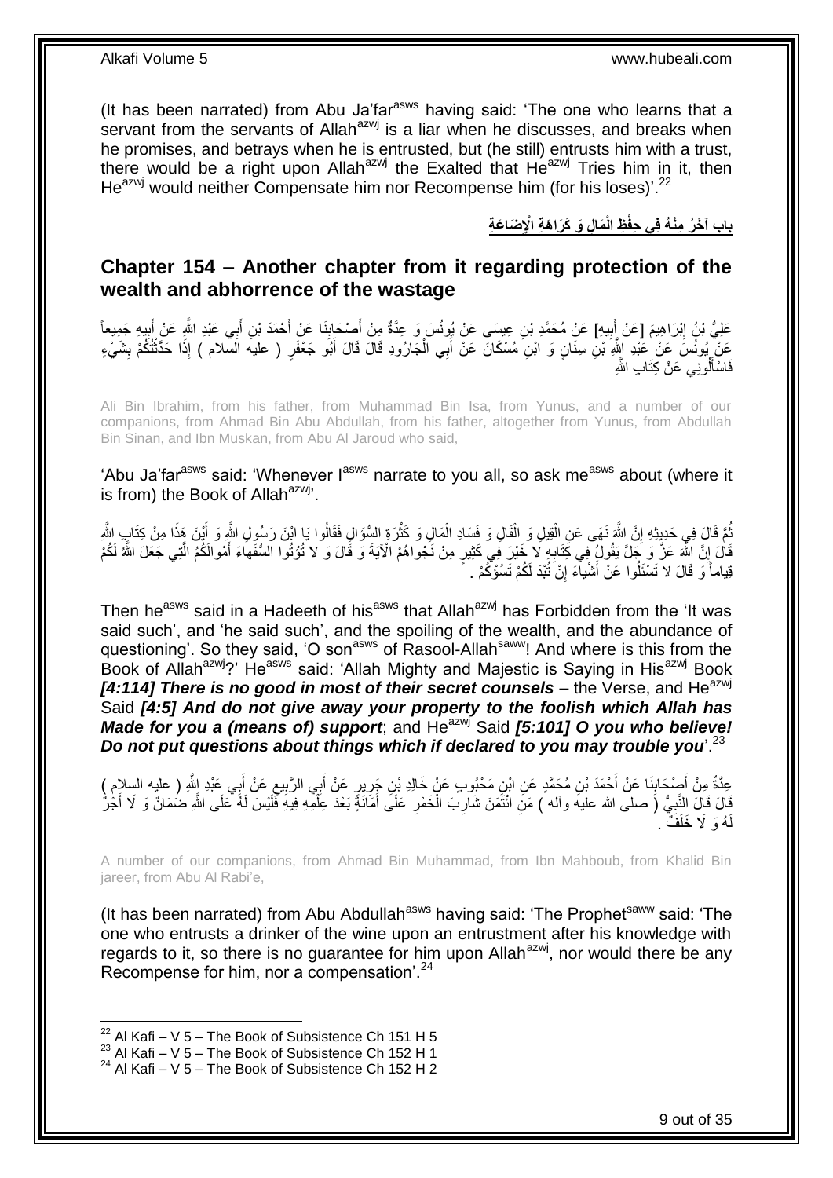(It has been narrated) from Abu Ja'far[asws] having said: 'The one who learns that a servant from the servants of Allah[azwj] is a liar when he discusses, and breaks when he promises, and betrays when he is entrusted, but (he still) entrusts him with a trust, there would be a right upon Allah[azwj] the Exalted that He[azwj] Tries him in it, then He[azwj] would neither Compensate him nor Recompense him (for his loses)'.[22]

## بابِ آخَرُ مِنْهُ فِي حِفْظِ الْمَالِ وَ كَرَاهَةِ الْإِضَاعَةِ

## Chapter 154 – Another chapter from it regarding protection of the wealth and abhorrence of the wastage

عَلِيُّ بْنُ إِبْرَاهِيمَ [عَنْ أَبِيهِ] عَنْ مُحَمَّدِ بْنِ عِيسَى عَنْ يُونُسَ وَ عِدَّةٌ مِنْ أَصْحَابِنَا عَنْ أَحْمَدَ بْنِ أَبِي عَبْدِ اللَّهِ عَنْ أَبِيهِ جَمِيعاً عَنْ يُونُسَ عَنْ عَبْدِ اللَّهِ بْنِ سِنَانٍ وَ ابْنِ مُسْكَانَ عَنْ أَبِي الْجَارُودِ قَالَ قَالَ أَبُو جَعْفَرٍ ( عليه السلام ) إِذَا حَدَّثْتُكُمْ بِشَيْءٍ فَاسْأَلُونِي عَنْ كِتَابِ اللَّهِ

Ali Bin Ibrahim, from his father, from Muhammad Bin Isa, from Yunus, and a number of our companions, from Ahmad Bin Abu Abdullah, from his father, altogether from Yunus, from Abdullah Bin Sinan, and Ibn Muskan, from Abu Al Jaroud who said,

'Abu Ja'far[asws] said: 'Whenever I[asws] narrate to you all, so ask me[asws] about (where it is from) the Book of Allah[azwj]'.

ثُمَّ قَالَ فِي حَدِيثِهِ إِنَّ اللَّهَ نَهَى عَنِ الْقِيلِ وَ الْقَالِ وَ فَسَادِ الْمَالِ وَ كَثْرَةِ السُّؤَالِ فَقَالُوا يَا ابْنَ رَسُولِ اللَّهِ وَ أَيْنَ هَذَا مِنْ كِتَابِ اللَّهِ قَالَ إِنَّ اللَّهَ عَزَّ وَ جَلَّ يَقُولُ فِي كِتَابِهِ لا خَيْرَ فِي كَثِيرٍ مِنْ نَجْواهُمْ الْآيَةَ وَ قَالَ وَ لا تُؤْتُوا السُّفَهاءَ أَمْوالَكُمُ الَّتِي جَعَلَ اللَّهُ لَكُمْ قِياماً وَ قَالَ لا تَسْئَلُوا عَنْ أَشْياءَ إِنْ تُبْدَ لَكُمْ تَسُؤْكُمْ .

Then he[asws] said in a Hadeeth of his[asws] that Allah[azwj] has Forbidden from the 'It was said such', and 'he said such', and the spoiling of the wealth, and the abundance of questioning'. So they said, 'O son[asws] of Rasool-Allah[saww]! And where is this from the Book of Allah[azwj]?' He[asws] said: 'Allah Mighty and Majestic is Saying in His[azwj] Book ***[4:114] There is no good in most of their secret counsels*** – the Verse, and He[azwj] Said ***[4:5] And do not give away your property to the foolish which Allah has Made for you a (means of) support***; and He[azwj] Said ***[5:101] O you who believe! Do not put questions about things which if declared to you may trouble you***'.[23]

عِدَّةٌ مِنْ أَصْحَابِنَا عَنْ أَحْمَدَ بْنِ مُحَمَّدٍ عَنِ ابْنِ مَحْبُوبٍ عَنْ خَالِدِ بْنِ جَرِيرٍ عَنْ أَبِي الرَّبِيعِ عَنْ أَبِي عَبْدِ اللَّهِ ( عليه السلام ) قَالَ قَالَ النَّبِيُّ ( صلى الله عليه وآله ) مَنِ ائْتَمَنَ شَارِبَ الْخَمْرِ عَلَى أَمَانَةٍ بَعْدَ عِلْمِهِ فِيهِ فَلَيْسَ لَهُ عَلَى اللَّهِ ضَمَانٌ وَ لَا أَجْرٌ لَهُ وَ لَا خَلَفٌ .

A number of our companions, from Ahmad Bin Muhammad, from Ibn Mahboub, from Khalid Bin jareer, from Abu Al Rabi'e,

(It has been narrated) from Abu Abdullah[asws] having said: 'The Prophet[saww] said: 'The one who entrusts a drinker of the wine upon an entrustment after his knowledge with regards to it, so there is no guarantee for him upon Allah[azwj], nor would there be any Recompense for him, nor a compensation'.[24]

---

[22] Al Kafi – V 5 – The Book of Subsistence Ch 151 H 5
[23] Al Kafi – V 5 – The Book of Subsistence Ch 152 H 1
[24] Al Kafi – V 5 – The Book of Subsistence Ch 152 H 2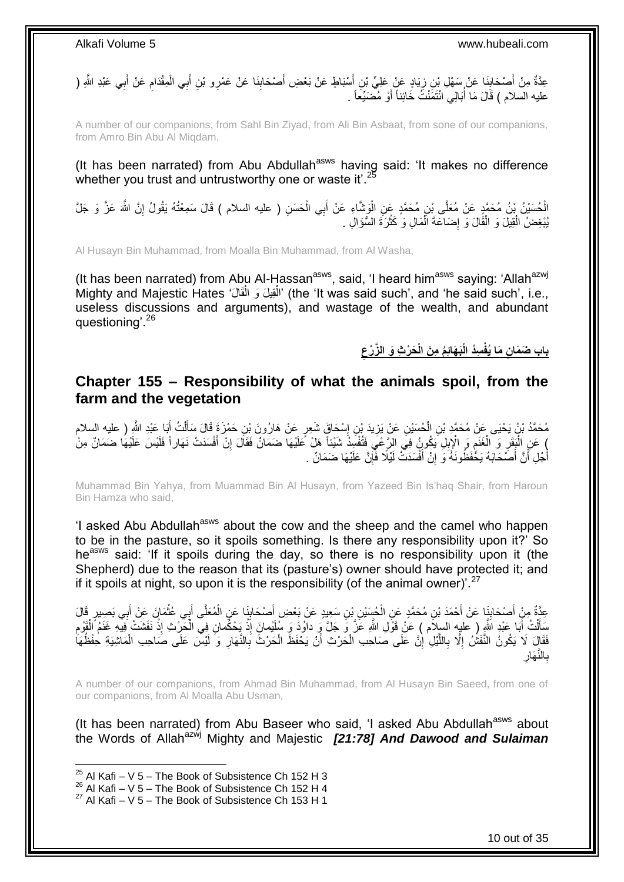عِدَّةٌ مِنْ أَصْحَابِنَا عَنْ سَهْلِ بْنِ زِيَادٍ عَنْ عَلِيِّ بْنِ أَسْبَاطٍ عَنْ بَعْضِ أَصْحَابِنَا عَنْ عَمْرِو بْنِ أَبِي الْمِقْدَامِ عَنْ أَبِي عَبْدِ اللَّهِ ( عليه السلام ) قَالَ مَا أُبَالِي ائْتَمَنْتُ خَائِناً أَوْ مُضَيِّعاً .

A number of our companions, from Sahl Bin Ziyad, from Ali Bin Asbaat, from sone of our companions, from Amro Bin Abu Al Miqdam,

(It has been narrated) from Abu Abdullah[asws] having said: 'It makes no difference whether you trust and untrustworthy one or waste it'.[25]

الْحُسَيْنُ بْنُ مُحَمَّدٍ عَنْ مُعَلَّى بْنِ مُحَمَّدٍ عَنِ الْوَشَّاءِ عَنْ أَبِي الْحَسَنِ ( عليه السلام ) قَالَ سَمِعْتُهُ يَقُولُ إِنَّ اللَّهَ عَزَّ وَ جَلَّ يُبْغِضُ الْقِيلَ وَ الْقَالَ وَ إِضَاعَةَ الْمَالِ وَ كَثْرَةَ السُّؤَالِ .

Al Husayn Bin Muhammad, from Moalla Bin Muhammad, from Al Washa,

(It has been narrated) from Abu Al-Hassan[asws], said, 'I heard him[asws] saying: 'Allah[azwj] Mighty and Majestic Hates 'الْقِيلَ وَ الْقَالَ' (the 'It was said such', and 'he said such', i.e., useless discussions and arguments), and wastage of the wealth, and abundant questioning'.[26]

## بَابُ ضَمَانِ مَا يُفْسِدُ الْبَهَائِمُ مِنَ الْحَرْثِ وَ الزَّرْعِ

## Chapter 155 – Responsibility of what the animals spoil, from the farm and the vegetation

مُحَمَّدُ بْنُ يَحْيَى عَنْ مُحَمَّدِ بْنِ الْحُسَيْنِ عَنْ يَزِيدَ بْنِ إِسْحَاقَ شَعِرٍ عَنْ هَارُونَ بْنِ حَمْزَةَ قَالَ سَأَلْتُ أَبَا عَبْدِ اللَّهِ ( عليه السلام ) عَنِ الْبَقَرِ وَ الْغَنَمِ وَ الْإِبِلِ يَكُونُ فِي الرَّعْيِ فَتُفْسِدُ شَيْئاً هَلْ عَلَيْهَا ضَمَانٌ فَقَالَ إِنْ أَفْسَدَتْ نَهَاراً فَلَيْسَ عَلَيْهَا ضَمَانٌ مِنْ أَجْلِ أَنَّ أَصْحَابَهُ يَحْفَظُونَهُ وَ إِنْ أَفْسَدَتْ لَيْلًا فَإِنَّ عَلَيْهَا ضَمَانٌ .

Muhammad Bin Yahya, from Muammad Bin Al Husayn, from Yazeed Bin Is'haq Shair, from Haroun Bin Hamza who said,

'I asked Abu Abdullah[asws] about the cow and the sheep and the camel who happen to be in the pasture, so it spoils something. Is there any responsibility upon it?' So he[asws] said: 'If it spoils during the day, so there is no responsibility upon it (the Shepherd) due to the reason that its (pasture's) owner should have protected it; and if it spoils at night, so upon it is the responsibility (of the animal owner)'.[27]

عِدَّةٌ مِنْ أَصْحَابِنَا عَنْ أَحْمَدَ بْنِ مُحَمَّدٍ عَنِ الْحُسَيْنِ بْنِ سَعِيدٍ عَنْ بَعْضِ أَصْحَابِنَا عَنِ الْمُعَلَّى أَبِي عُثْمَانَ عَنْ أَبِي بَصِيرٍ قَالَ سَأَلْتُ أَبَا عَبْدِ اللَّهِ ( عليه السلام ) عَنْ قَوْلِ اللَّهِ عَزَّ وَ جَلَّ وَ داوُدَ وَ سُلَيْمانَ إِذْ يَحْكُمانِ فِي الْحَرْثِ إِذْ نَفَشَتْ فِيهِ غَنَمُ الْقَوْمِ فَقَالَ لَا يَكُونُ النَّفْشُ إِلَّا بِاللَّيْلِ إِنَّ عَلَى صَاحِبِ الْحَرْثِ أَنْ يَحْفَظَ الْحَرْثَ بِالنَّهَارِ وَ لَيْسَ عَلَى صَاحِبِ الْمَاشِيَةِ حِفْظُهَا بِالنَّهَارِ

A number of our companions, from Ahmad Bin Muhammad, from Al Husayn Bin Saeed, from one of our companions, from Al Moalla Abu Usman,

(It has been narrated) from Abu Baseer who said, 'I asked Abu Abdullah[asws] about the Words of Allah[azwj] Mighty and Majestic *[21:78] And Dawood and Sulaiman*

[25] Al Kafi – V 5 – The Book of Subsistence Ch 152 H 3
[26] Al Kafi – V 5 – The Book of Subsistence Ch 152 H 4
[27] Al Kafi – V 5 – The Book of Subsistence Ch 153 H 1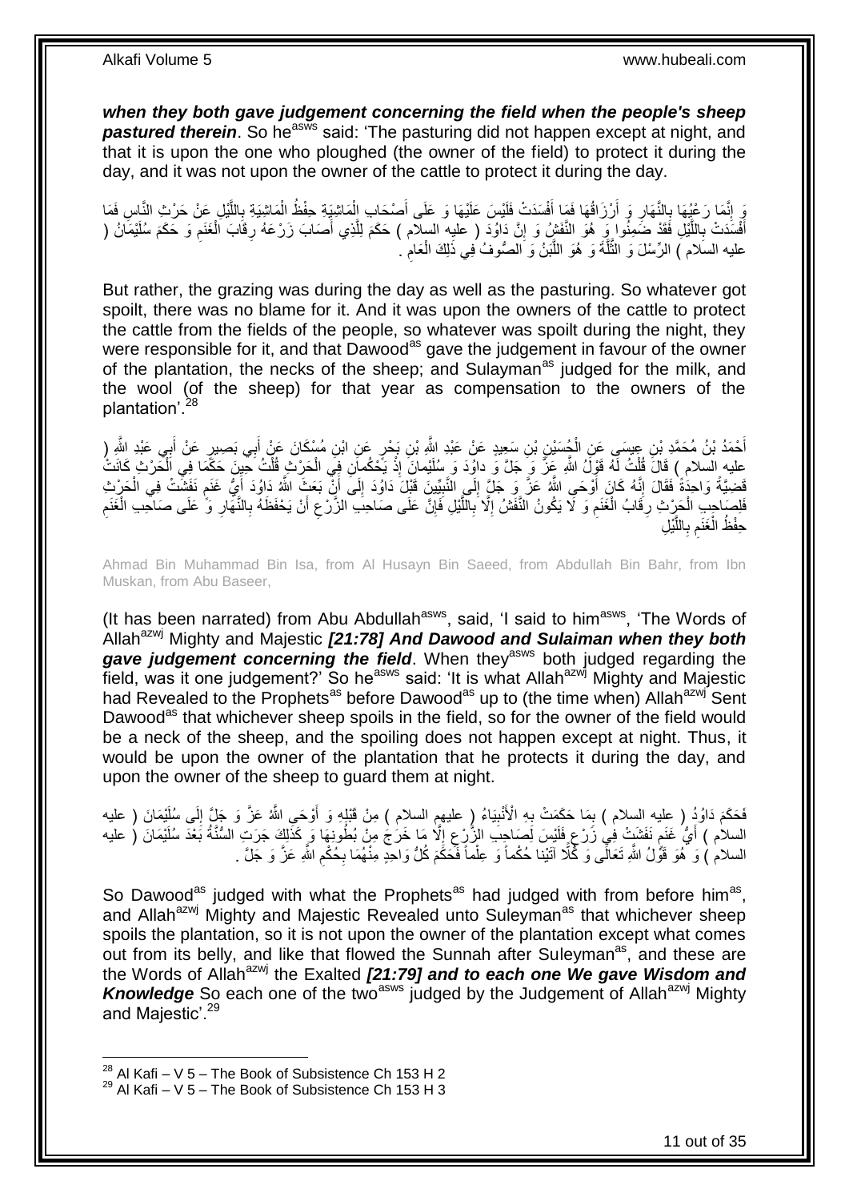***when they both gave judgement concerning the field when the people's sheep pastured therein***. So he[asws] said: 'The pasturing did not happen except at night, and that it is upon the one who ploughed (the owner of the field) to protect it during the day, and it was not upon the owner of the cattle to protect it during the day.

وَ إِنَّمَا رَعْيُهَا بِالنَّهَارِ وَ أَرْزَاقُهَا فَمَا أَفْسَدَتْ فَلَيْسَ عَلَيْهَا وَ عَلَى أَصْحَابِ الْمَاشِيَةِ حِفْظُ الْمَاشِيَةِ بِاللَّيْلِ عَنْ حَرْثِ النَّاسِ فَمَا أَفْسَدَتْ بِاللَّيْلِ فَقَدْ ضَمِنُوا وَ هُوَ النَّفَشُ وَ إِنَّ دَاوُدَ ( عليه السلام ) حَكَمَ لِلَّذِي أَصَابَ زَرْعَهُ رِقَابَ الْغَنَمِ وَ حَكَمَ سُلَيْمَانُ ( عليه السلام ) الرِّسْلَ وَ الثَّلَّةَ وَ هُوَ اللَّبَنُ وَ الصُّوفُ فِي ذَلِكَ الْعَامِ .

But rather, the grazing was during the day as well as the pasturing. So whatever got spoilt, there was no blame for it. And it was upon the owners of the cattle to protect the cattle from the fields of the people, so whatever was spoilt during the night, they were responsible for it, and that Dawood[as] gave the judgement in favour of the owner of the plantation, the necks of the sheep; and Sulayman[as] judged for the milk, and the wool (of the sheep) for that year as compensation to the owners of the plantation'.[28]

أَحْمَدُ بْنُ مُحَمَّدِ بْنِ عِيسَى عَنِ الْحُسَيْنِ بْنِ سَعِيدٍ عَنْ عَبْدِ اللَّهِ بْنِ بَحْرٍ عَنِ ابْنِ مُسْكَانَ عَنْ أَبِي بَصِيرٍ عَنْ أَبِي عَبْدِ اللَّهِ ( عليه السلام ) قَالَ قُلْتُ لَهُ قَوْلُ اللَّهِ عَزَّ وَ جَلَّ وَ داوُدَ وَ سُلَيْمانَ إِذْ يَحْكُمانِ فِي الْحَرْثِ قُلْتُ حِينَ حَكَمَا فِي الْحَرْثِ كَانَتْ قَضِيَّةً وَاحِدَةً فَقَالَ إِنَّهُ كَانَ أَوْحَى اللَّهُ عَزَّ وَ جَلَّ إِلَى النَّبِيِّينَ قَبْلَ دَاوُدَ إِلَى أَنْ بَعَثَ اللَّهُ دَاوُدَ أَيُّ غَنَمٍ نَفَشَتْ فِي الْحَرْثِ فَلِصَاحِبِ الْحَرْثِ رِقَابُ الْغَنَمِ وَ لَا يَكُونُ النَّفْشُ إِلَّا بِاللَّيْلِ فَإِنَّ عَلَى صَاحِبِ الزَّرْعِ أَنْ يَحْفَظَهُ بِالنَّهَارِ وَ عَلَى صَاحِبِ الْغَنَمِ حِفْظُ الْغَنَمِ بِاللَّيْلِ

Ahmad Bin Muhammad Bin Isa, from Al Husayn Bin Saeed, from Abdullah Bin Bahr, from Ibn Muskan, from Abu Baseer,

(It has been narrated) from Abu Abdullah[asws], said, 'I said to him[asws], 'The Words of Allah[azwj] Mighty and Majestic ***[21:78] And Dawood and Sulaiman when they both gave judgement concerning the field***. When they[asws] both judged regarding the field, was it one judgement?' So he[asws] said: 'It is what Allah[azwj] Mighty and Majestic had Revealed to the Prophets[as] before Dawood[as] up to (the time when) Allah[azwj] Sent Dawood[as] that whichever sheep spoils in the field, so for the owner of the field would be a neck of the sheep, and the spoiling does not happen except at night. Thus, it would be upon the owner of the plantation that he protects it during the day, and upon the owner of the sheep to guard them at night.

فَحَكَمَ دَاوُدُ ( عليه السلام ) بِمَا حَكَمَتْ بِهِ الْأَنْبِيَاءُ ( عليهم السلام ) مِنْ قَبْلِهِ وَ أَوْحَى اللَّهُ عَزَّ وَ جَلَّ إِلَى سُلَيْمَانَ ( عليه السلام ) أَيُّ غَنَمٍ نَفَشَتْ فِي زَرْعٍ فَلَيْسَ لِصَاحِبِ الزَّرْعِ إِلَّا مَا خَرَجَ مِنْ بُطُونِهَا وَ كَذَلِكَ جَرَتِ السُّنَّةُ بَعْدَ سُلَيْمَانَ ( عليه السلام ) وَ هُوَ قَوْلُ اللَّهِ تَعَالَى وَ كُلًّا آتَيْنا حُكْماً وَ عِلْماً فَحَكَمَ كُلُّ وَاحِدٍ مِنْهُمَا بِحُكْمِ اللَّهِ عَزَّ وَ جَلَّ .

So Dawood[as] judged with what the Prophets[as] had judged with from before him[as], and Allah[azwj] Mighty and Majestic Revealed unto Suleyman[as] that whichever sheep spoils the plantation, so it is not upon the owner of the plantation except what comes out from its belly, and like that flowed the Sunnah after Suleyman[as], and these are the Words of Allah[azwj] the Exalted ***[21:79] and to each one We gave Wisdom and Knowledge*** So each one of the two[asws] judged by the Judgement of Allah[azwj] Mighty and Majestic'.[29]

---

[28] Al Kafi – V 5 – The Book of Subsistence Ch 153 H 2

[29] Al Kafi – V 5 – The Book of Subsistence Ch 153 H 3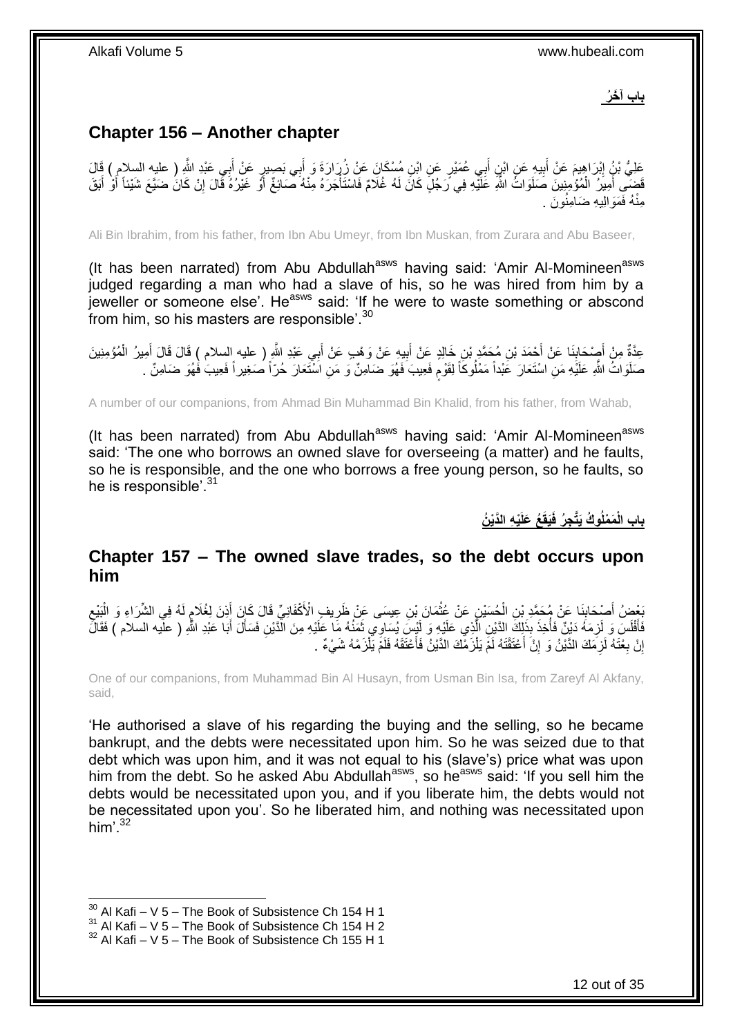## باب آخَرُ

## Chapter 156 – Another chapter

عَلِيُّ بْنُ إِبْرَاهِيمَ عَنْ أَبِيهِ عَنِ ابْنِ أَبِي عُمَيْرٍ عَنِ ابْنِ مُسْكَانَ عَنْ زُرَارَةَ وَ أَبِي بَصِيرٍ عَنْ أَبِي عَبْدِ اللَّهِ ( عليه السلام ) قَالَ قَضَى أَمِيرُ الْمُؤْمِنِينَ صَلَوَاتُ اللَّهِ عَلَيْهِ فِي رَجُلٍ كَانَ لَهُ غُلَامٌ فَاسْتَأْجَرَهُ مِنْهُ صَائِغٌ أَوْ غَيْرُهُ قَالَ إِنْ كَانَ ضَيَّعَ شَيْئاً أَوْ أَبَقَ مِنْهُ فَمَوَالِيهِ ضَامِنُونَ .

Ali Bin Ibrahim, from his father, from Ibn Abu Umeyr, from Ibn Muskan, from Zurara and Abu Baseer,

(It has been narrated) from Abu Abdullah[asws] having said: 'Amir Al-Momineen[asws] judged regarding a man who had a slave of his, so he was hired from him by a jeweller or someone else'. He[asws] said: 'If he were to waste something or abscond from him, so his masters are responsible'.[30]

عِدَّةٌ مِنْ أَصْحَابِنَا عَنْ أَحْمَدَ بْنِ مُحَمَّدِ بْنِ خَالِدٍ عَنْ أَبِيهِ عَنْ وَهْبٍ عَنْ أَبِي عَبْدِ اللَّهِ ( عليه السلام ) قَالَ قَالَ أَمِيرُ الْمُؤْمِنِينَ صَلَوَاتُ اللَّهِ عَلَيْهِ مَنِ اسْتَعَارَ عَبْداً مَمْلُوكاً لِقَوْمٍ فَعِيبَ فَهُوَ ضَامِنٌ وَ مَنِ اسْتَعَارَ حُرّاً صَغِيراً فَعِيبَ فَهُوَ ضَامِنٌ .

A number of our companions, from Ahmad Bin Muhammad Bin Khalid, from his father, from Wahab,

(It has been narrated) from Abu Abdullah[asws] having said: 'Amir Al-Momineen[asws] said: 'The one who borrows an owned slave for overseeing (a matter) and he faults, so he is responsible, and the one who borrows a free young person, so he faults, so he is responsible'.[31]

## باب الْمَمْلُوكُ يَتَّجِرُ فَيَقَعُ عَلَيْهِ الدَّيْنُ

## Chapter 157 – The owned slave trades, so the debt occurs upon him

بَعْضُ أَصْحَابِنَا عَنْ مُحَمَّدِ بْنِ الْحُسَيْنِ عَنْ عُثْمَانَ بْنِ عِيسَى عَنْ ظَرِيفٍ الْأَكْفَانِيِّ قَالَ كَانَ أَذِنَ لِغُلَامٍ لَهُ فِي الشِّرَاءِ وَ الْبَيْعِ فَأَفْلَسَ وَ لَزِمَهُ دَيْنٌ فَأُخِذَ بِذَلِكَ الدَّيْنِ الَّذِي عَلَيْهِ وَ لَيْسَ يُسَاوِي ثَمَنُهُ مَا عَلَيْهِ مِنَ الدَّيْنِ فَسَأَلَ أَبَا عَبْدِ اللَّهِ ( عليه السلام ) فَقَالَ إِنْ بِعْتَهُ لَزِمَكَ الدَّيْنُ وَ إِنْ أَعْتَقْتَهُ لَمْ يَلْزَمْكَ الدَّيْنُ فَأَعْتَقَهُ فَلَمْ يَلْزَمْهُ شَيْءٌ .

One of our companions, from Muhammad Bin Al Husayn, from Usman Bin Isa, from Zareyf Al Akfany, said,

'He authorised a slave of his regarding the buying and the selling, so he became bankrupt, and the debts were necessitated upon him. So he was seized due to that debt which was upon him, and it was not equal to his (slave's) price what was upon him from the debt. So he asked Abu Abdullah[asws], so he[asws] said: 'If you sell him the debts would be necessitated upon you, and if you liberate him, the debts would not be necessitated upon you'. So he liberated him, and nothing was necessitated upon him'.[32]

[30] Al Kafi – V 5 – The Book of Subsistence Ch 154 H 1
[31] Al Kafi – V 5 – The Book of Subsistence Ch 154 H 2
[32] Al Kafi – V 5 – The Book of Subsistence Ch 155 H 1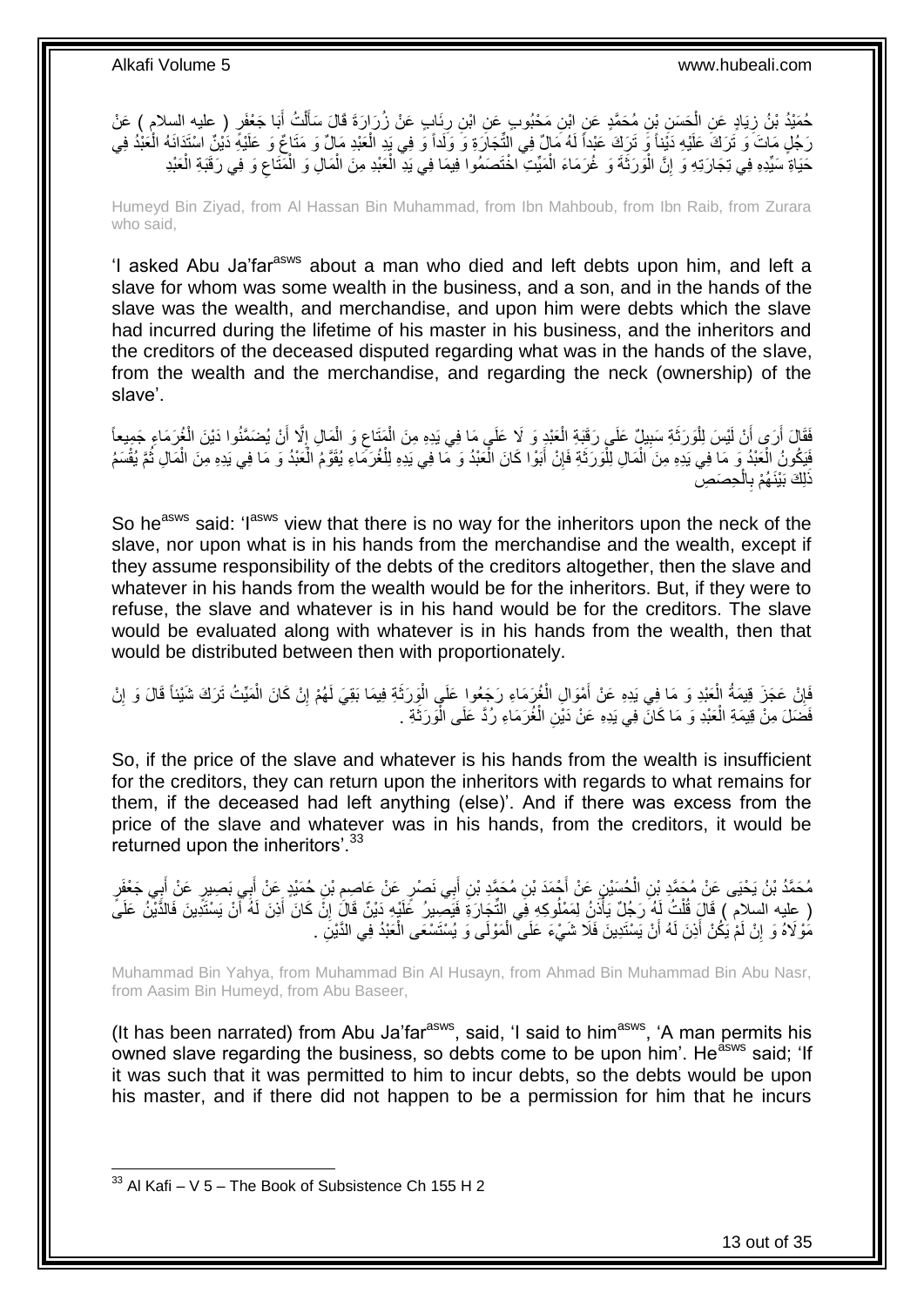حُمَيْدُ بْنُ زِيَادٍ عَنِ الْحَسَنِ بْنِ مُحَمَّدٍ عَنِ ابْنِ مَحْبُوبٍ عَنِ ابْنِ رِئَابٍ عَنْ زُرَارَةَ قَالَ سَأَلْتُ أَبَا جَعْفَرٍ ( عليه السلام ) عَنْ رَجُلٍ مَاتَ وَ تَرَكَ عَلَيْهِ دَيْناً وَ تَرَكَ عَبْداً لَهُ مَالٌ فِي التِّجَارَةِ وَ وَلَداً وَ فِي يَدِ الْعَبْدِ مَالٌ وَ مَتَاعٌ وَ عَلَيْهِ دَيْنٌ اسْتَدَانَهُ الْعَبْدُ فِي حَيَاةِ سَيِّدِهِ فِي تِجَارَتِهِ وَ إِنَّ الْوَرَثَةَ وَ غُرَمَاءَ الْمَيِّتِ اخْتَصَمُوا فِيمَا فِي يَدِ الْعَبْدِ مِنَ الْمَالِ وَ الْمَتَاعِ وَ فِي رَقَبَةِ الْعَبْدِ

Humeyd Bin Ziyad, from Al Hassan Bin Muhammad, from Ibn Mahboub, from Ibn Raib, from Zurara who said,

'I asked Abu Ja'far[asws] about a man who died and left debts upon him, and left a slave for whom was some wealth in the business, and a son, and in the hands of the slave was the wealth, and merchandise, and upon him were debts which the slave had incurred during the lifetime of his master in his business, and the inheritors and the creditors of the deceased disputed regarding what was in the hands of the slave, from the wealth and the merchandise, and regarding the neck (ownership) of the slave'.

فَقَالَ أَرَى أَنْ لَيْسَ لِلْوَرَثَةِ سَبِيلٌ عَلَى رَقَبَةِ الْعَبْدِ وَ لَا عَلَى مَا فِي يَدِهِ مِنَ الْمَتَاعِ وَ الْمَالِ إِلَّا أَنْ يُضَمَّنُوا دَيْنَ الْغُرَمَاءِ جَمِيعاً فَيَكُونُ الْعَبْدُ وَ مَا فِي يَدِهِ مِنَ الْمَالِ لِلْوَرَثَةِ فَإِنْ أَبَوْا كَانَ الْعَبْدُ وَ مَا فِي يَدِهِ لِلْغُرَمَاءِ يُقَوَّمُ الْعَبْدُ وَ مَا فِي يَدِهِ مِنَ الْمَالِ ثُمَّ يُقْسَمُ ذَلِكَ بَيْنَهُمْ بِالْحِصَصِ

So he[asws] said: 'I[asws] view that there is no way for the inheritors upon the neck of the slave, nor upon what is in his hands from the merchandise and the wealth, except if they assume responsibility of the debts of the creditors altogether, then the slave and whatever in his hands from the wealth would be for the inheritors. But, if they were to refuse, the slave and whatever is in his hand would be for the creditors. The slave would be evaluated along with whatever is in his hands from the wealth, then that would be distributed between then with proportionately.

فَإِنْ عَجَزَ قِيمَةُ الْعَبْدِ وَ مَا فِي يَدِهِ عَنْ أَمْوَالِ الْغُرَمَاءِ رَجَعُوا عَلَى الْوَرَثَةِ فِيمَا بَقِيَ لَهُمْ إِنْ كَانَ الْمَيِّتُ تَرَكَ شَيْئاً قَالَ وَ إِنْ فَضَلَ مِنْ قِيمَةِ الْعَبْدِ وَ مَا كَانَ فِي يَدِهِ عَنْ دَيْنِ الْغُرَمَاءِ رُدَّ عَلَى الْوَرَثَةِ .

So, if the price of the slave and whatever is his hands from the wealth is insufficient for the creditors, they can return upon the inheritors with regards to what remains for them, if the deceased had left anything (else)'. And if there was excess from the price of the slave and whatever was in his hands, from the creditors, it would be returned upon the inheritors'.[33]

مُحَمَّدُ بْنُ يَحْيَى عَنْ مُحَمَّدِ بْنِ الْحُسَيْنِ عَنْ أَحْمَدَ بْنِ مُحَمَّدِ بْنِ أَبِي نَصْرٍ عَنْ عَاصِمِ بْنِ حُمَيْدٍ عَنْ أَبِي بَصِيرٍ عَنْ أَبِي جَعْفَرٍ ( عليه السلام ) قَالَ قُلْتُ لَهُ رَجُلٌ يَأْذَنُ لِمَمْلُوكِهِ فِي التِّجَارَةِ فَيَصِيرُ عَلَيْهِ دَيْنٌ قَالَ إِنْ كَانَ أَذِنَ لَهُ أَنْ يَسْتَدِينَ فَالدَّيْنُ عَلَى مَوْلَاهُ وَ إِنْ لَمْ يَكُنْ أَذِنَ لَهُ أَنْ يَسْتَدِينَ فَلَا شَيْءَ عَلَى الْمَوْلَى وَ يُسْتَسْعَى الْعَبْدُ فِي الدَّيْنِ .

Muhammad Bin Yahya, from Muhammad Bin Al Husayn, from Ahmad Bin Muhammad Bin Abu Nasr, from Aasim Bin Humeyd, from Abu Baseer,

(It has been narrated) from Abu Ja'far[asws], said, 'I said to him[asws], 'A man permits his owned slave regarding the business, so debts come to be upon him'. He[asws] said; 'If it was such that it was permitted to him to incur debts, so the debts would be upon his master, and if there did not happen to be a permission for him that he incurs

[33] Al Kafi – V 5 – The Book of Subsistence Ch 155 H 2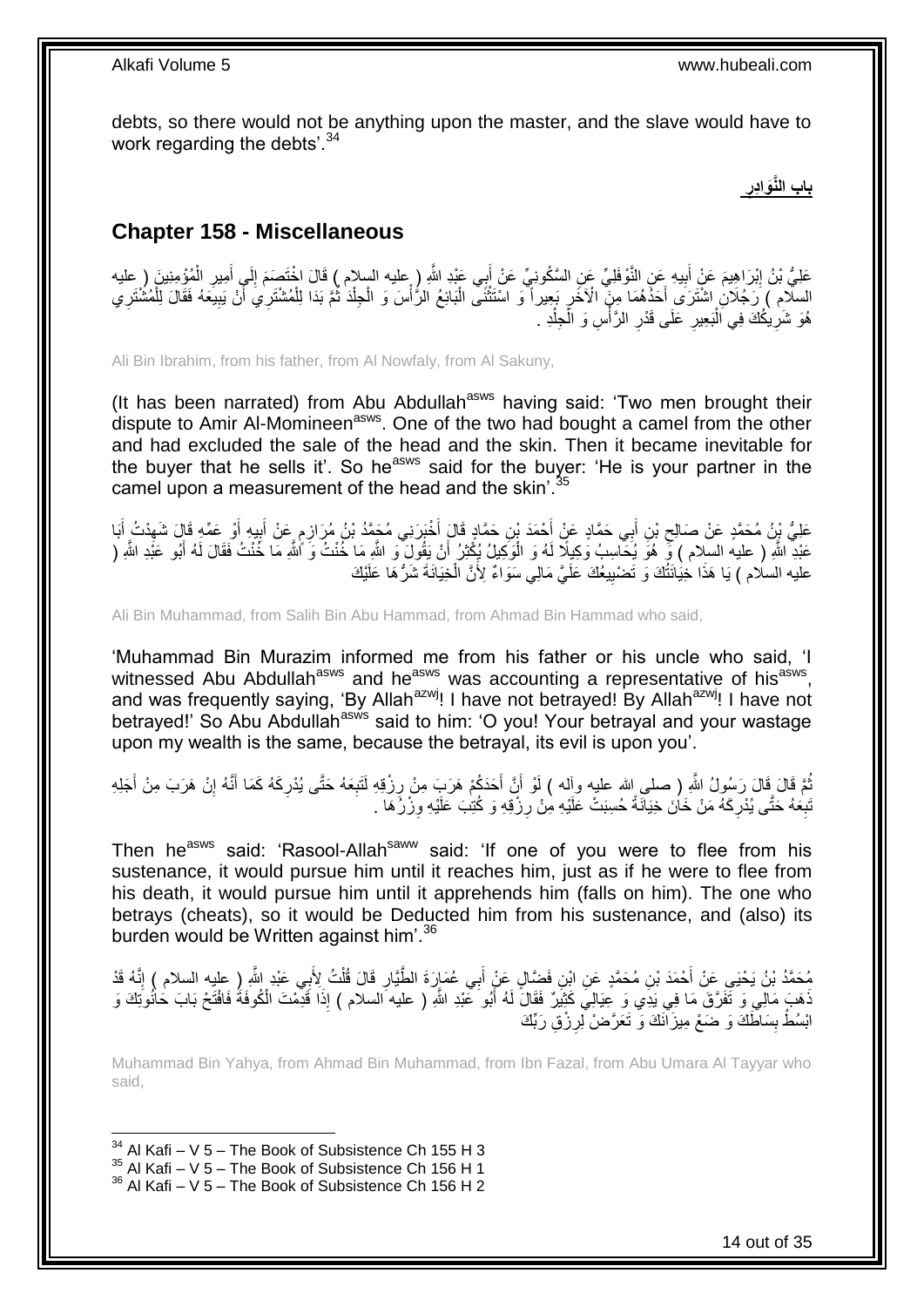debts, so there would not be anything upon the master, and the slave would have to work regarding the debts'.[34]

## باب النَّوَادِرِ

## Chapter 158 - Miscellaneous

عَلِيُّ بْنُ إِبْرَاهِيمَ عَنْ أَبِيهِ عَنِ النَّوْفَلِيِّ عَنِ السَّكُونِيِّ عَنْ أَبِي عَبْدِ اللَّهِ ( عليه السلام ) قَالَ اخْتَصَمَ إِلَى أَمِيرِ الْمُؤْمِنِينَ ( عليه السلام ) رَجُلَانِ اشْتَرَى أَحَدُهُمَا مِنَ الْآخَرِ بَعِيراً وَ اسْتَثْنَى الْبَائِعُ الرَّأْسَ وَ الْجِلْدَ ثُمَّ بَدَا لِلْمُشْتَرِي أَنْ يَبِيعَهُ فَقَالَ لِلْمُشْتَرِي هُوَ شَرِيكُكَ فِي الْبَعِيرِ عَلَى قَدْرِ الرَّأْسِ وَ الْجِلْدِ .

Ali Bin Ibrahim, from his father, from Al Nowfaly, from Al Sakuny,

(It has been narrated) from Abu Abdullah[asws] having said: 'Two men brought their dispute to Amir Al-Momineen[asws]. One of the two had bought a camel from the other and had excluded the sale of the head and the skin. Then it became inevitable for the buyer that he sells it'. So he[asws] said for the buyer: 'He is your partner in the camel upon a measurement of the head and the skin'.[35]

عَلِيُّ بْنُ مُحَمَّدٍ عَنْ صَالِحِ بْنِ أَبِي حَمَّادٍ عَنْ أَحْمَدَ بْنِ حَمَّادٍ قَالَ أَخْبَرَنِي مُحَمَّدُ بْنُ مُرَازِمٍ عَنْ أَبِيهِ أَوْ عَمِّهِ قَالَ شَهِدْتُ أَبَا عَبْدِ اللَّهِ ( عليه السلام ) وَ هُوَ يُحَاسِبُ وَكِيلًا لَهُ وَ الْوَكِيلُ يُكْثِرُ أَنْ يَقُولَ وَ اللَّهِ مَا خُنْتُ وَ اللَّهِ مَا خُنْتُ فَقَالَ لَهُ أَبُو عَبْدِ اللَّهِ ( عليه السلام ) يَا هَذَا خِيَانَتُكَ وَ تَضْيِيعُكَ عَلَيَّ مَالِي سَوَاءٌ لِأَنَّ الْخِيَانَةَ شَرُّهَا عَلَيْكَ

Ali Bin Muhammad, from Salih Bin Abu Hammad, from Ahmad Bin Hammad who said,

'Muhammad Bin Murazim informed me from his father or his uncle who said, 'I witnessed Abu Abdullah[asws] and he[asws] was accounting a representative of his[asws], and was frequently saying, 'By Allah[azwj]! I have not betrayed! By Allah[azwj]! I have not betrayed!' So Abu Abdullah[asws] said to him: 'O you! Your betrayal and your wastage upon my wealth is the same, because the betrayal, its evil is upon you'.

ثُمَّ قَالَ قَالَ رَسُولُ اللَّهِ ( صلى الله عليه وآله ) لَوْ أَنَّ أَحَدَكُمْ هَرَبَ مِنْ رِزْقِهِ لَتَبِعَهُ حَتَّى يُدْرِكَهُ كَمَا أَنَّهُ إِنْ هَرَبَ مِنْ أَجَلِهِ تَبِعَهُ حَتَّى يُدْرِكَهُ مَنْ خَانَ خِيَانَةً حُسِبَتْ عَلَيْهِ مِنْ رِزْقِهِ وَ كُتِبَ عَلَيْهِ وِزْرُهَا .

Then he[asws] said: 'Rasool-Allah[saww] said: 'If one of you were to flee from his sustenance, it would pursue him until it reaches him, just as if he were to flee from his death, it would pursue him until it apprehends him (falls on him). The one who betrays (cheats), so it would be Deducted him from his sustenance, and (also) its burden would be Written against him'.[36]

مُحَمَّدُ بْنُ يَحْيَى عَنْ أَحْمَدَ بْنِ مُحَمَّدٍ عَنِ ابْنِ فَضَّالٍ عَنْ أَبِي عُمَارَةَ الطَّيَّارِ قَالَ قُلْتُ لِأَبِي عَبْدِ اللَّهِ ( عليه السلام ) إِنَّهُ قَدْ ذَهَبَ مَالِي وَ تَفَرَّقَ مَا فِي يَدِي وَ عِيَالِي كَثِيرٌ فَقَالَ لَهُ أَبُو عَبْدِ اللَّهِ ( عليه السلام ) إِذَا قَدِمْتَ الْكُوفَةَ فَافْتَحْ بَابَ حَانُوتِكَ وَ ابْسُطْ بِسَاطَكَ وَ ضَعْ مِيزَانَكَ وَ تَعَرَّضْ لِرِزْقِ رَبِّكَ

Muhammad Bin Yahya, from Ahmad Bin Muhammad, from Ibn Fazal, from Abu Umara Al Tayyar who said,

[34] Al Kafi – V 5 – The Book of Subsistence Ch 155 H 3
[35] Al Kafi – V 5 – The Book of Subsistence Ch 156 H 1
[36] Al Kafi – V 5 – The Book of Subsistence Ch 156 H 2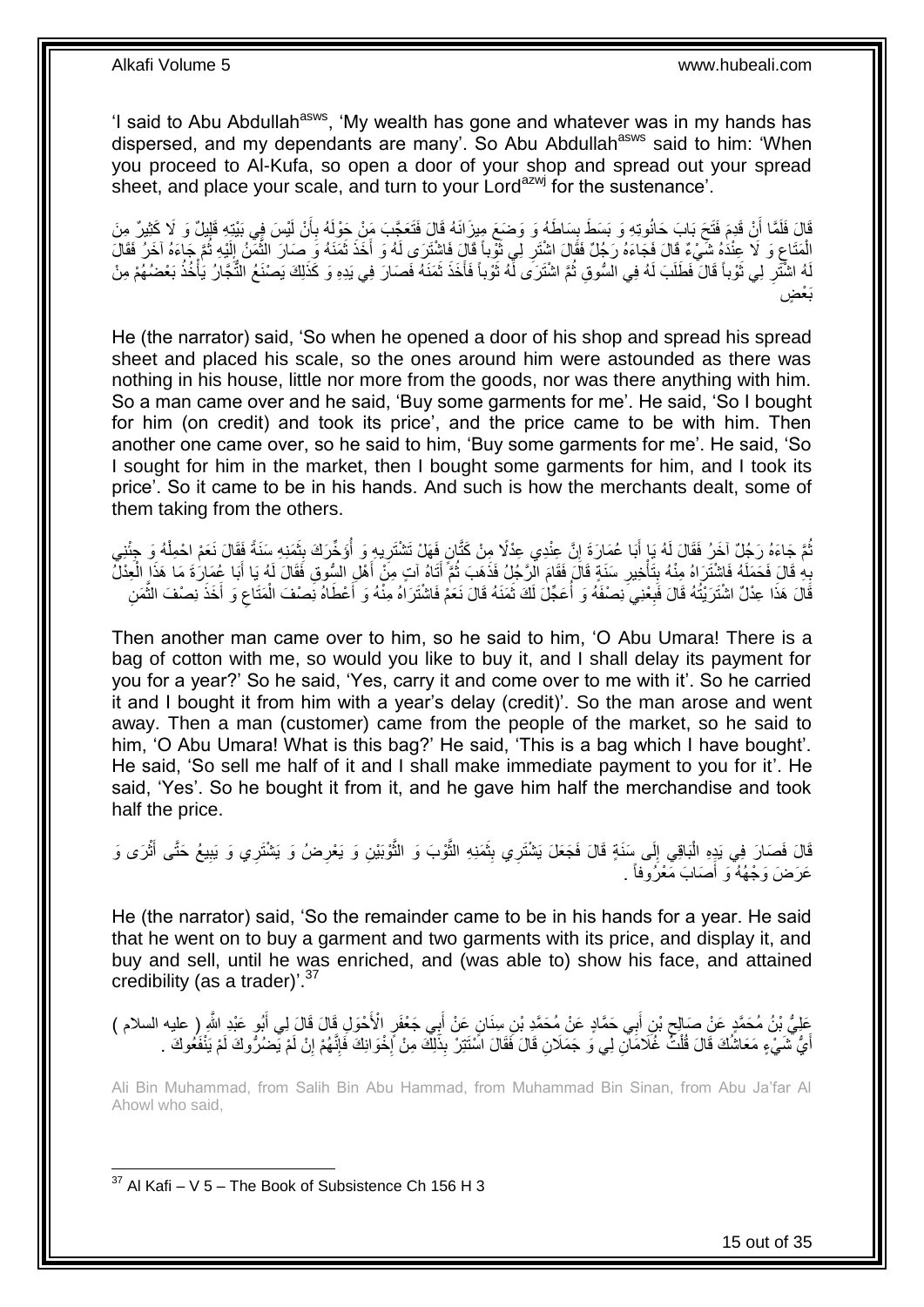'I said to Abu Abdullah[asws], 'My wealth has gone and whatever was in my hands has dispersed, and my dependants are many'. So Abu Abdullah[asws] said to him: 'When you proceed to Al-Kufa, so open a door of your shop and spread out your spread sheet, and place your scale, and turn to your Lord[azwj] for the sustenance'.

قَالَ فَلَمَّا أَنْ قَدِمَ فَتَحَ بَابَ حَانُوتِهِ وَ بَسَطَ بِسَاطَهُ وَ وَضَعَ مِيزَانَهُ قَالَ فَتَعَجَّبَ مَنْ حَوْلَهُ بِأَنْ لَيْسَ فِي بَيْتِهِ قَلِيلٌ وَ لَا كَثِيرٌ مِنَ الْمَتَاعِ وَ لَا عِنْدَهُ شَيْءٌ قَالَ فَجَاءَهُ رَجُلٌ فَقَالَ اشْتَرِ لِي ثَوْباً قَالَ فَاشْتَرَى لَهُ وَ أَخَذَ ثَمَنَهُ وَ صَارَ الثَّمَنُ إِلَيْهِ ثُمَّ جَاءَهُ آخَرُ فَقَالَ لَهُ اشْتَرِ لِي ثَوْباً قَالَ فَطَلَبَ لَهُ فِي السُّوقِ ثُمَّ اشْتَرَى لَهُ ثَوْباً فَأَخَذَ ثَمَنَهُ فَصَارَ فِي يَدِهِ وَ كَذَلِكَ يَصْنَعُ التُّجَّارُ يَأْخُذُ بَعْضُهُمْ مِنْ بَعْضٍ

He (the narrator) said, 'So when he opened a door of his shop and spread his spread sheet and placed his scale, so the ones around him were astounded as there was nothing in his house, little nor more from the goods, nor was there anything with him. So a man came over and he said, 'Buy some garments for me'. He said, 'So I bought for him (on credit) and took its price', and the price came to be with him. Then another one came over, so he said to him, 'Buy some garments for me'. He said, 'So I sought for him in the market, then I bought some garments for him, and I took its price'. So it came to be in his hands. And such is how the merchants dealt, some of them taking from the others.

ثُمَّ جَاءَهُ رَجُلٌ آخَرُ فَقَالَ لَهُ يَا أَبَا عُمَارَةَ إِنَّ عِنْدِي عِدْلًا مِنْ كَتَّانٍ فَهَلْ تَشْتَرِيهِ وَ أُؤَخِّرَكَ بِثَمَنِهِ سَنَةً فَقَالَ نَعَمْ احْمِلْهُ وَ جِئْنِي بِهِ قَالَ فَحَمَلَهُ فَاشْتَرَاهُ مِنْهُ بِتَأْخِيرِ سَنَةٍ قَالَ فَقَامَ الرَّجُلُ فَذَهَبَ ثُمَّ أَتَاهُ آتٍ مِنْ أَهْلِ السُّوقِ فَقَالَ لَهُ يَا أَبَا عُمَارَةَ مَا هَذَا الْعِدْلُ قَالَ هَذَا عِدْلٌ اشْتَرَيْتُهُ قَالَ فَبِعْنِي نِصْفَهُ وَ أُعَجِّلَ لَكَ ثَمَنَهُ قَالَ نَعَمْ فَاشْتَرَاهُ مِنْهُ وَ أَعْطَاهُ نِصْفَ الْمَتَاعِ وَ أَخَذَ نِصْفَ الثَّمَنِ

Then another man came over to him, so he said to him, 'O Abu Umara! There is a bag of cotton with me, so would you like to buy it, and I shall delay its payment for you for a year?' So he said, 'Yes, carry it and come over to me with it'. So he carried it and I bought it from him with a year's delay (credit)'. So the man arose and went away. Then a man (customer) came from the people of the market, so he said to him, 'O Abu Umara! What is this bag?' He said, 'This is a bag which I have bought'. He said, 'So sell me half of it and I shall make immediate payment to you for it'. He said, 'Yes'. So he bought it from it, and he gave him half the merchandise and took half the price.

قَالَ فَصَارَ فِي يَدِهِ الْبَاقِي إِلَى سَنَةٍ قَالَ فَجَعَلَ يَشْتَرِي بِثَمَنِهِ الثَّوْبَ وَ الثَّوْبَيْنِ وَ يَعْرِضُ وَ يَشْتَرِي وَ يَبِيعُ حَتَّى أَثْرَى وَ عَرَضَ وَجْهُهُ وَ أَصَابَ مَعْرُوفاً .

He (the narrator) said, 'So the remainder came to be in his hands for a year. He said that he went on to buy a garment and two garments with its price, and display it, and buy and sell, until he was enriched, and (was able to) show his face, and attained credibility (as a trader)'.[37]

عَلِيُّ بْنُ مُحَمَّدٍ عَنْ صَالِحِ بْنِ أَبِي حَمَّادٍ عَنْ مُحَمَّدِ بْنِ سِنَانٍ عَنْ أَبِي جَعْفَرٍ الْأَحْوَلِ قَالَ قَالَ لِي أَبُو عَبْدِ اللَّهِ ( عليه السلام ) أَيُّ شَيْءٍ مَعَاشُكَ قَالَ قُلْتُ غُلَامَانِ لِي وَ جَمَلَانِ قَالَ فَقَالَ اسْتَتِرْ بِذَلِكَ مِنْ إِخْوَانِكَ فَإِنَّهُمْ إِنْ لَمْ يَضُرُّوكَ لَمْ يَنْفَعُوكَ .

Ali Bin Muhammad, from Salih Bin Abu Hammad, from Muhammad Bin Sinan, from Abu Ja'far Al Ahowl who said,

[37] Al Kafi – V 5 – The Book of Subsistence Ch 156 H 3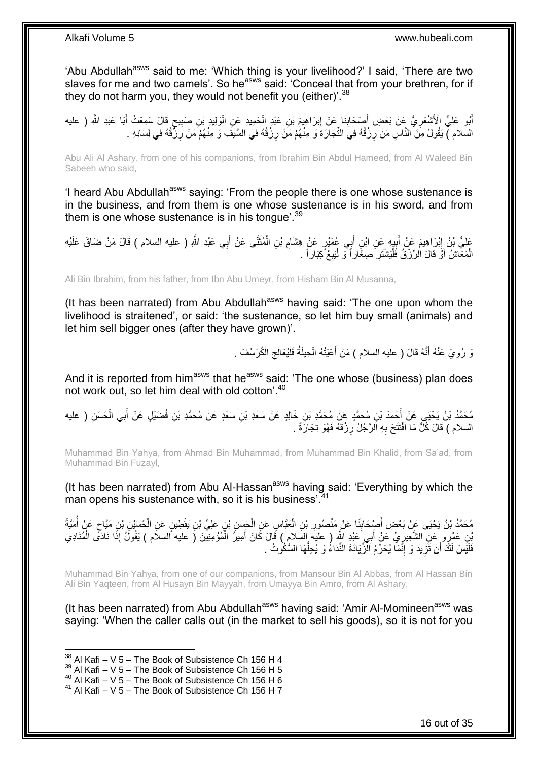'Abu Abdullah[asws] said to me: 'Which thing is your livelihood?' I said, 'There are two slaves for me and two camels'. So he[asws] said: 'Conceal that from your brethren, for if they do not harm you, they would not benefit you (either)'.[38]

أَبُو عَلِيٍّ الْأَشْعَرِيُّ عَنْ بَعْضِ أَصْحَابِنَا عَنْ إِبْرَاهِيمَ بْنِ عَبْدِ الْحَمِيدِ عَنِ الْوَلِيدِ بْنِ صَبِيحٍ قَالَ سَمِعْتُ أَبَا عَبْدِ اللَّهِ ( عليه السلام ) يَقُولُ مِنَ النَّاسِ مَنْ رِزْقُهُ فِي التِّجَارَةِ وَ مِنْهُمْ مَنْ رِزْقُهُ فِي السَّيْفِ وَ مِنْهُمْ مَنْ رِزْقُهُ فِي لِسَانِهِ .

Abu Ali Al Ashary, from one of his companions, from Ibrahim Bin Abdul Hameed, from Al Waleed Bin Sabeeh who said,

'I heard Abu Abdullah[asws] saying: 'From the people there is one whose sustenance is in the business, and from them is one whose sustenance is in his sword, and from them is one whose sustenance is in his tongue'.[39]

عَلِيُّ بْنُ إِبْرَاهِيمَ عَنْ أَبِيهِ عَنِ ابْنِ أَبِي عُمَيْرٍ عَنْ هِشَامِ بْنِ الْمُثَنَّى عَنْ أَبِي عَبْدِ اللَّهِ ( عليه السلام ) قَالَ مَنْ ضَاقَ عَلَيْهِ الْمَعَاشُ أَوْ قَالَ الرِّزْقُ فَلْيَشْتَرِ صِغَاراً وَ لْيَبِعْ كِبَاراً .

Ali Bin Ibrahim, from his father, from Ibn Abu Umeyr, from Hisham Bin Al Musanna,

(It has been narrated) from Abu Abdullah[asws] having said: 'The one upon whom the livelihood is straitened', or said: 'the sustenance, so let him buy small (animals) and let him sell bigger ones (after they have grown)'.

وَ رُوِيَ عَنْهُ أَنَّهُ قَالَ ( عليه السلام ) مَنْ أَعْيَتْهُ الْحِيلَةُ فَلْيُعَالِجِ الْكُرْسُفَ .

And it is reported from him[asws] that he[asws] said: 'The one whose (business) plan does not work out, so let him deal with old cotton'.[40]

مُحَمَّدُ بْنُ يَحْيَى عَنْ أَحْمَدَ بْنِ مُحَمَّدٍ عَنْ مُحَمَّدِ بْنِ خَالِدٍ عَنْ سَعْدِ بْنِ سَعْدٍ عَنْ مُحَمَّدِ بْنِ فُضَيْلٍ عَنْ أَبِي الْحَسَنِ ( عليه السلام ) قَالَ كُلُّ مَا افْتَتَحَ بِهِ الرَّجُلُ رِزْقَهُ فَهُوَ تِجَارَةٌ .

Muhammad Bin Yahya, from Ahmad Bin Muhammad, from Muhammad Bin Khalid, from Sa'ad, from Muhammad Bin Fuzayl,

(It has been narrated) from Abu Al-Hassan[asws] having said: 'Everything by which the man opens his sustenance with, so it is his business'.[41]

مُحَمَّدُ بْنُ يَحْيَى عَنْ بَعْضِ أَصْحَابِنَا عَنْ مَنْصُورِ بْنِ الْعَبَّاسِ عَنِ الْحَسَنِ بْنِ عَلِيِّ بْنِ يَقْطِينٍ عَنِ الْحُسَيْنِ بْنِ مَيَّاحٍ عَنْ أُمَيَّةَ بْنِ عَمْرٍو عَنِ الشَّعِيرِيِّ عَنْ أَبِي عَبْدِ اللَّهِ ( عليه السلام ) قَالَ كَانَ أَمِيرُ الْمُؤْمِنِينَ ( عليه السلام ) يَقُولُ إِذَا نَادَى الْمُنَادِي فَلَيْسَ لَكَ أَنْ تَزِيدَ وَ إِنَّمَا يُحَرِّمُ الزِّيَادَةَ النِّدَاءُ وَ يُحِلُّهَا السُّكُوتُ .

Muhammad Bin Yahya, from one of our companions, from Mansour Bin Al Abbas, from Al Hassan Bin Ali Bin Yaqteen, from Al Husayn Bin Mayyah, from Umayya Bin Amro, from Al Ashary,

(It has been narrated) from Abu Abdullah[asws] having said: 'Amir Al-Momineen[asws] was saying: 'When the caller calls out (in the market to sell his goods), so it is not for you

[38] Al Kafi – V 5 – The Book of Subsistence Ch 156 H 4
[39] Al Kafi – V 5 – The Book of Subsistence Ch 156 H 5
[40] Al Kafi – V 5 – The Book of Subsistence Ch 156 H 6
[41] Al Kafi – V 5 – The Book of Subsistence Ch 156 H 7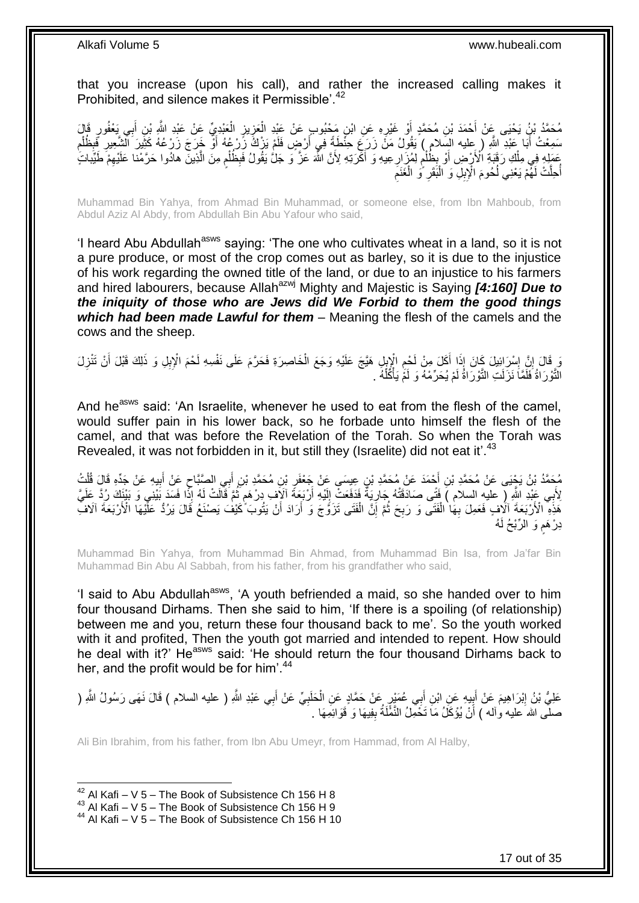that you increase (upon his call), and rather the increased calling makes it Prohibited, and silence makes it Permissible'.[42]

مُحَمَّدُ بْنُ يَحْيَى عَنْ أَحْمَدَ بْنِ مُحَمَّدٍ أَوْ غَيْرِهِ عَنِ ابْنِ مَحْبُوبٍ عَنْ عَبْدِ الْعَزِيزِ الْعَبْدِيِّ عَنْ عَبْدِ اللَّهِ بْنِ أَبِي يَعْفُورٍ قَالَ سَمِعْتُ أَبَا عَبْدِ اللَّهِ ( عليه السلام ) يَقُولُ مَنْ زَرَعَ حِنْطَةً فِي أَرْضٍ فَلَمْ يَزْكُ زَرْعُهُ أَوْ خَرَجَ زَرْعُهُ كَثِيرَ الشَّعِيرِ فَبِظُلْمٍ عَمِلَهُ فِي مِلْكِ رَقَبَةِ الْأَرْضِ أَوْ بِظُلْمٍ لِمُزَارِعِيهِ وَ أَكَرَتِهِ لِأَنَّ اللَّهَ عَزَّ وَ جَلَّ يَقُولُ فَبِظُلْمٍ مِنَ الَّذِينَ هادُوا حَرَّمْنا عَلَيْهِمْ طَيِّباتٍ أُحِلَّتْ لَهُمْ يَعْنِي لُحُومَ الْإِبِلِ وَ الْبَقَرِ وَ الْغَنَمِ

Muhammad Bin Yahya, from Ahmad Bin Muhammad, or someone else, from Ibn Mahboub, from Abdul Aziz Al Abdy, from Abdullah Bin Abu Yafour who said,

'I heard Abu Abdullah[asws] saying: 'The one who cultivates wheat in a land, so it is not a pure produce, or most of the crop comes out as barley, so it is due to the injustice of his work regarding the owned title of the land, or due to an injustice to his farmers and hired labourers, because Allah[azwj] Mighty and Majestic is Saying ***[4:160] Due to the iniquity of those who are Jews did We Forbid to them the good things which had been made Lawful for them*** – Meaning the flesh of the camels and the cows and the sheep.

وَ قَالَ إِنَّ إِسْرَائِيلَ كَانَ إِذَا أَكَلَ مِنْ لَحْمِ الْإِبِلِ هَيَّجَ عَلَيْهِ وَجَعَ الْخَاصِرَةِ فَحَرَّمَ عَلَى نَفْسِهِ لَحْمَ الْإِبِلِ وَ ذَلِكَ قَبْلَ أَنْ تَنْزِلَ التَّوْرَاةُ فَلَمَّا نَزَلَتِ التَّوْرَاةُ لَمْ يُحَرِّمْهُ وَ لَمْ يَأْكُلْهُ .

And he[asws] said: 'An Israelite, whenever he used to eat from the flesh of the camel, would suffer pain in his lower back, so he forbade unto himself the flesh of the camel, and that was before the Revelation of the Torah. So when the Torah was Revealed, it was not forbidden in it, but still they (Israelite) did not eat it'.[43]

مُحَمَّدُ بْنُ يَحْيَى عَنْ مُحَمَّدِ بْنِ أَحْمَدَ عَنْ مُحَمَّدِ بْنِ عِيسَى عَنْ جَعْفَرِ بْنِ مُحَمَّدِ بْنِ أَبِي الصَّبَّاحِ عَنْ أَبِيهِ عَنْ جَدِّهِ قَالَ قُلْتُ لِأَبِي عَبْدِ اللَّهِ ( عليه السلام ) فَتًى صَادَقَتْهُ جَارِيَةٌ فَدَفَعَتْ إِلَيْهِ أَرْبَعَةَ آلَافِ دِرْهَمٍ ثُمَّ قَالَتْ لَهُ إِذَا فَسَدَ بَيْنِي وَ بَيْنَكَ رُدَّ عَلَيَّ هَذِهِ الْأَرْبَعَةَ آلَافٍ فَعَمِلَ بِهَا الْفَتَى وَ رَبِحَ ثُمَّ إِنَّ الْفَتَى تَزَوَّجَ وَ أَرَادَ أَنْ يَتُوبَ كَيْفَ يَصْنَعُ قَالَ يَرُدُّ عَلَيْهَا الْأَرْبَعَةَ آلَافِ دِرْهَمٍ وَ الرِّبْحُ لَهُ

Muhammad Bin Yahya, from Muhammad Bin Ahmad, from Muhammad Bin Isa, from Ja'far Bin Muhammad Bin Abu Al Sabbah, from his father, from his grandfather who said,

'I said to Abu Abdullah[asws], 'A youth befriended a maid, so she handed over to him four thousand Dirhams. Then she said to him, 'If there is a spoiling (of relationship) between me and you, return these four thousand back to me'. So the youth worked with it and profited, Then the youth got married and intended to repent. How should he deal with it?' He[asws] said: 'He should return the four thousand Dirhams back to her, and the profit would be for him'.[44]

عَلِيُّ بْنُ إِبْرَاهِيمَ عَنْ أَبِيهِ عَنِ ابْنِ أَبِي عُمَيْرٍ عَنْ حَمَّادٍ عَنِ الْحَلَبِيِّ عَنْ أَبِي عَبْدِ اللَّهِ ( عليه السلام ) قَالَ نَهَى رَسُولُ اللَّهِ ( صلى الله عليه وآله ) أَنْ يُؤْكَلَ مَا تَحْمِلُ النَّمْلَةُ بِفِيهَا وَ قَوَائِمِهَا .

Ali Bin Ibrahim, from his father, from Ibn Abu Umeyr, from Hammad, from Al Halby,

[42] Al Kafi – V 5 – The Book of Subsistence Ch 156 H 8
[43] Al Kafi – V 5 – The Book of Subsistence Ch 156 H 9
[44] Al Kafi – V 5 – The Book of Subsistence Ch 156 H 10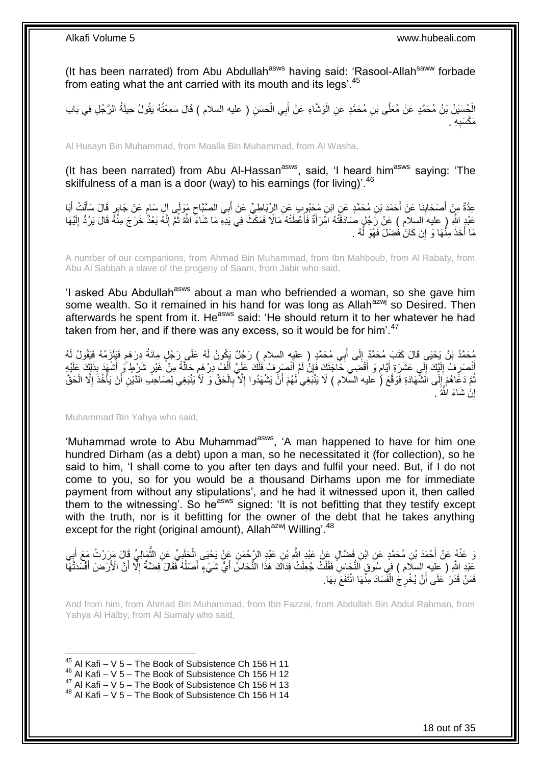(It has been narrated) from Abu Abdullah[asws] having said: 'Rasool-Allah[saww] forbade from eating what the ant carried with its mouth and its legs'.[45]

الْحُسَيْنُ بْنُ مُحَمَّدٍ عَنْ مُعَلَّى بْنِ مُحَمَّدٍ عَنِ الْوَشَّاءِ عَنْ أَبِي الْحَسَنِ ( عليه السلام ) قَالَ سَمِعْتُهُ يَقُولُ حِيلَةُ الرَّجُلِ فِي بَابِ مَكْسَبِهِ .

Al Husayn Bin Muhammad, from Moalla Bin Muhammad, from Al Washa,

(It has been narrated) from Abu Al-Hassan[asws], said, 'I heard him[asws] saying: 'The skilfulness of a man is a door (way) to his earnings (for living)'.[46]

عِدَّةٌ مِنْ أَصْحَابِنَا عَنْ أَحْمَدَ بْنِ مُحَمَّدٍ عَنِ ابْنِ مَحْبُوبٍ عَنِ الرِّبَاطِيِّ عَنْ أَبِي الصَّبَّاحِ مَوْلَى آلِ سَامٍ عَنْ جَابِرٍ قَالَ سَأَلْتُ أَبَا عَبْدِ اللَّهِ ( عليه السلام ) عَنْ رَجُلٍ صَادَقَتْهُ امْرَأَةٌ فَأَعْطَتْهُ مَالًا فَمَكَثَ فِي يَدِهِ مَا شَاءَ اللَّهُ ثُمَّ إِنَّهُ بَعْدُ خَرَجَ مِنْهُ قَالَ يَرُدُّ إِلَيْهَا مَا أَخَذَ مِنْهَا وَ إِنْ كَانَ فَضَلَ فَهُوَ لَهُ .

A number of our companions, from Ahmad Bin Muhammad, from Ibn Mahboub, from Al Rabaty, from Abu Al Sabbah a slave of the progeny of Saam, from Jabir who said,

'I asked Abu Abdullah[asws] about a man who befriended a woman, so she gave him some wealth. So it remained in his hand for was long as Allah[azwj] so Desired. Then afterwards he spent from it. He[asws] said: 'He should return it to her whatever he had taken from her, and if there was any excess, so it would be for him'.[47]

مُحَمَّدُ بْنُ يَحْيَى قَالَ كَتَبَ مُحَمَّدٌ إِلَى أَبِي مُحَمَّدٍ ( عليه السلام ) رَجُلٌ يَكُونُ لَهُ عَلَى رَجُلٍ مِائَةُ دِرْهَمٍ فَيَلْزَمُهُ فَيَقُولُ لَهُ أَنْصَرِفُ إِلَيْكَ إِلَى عَشَرَةِ أَيَّامٍ وَ أَقْضِي حَاجَتَكَ فَإِنْ لَمْ أَنْصَرِفْ فَلَكَ عَلَيَّ أَلْفُ دِرْهَمٍ حَالَّةً مِنْ غَيْرِ شَرْطٍ وَ أَشْهَدَ بِذَلِكَ عَلَيْهِ ثُمَّ دَعَاهُمْ إِلَى الشَّهَادَةِ فَوَقَّعَ ( عليه السلام ) لَا يَنْبَغِي لَهُمْ أَنْ يَشْهَدُوا إِلَّا بِالْحَقِّ وَ لَا يَنْبَغِي لِصَاحِبِ الدَّيْنِ أَنْ يَأْخُذَ إِلَّا الْحَقَّ إِنْ شَاءَ اللَّهُ .

Muhammad Bin Yahya who said,

'Muhammad wrote to Abu Muhammad[asws], 'A man happened to have for him one hundred Dirham (as a debt) upon a man, so he necessitated it (for collection), so he said to him, 'I shall come to you after ten days and fulfil your need. But, if I do not come to you, so for you would be a thousand Dirhams upon me for immediate payment from without any stipulations', and he had it witnessed upon it, then called them to the witnessing'. So he[asws] signed: 'It is not befitting that they testify except with the truth, nor is it befitting for the owner of the debt that he takes anything except for the right (original amount), Allah[azwj] Willing'.[48]

وَ عَنْهُ عَنْ أَحْمَدَ بْنِ مُحَمَّدٍ عَنِ ابْنِ فَضَّالٍ عَنْ عَبْدِ اللَّهِ بْنِ عَبْدِ الرَّحْمَنِ عَنْ يَحْيَى الْحَلَبِيِّ عَنِ الثُّمَالِيِّ قَالَ مَرَرْتُ مَعَ أَبِي عَبْدِ اللَّهِ ( عليه السلام ) فِي سُوقِ النُّحَاسِ فَقُلْتُ جُعِلْتُ فِدَاكَ هَذَا النُّحَاسُ أَيُّ شَيْءٍ أَصْلُهُ فَقَالَ فِضَّةٌ إِلَّا أَنَّ الْأَرْضَ أَفْسَدَتْهَا فَمَنْ قَدَرَ عَلَى أَنْ يُخْرِجَ الْفَسَادَ مِنْهَا انْتَفَعَ بِهَا.

And from him, from Ahmad Bin Muhammad, from Ibn Fazzal, from Abdullah Bin Abdul Rahman, from Yahya Al Halby, from Al Sumaly who said,

[45] Al Kafi – V 5 – The Book of Subsistence Ch 156 H 11
[46] Al Kafi – V 5 – The Book of Subsistence Ch 156 H 12
[47] Al Kafi – V 5 – The Book of Subsistence Ch 156 H 13
[48] Al Kafi – V 5 – The Book of Subsistence Ch 156 H 14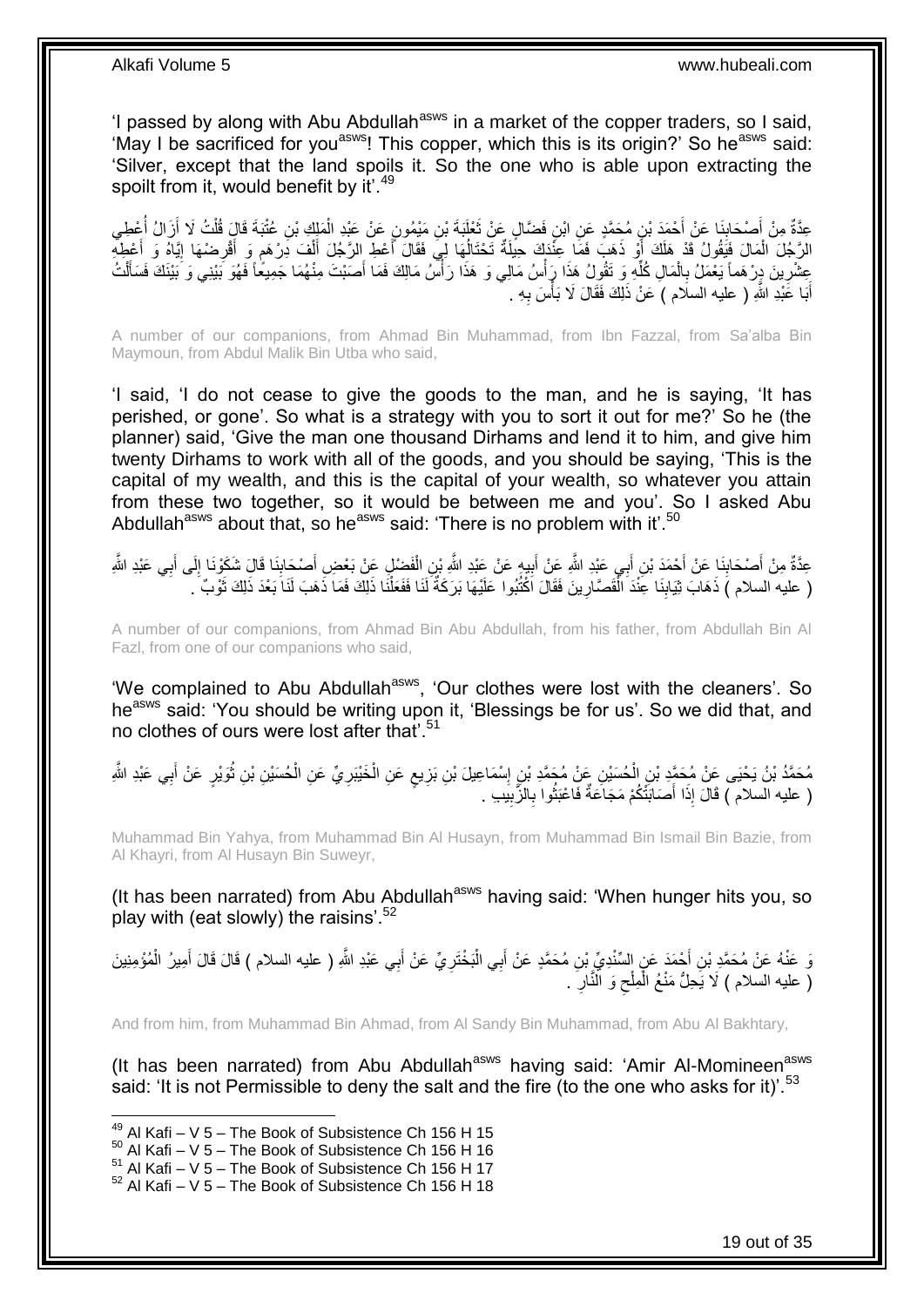'I passed by along with Abu Abdullah[asws] in a market of the copper traders, so I said, 'May I be sacrificed for you[asws]! This copper, which this is its origin?' So he[asws] said: 'Silver, except that the land spoils it. So the one who is able upon extracting the spoilt from it, would benefit by it'.[49]

عِدَّةٌ مِنْ أَصْحَابِنَا عَنْ أَحْمَدَ بْنِ مُحَمَّدٍ عَنِ ابْنِ فَضَّالٍ عَنْ ثَعْلَبَةَ بْنِ مَيْمُونٍ عَنْ عَبْدِ الْمَلِكِ بْنِ عُتْبَةَ قَالَ قُلْتُ لَا أَزَالُ أُعْطِي الرَّجُلَ الْمَالَ فَيَقُولُ قَدْ هَلَكَ أَوْ ذَهَبَ فَمَا عِنْدَكَ حِيلَةٌ تَحْتَالُهَا لِي فَقَالَ أَعْطِ الرَّجُلَ أَلْفَ دِرْهَمٍ وَ أَقْرِضْهَا إِيَّاهُ وَ أَعْطِهِ عِشْرِينَ دِرْهَماً يَعْمَلُ بِالْمَالِ كُلِّهِ وَ تَقُولُ هَذَا رَأْسُ مَالِي وَ هَذَا رَأْسُ مَالِكَ فَمَا أَصَبْتَ مِنْهُمَا جَمِيعاً فَهُوَ بَيْنِي وَ بَيْنَكَ فَسَأَلْتُ أَبَا عَبْدِ اللَّهِ ( عليه السلام ) عَنْ ذَلِكَ فَقَالَ لَا بَأْسَ بِهِ .

A number of our companions, from Ahmad Bin Muhammad, from Ibn Fazzal, from Sa'alba Bin Maymoun, from Abdul Malik Bin Utba who said,

'I said, 'I do not cease to give the goods to the man, and he is saying, 'It has perished, or gone'. So what is a strategy with you to sort it out for me?' So he (the planner) said, 'Give the man one thousand Dirhams and lend it to him, and give him twenty Dirhams to work with all of the goods, and you should be saying, 'This is the capital of my wealth, and this is the capital of your wealth, so whatever you attain from these two together, so it would be between me and you'. So I asked Abu Abdullah[asws] about that, so he[asws] said: 'There is no problem with it'.[50]

عِدَّةٌ مِنْ أَصْحَابِنَا عَنْ أَحْمَدَ بْنِ أَبِي عَبْدِ اللَّهِ عَنْ أَبِيهِ عَنْ عَبْدِ اللَّهِ بْنِ الْفَضْلِ عَنْ بَعْضِ أَصْحَابِنَا قَالَ شَكَوْنَا إِلَى أَبِي عَبْدِ اللَّهِ ( عليه السلام ) ذَهَابَ ثِيَابِنَا عِنْدَ الْقَصَّارِينَ فَقَالَ اكْتُبُوا عَلَيْهَا بَرَكَةٌ لَنَا فَفَعَلْنَا ذَلِكَ فَمَا ذَهَبَ لَنَا بَعْدَ ذَلِكَ ثَوْبٌ .

A number of our companions, from Ahmad Bin Abu Abdullah, from his father, from Abdullah Bin Al Fazl, from one of our companions who said,

'We complained to Abu Abdullah[asws], 'Our clothes were lost with the cleaners'. So he[asws] said: 'You should be writing upon it, 'Blessings be for us'. So we did that, and no clothes of ours were lost after that'.[51]

مُحَمَّدُ بْنُ يَحْيَى عَنْ مُحَمَّدِ بْنِ الْحُسَيْنِ عَنْ مُحَمَّدِ بْنِ إِسْمَاعِيلَ بْنِ بَزِيعٍ عَنِ الْخَيْبَرِيِّ عَنِ الْحُسَيْنِ بْنِ ثُوَيْرٍ عَنْ أَبِي عَبْدِ اللَّهِ ( عليه السلام ) قَالَ إِذَا أَصَابَتْكُمْ مَجَاعَةٌ فَاعْبَثُوا بِالزَّبِيبِ .

Muhammad Bin Yahya, from Muhammad Bin Al Husayn, from Muhammad Bin Ismail Bin Bazie, from Al Khayri, from Al Husayn Bin Suweyr,

(It has been narrated) from Abu Abdullah[asws] having said: 'When hunger hits you, so play with (eat slowly) the raisins'.[52]

وَ عَنْهُ عَنْ مُحَمَّدِ بْنِ أَحْمَدَ عَنِ السِّنْدِيِّ بْنِ مُحَمَّدٍ عَنْ أَبِي الْبَخْتَرِيِّ عَنْ أَبِي عَبْدِ اللَّهِ ( عليه السلام ) قَالَ قَالَ أَمِيرُ الْمُؤْمِنِينَ ( عليه السلام ) لَا يَحِلُّ مَنْعُ الْمِلْحِ وَ النَّارِ .

And from him, from Muhammad Bin Ahmad, from Al Sandy Bin Muhammad, from Abu Al Bakhtary,

(It has been narrated) from Abu Abdullah[asws] having said: 'Amir Al-Momineen[asws] said: 'It is not Permissible to deny the salt and the fire (to the one who asks for it)'.[53]

[49] Al Kafi – V 5 – The Book of Subsistence Ch 156 H 15
[50] Al Kafi – V 5 – The Book of Subsistence Ch 156 H 16
[51] Al Kafi – V 5 – The Book of Subsistence Ch 156 H 17
[52] Al Kafi – V 5 – The Book of Subsistence Ch 156 H 18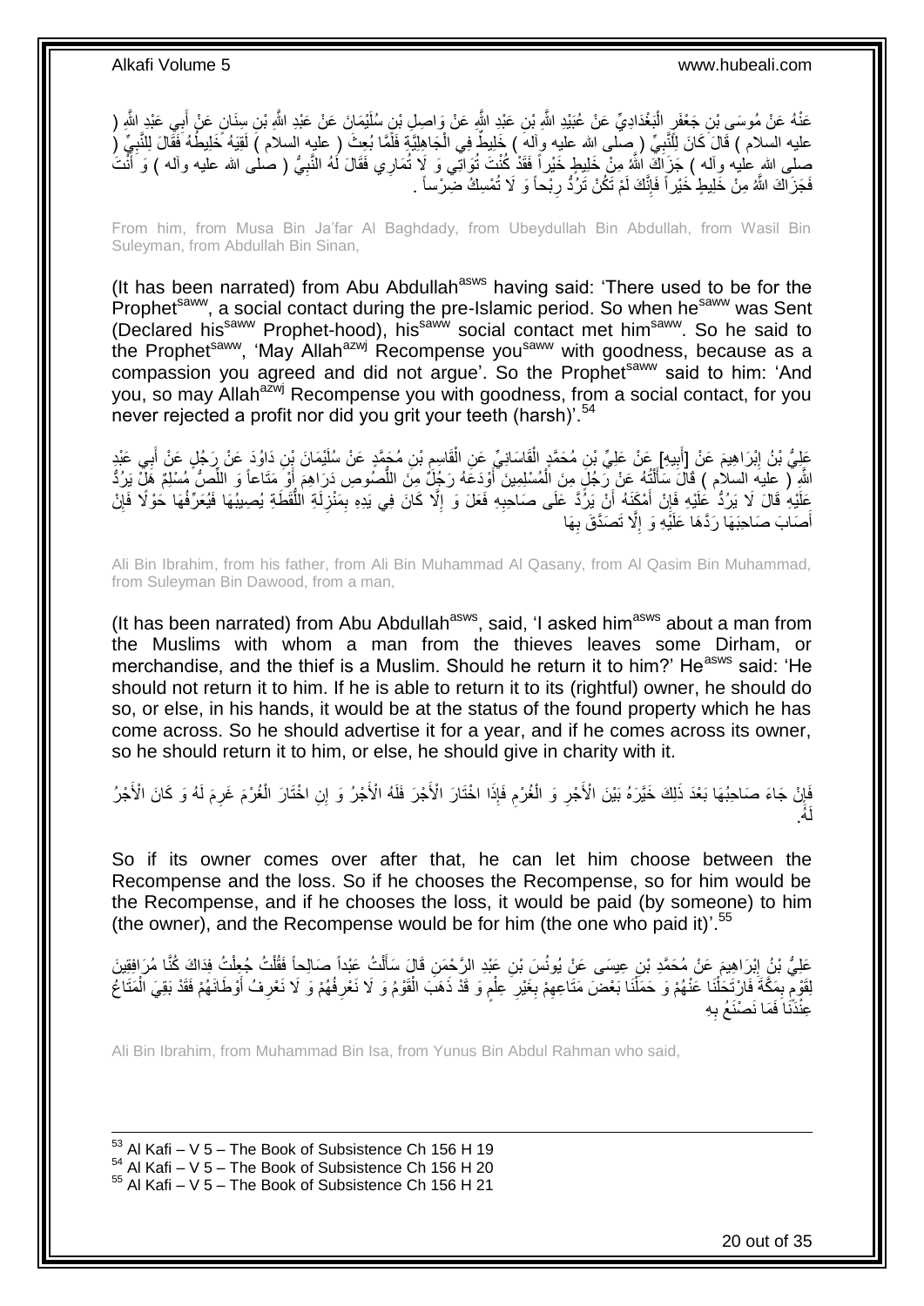عَنْهُ عَنْ مُوسَى بْنِ جَعْفَرٍ الْبَغْدَادِيِّ عَنْ عُبَيْدِ اللَّهِ بْنِ عَبْدِ اللَّهِ عَنْ وَاصِلِ بْنِ سُلَيْمَانَ عَنْ عَبْدِ اللَّهِ بْنِ سِنَانٍ عَنْ أَبِي عَبْدِ اللَّهِ ( عليه السلام ) قَالَ كَانَ لِلنَّبِيِّ ( صلى الله عليه وآله ) خَلِيطٌ فِي الْجَاهِلِيَّةِ فَلَمَّا بُعِثَ ( عليه السلام ) لَقِيَهُ خَلِيطُهُ فَقَالَ لِلنَّبِيِّ ( صلى الله عليه وآله ) جَزَاكَ اللَّهُ مِنْ خَلِيطٍ خَيْراً فَقَدْ كُنْتَ تُوَاتِي وَ لَا تُمَارِي فَقَالَ لَهُ النَّبِيُّ ( صلى الله عليه وآله ) وَ أَنْتَ فَجَزَاكَ اللَّهُ مِنْ خَلِيطٍ خَيْراً فَإِنَّكَ لَمْ تَكُنْ تَرُدُّ رِبْحاً وَ لَا تُمْسِكُ ضِرْساً .

From him, from Musa Bin Ja'far Al Baghdady, from Ubeydullah Bin Abdullah, from Wasil Bin Suleyman, from Abdullah Bin Sinan,

(It has been narrated) from Abu Abdullah[asws] having said: 'There used to be for the Prophet[saww], a social contact during the pre-Islamic period. So when he[saww] was Sent (Declared his[saww] Prophet-hood), his[saww] social contact met him[saww]. So he said to the Prophet[saww], 'May Allah[azwj] Recompense you[saww] with goodness, because as a compassion you agreed and did not argue'. So the Prophet[saww] said to him: 'And you, so may Allah[azwj] Recompense you with goodness, from a social contact, for you never rejected a profit nor did you grit your teeth (harsh)'.[54]

عَلِيُّ بْنُ إِبْرَاهِيمَ عَنْ [أَبِيهِ] عَنْ عَلِيِّ بْنِ مُحَمَّدٍ الْقَاسَانِيِّ عَنِ الْقَاسِمِ بْنِ مُحَمَّدٍ عَنْ سُلَيْمَانَ بْنِ دَاوُدَ عَنْ رَجُلٍ عَنْ أَبِي عَبْدِ اللَّهِ ( عليه السلام ) قَالَ سَأَلْتُهُ عَنْ رَجُلٍ مِنَ الْمُسْلِمِينَ أَوْدَعَهُ رَجُلٌ مِنَ اللُّصُوصِ دَرَاهِمَ أَوْ مَتَاعاً وَ اللِّصُّ مُسْلِمٌ هَلْ يَرُدُّ عَلَيْهِ قَالَ لَا يَرُدُّ عَلَيْهِ فَإِنْ أَمْكَنَهُ أَنْ يَرُدَّ عَلَى صَاحِبِهِ فَعَلَ وَ إِلَّا كَانَ فِي يَدِهِ بِمَنْزِلَةِ اللُّقَطَةِ يُصِيبُهَا فَيُعَرِّفُهَا حَوْلًا فَإِنْ أَصَابَ صَاحِبَهَا رَدَّهَا عَلَيْهِ وَ إِلَّا تَصَدَّقَ بِهَا

Ali Bin Ibrahim, from his father, from Ali Bin Muhammad Al Qasany, from Al Qasim Bin Muhammad, from Suleyman Bin Dawood, from a man,

(It has been narrated) from Abu Abdullah[asws], said, 'I asked him[asws] about a man from the Muslims with whom a man from the thieves leaves some Dirham, or merchandise, and the thief is a Muslim. Should he return it to him?' He[asws] said: 'He should not return it to him. If he is able to return it to its (rightful) owner, he should do so, or else, in his hands, it would be at the status of the found property which he has come across. So he should advertise it for a year, and if he comes across its owner, so he should return it to him, or else, he should give in charity with it.

فَإِنْ جَاءَ صَاحِبُهَا بَعْدَ ذَلِكَ خَيَّرَهُ بَيْنَ الْأَجْرِ وَ الْغُرْمِ فَإِذَا اخْتَارَ الْأَجْرَ فَلَهُ الْأَجْرُ وَ إِنِ اخْتَارَ الْغُرْمَ غَرِمَ لَهُ وَ كَانَ الْأَجْرُ لَهُ.

So if its owner comes over after that, he can let him choose between the Recompense and the loss. So if he chooses the Recompense, so for him would be the Recompense, and if he chooses the loss, it would be paid (by someone) to him (the owner), and the Recompense would be for him (the one who paid it)'.[55]

عَلِيُّ بْنُ إِبْرَاهِيمَ عَنْ مُحَمَّدِ بْنِ عِيسَى عَنْ يُونُسَ بْنِ عَبْدِ الرَّحْمَنِ قَالَ سَأَلْتُ عَبْداً صَالِحاً فَقُلْتُ جُعِلْتُ فِدَاكَ كُنَّا مُرَافِقِينَ لِقَوْمٍ بِمَكَّةَ فَارْتَحَلْنَا عَنْهُمْ وَ حَمَلْنَا بَعْضَ مَتَاعِهِمْ بِغَيْرِ عِلْمٍ وَ قَدْ ذَهَبَ الْقَوْمُ وَ لَا نَعْرِفُهُمْ وَ لَا نَعْرِفُ أَوْطَانَهُمْ فَقَدْ بَقِيَ الْمَتَاعُ عِنْدَنَا فَمَا نَصْنَعُ بِهِ

Ali Bin Ibrahim, from Muhammad Bin Isa, from Yunus Bin Abdul Rahman who said,

[53] Al Kafi – V 5 – The Book of Subsistence Ch 156 H 19
[54] Al Kafi – V 5 – The Book of Subsistence Ch 156 H 20
[55] Al Kafi – V 5 – The Book of Subsistence Ch 156 H 21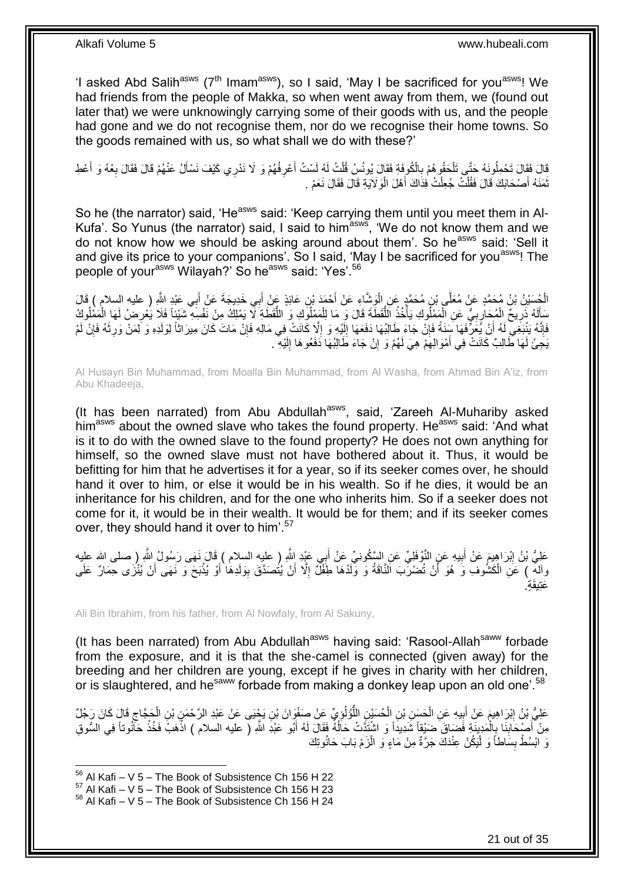'I asked Abd Salih[asws] (7[th] Imam[asws]), so I said, 'May I be sacrificed for you[asws]! We had friends from the people of Makka, so when went away from them, we (found out later that) we were unknowingly carrying some of their goods with us, and the people had gone and we do not recognise them, nor do we recognise their home towns. So the goods remained with us, so what shall we do with these?'

قَالَ فَقَالَ تَحْمِلُونَهُ حَتَّى تَلْحَقُوهُمْ بِالْكُوفَةِ فَقَالَ يُونُسُ قُلْتُ لَهُ لَسْتُ أَعْرِفُهُمْ وَ لَا نَدْرِي كَيْفَ نَسْأَلُ عَنْهُمْ قَالَ فَقَالَ بِعْهُ وَ أَعْطِ ثَمَنَهُ أَصْحَابَكَ قَالَ فَقُلْتُ جُعِلْتُ فِدَاكَ أَهْلَ الْوَلَايَةِ قَالَ فَقَالَ نَعَمْ .

So he (the narrator) said, 'He[asws] said: 'Keep carrying them until you meet them in Al-Kufa'. So Yunus (the narrator) said, I said to him[asws], 'We do not know them and we do not know how we should be asking around about them'. So he[asws] said: 'Sell it and give its price to your companions'. So I said, 'May I be sacrificed for you[asws]! The people of your[asws] Wilayah?' So he[asws] said: 'Yes'.[56]

الْحُسَيْنُ بْنُ مُحَمَّدٍ عَنْ مُعَلَّى بْنِ مُحَمَّدٍ عَنِ الْوَشَّاءِ عَنْ أَحْمَدَ بْنِ عَائِذٍ عَنْ أَبِي خَدِيجَةَ عَنْ أَبِي عَبْدِ اللَّهِ ( عليه السلام ) قَالَ سَأَلَهُ ذَرِيحٌ الْمُحَارِبِيُّ عَنِ الْمَمْلُوكِ يَأْخُذُ اللُّقَطَةَ قَالَ وَ مَا لِلْمَمْلُوكِ وَ اللُّقَطَةِ لَا يَمْلِكُ مِنْ نَفْسِهِ شَيْئاً فَلَا يَعْرِضُ لَهَا الْمَمْلُوكُ فَإِنَّهُ يَنْبَغِي لَهُ أَنْ يُعَرِّفَهَا سَنَةً فَإِنْ جَاءَ طَالِبُهَا دَفَعَهَا إِلَيْهِ وَ إِلَّا كَانَتْ فِي مَالِهِ فَإِنْ مَاتَ كَانَ مِيرَاثاً لِوَلَدِهِ وَ لِمَنْ وَرِثَهُ فَإِنْ لَمْ يَجِئْ لَهَا طَالِبٌ كَانَتْ فِي أَمْوَالِهِمْ هِيَ لَهُمْ وَ إِنْ جَاءَ طَالِبُهَا دَفَعُوهَا إِلَيْهِ .

Al Husayn Bin Muhammad, from Moalla Bin Muhammad, from Al Washa, from Ahmad Bin A'iz, from Abu Khadeeja,

(It has been narrated) from Abu Abdullah[asws], said, 'Zareeh Al-Muhariby asked him[asws] about the owned slave who takes the found property. He[asws] said: 'And what is it to do with the owned slave to the found property? He does not own anything for himself, so the owned slave must not have bothered about it. Thus, it would be befitting for him that he advertises it for a year, so if its seeker comes over, he should hand it over to him, or else it would be in his wealth. So if he dies, it would be an inheritance for his children, and for the one who inherits him. So if a seeker does not come for it, it would be in their wealth. It would be for them; and if its seeker comes over, they should hand it over to him'.[57]

عَلِيُّ بْنُ إِبْرَاهِيمَ عَنْ أَبِيهِ عَنِ النَّوْفَلِيِّ عَنِ السَّكُونِيِّ عَنْ أَبِي عَبْدِ اللَّهِ ( عليه السلام ) قَالَ نَهَى رَسُولُ اللَّهِ ( صلى الله عليه وآله ) عَنِ الْكُشُوفِ وَ هُوَ أَنْ تُضْرَبَ النَّاقَةُ وَ وَلَدُهَا طِفْلٌ إِلَّا أَنْ يُتَصَدَّقَ بِوَلَدِهَا أَوْ يُذْبَحَ وَ نَهَى أَنْ يُنْزَى حِمَارٌ عَلَى عَتِيقَةٍ .

Ali Bin Ibrahim, from his father, from Al Nowfaly, from Al Sakuny,

(It has been narrated) from Abu Abdullah[asws] having said: 'Rasool-Allah[saww] forbade from the exposure, and it is that the she-camel is connected (given away) for the breeding and her children are young, except if he gives in charity with her children, or is slaughtered, and he[saww] forbade from making a donkey leap upon an old one'.[58]

عَلِيُّ بْنُ إِبْرَاهِيمَ عَنْ أَبِيهِ عَنِ الْحَسَنِ بْنِ الْحُسَيْنِ اللُّؤْلُؤِيِّ عَنْ صَفْوَانَ بْنِ يَحْيَى عَنْ عَبْدِ الرَّحْمَنِ بْنِ الْحَجَّاجِ قَالَ كَانَ رَجُلٌ مِنْ أَصْحَابِنَا بِالْمَدِينَةِ فَضَاقَ ضِيقاً شَدِيداً وَ اشْتَدَّتْ حَالُهُ فَقَالَ لَهُ أَبُو عَبْدِ اللَّهِ ( عليه السلام ) اذْهَبْ فَخُذْ حَانُوتاً فِي السُّوقِ وَ ابْسُطْ بِسَاطاً وَ لْيَكُنْ عِنْدَكَ جَرَّةٌ مِنْ مَاءٍ وَ الْزَمْ بَابَ حَانُوتِكَ

[56] Al Kafi – V 5 – The Book of Subsistence Ch 156 H 22
[57] Al Kafi – V 5 – The Book of Subsistence Ch 156 H 23
[58] Al Kafi – V 5 – The Book of Subsistence Ch 156 H 24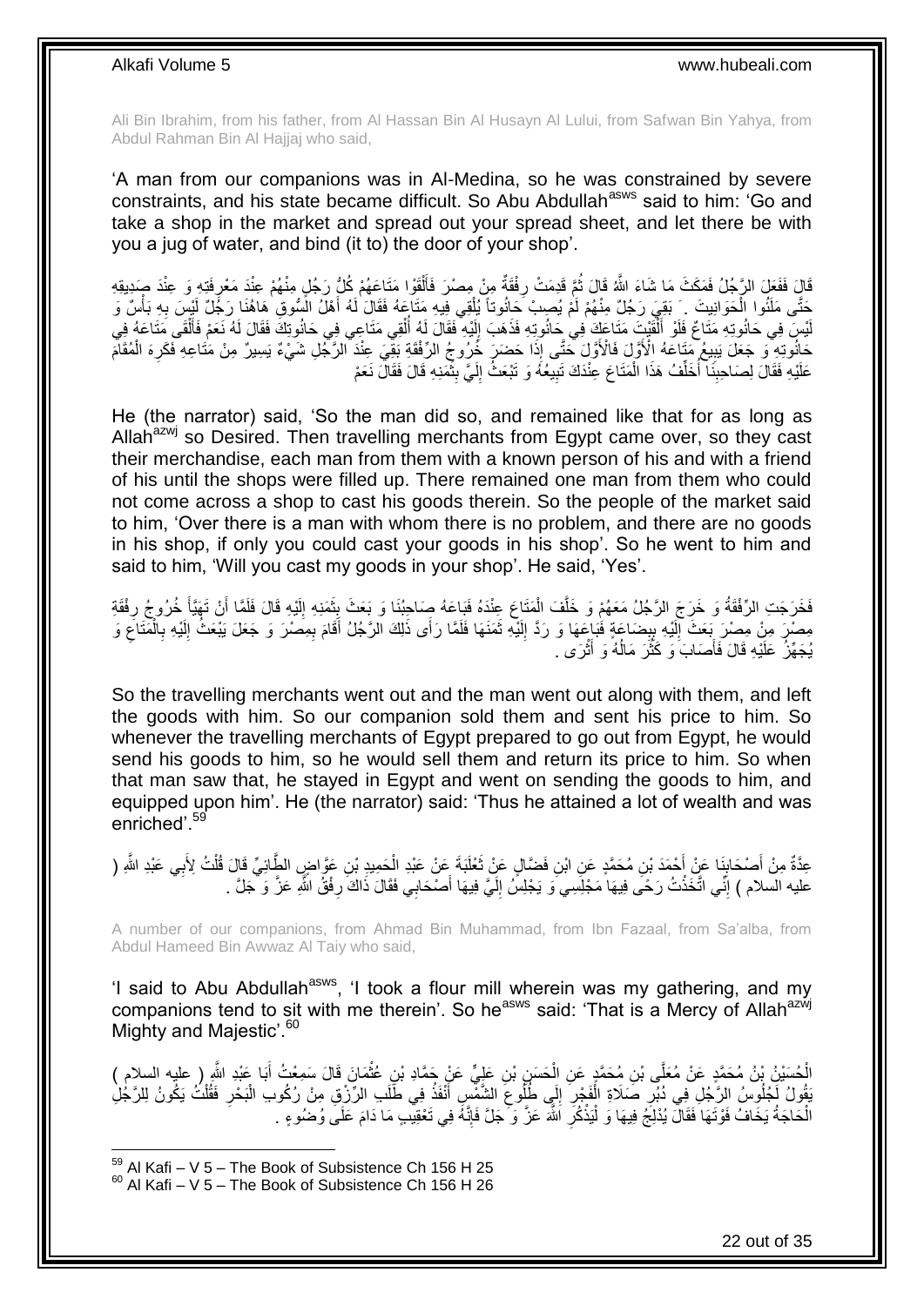Ali Bin Ibrahim, from his father, from Al Hassan Bin Al Husayn Al Lului, from Safwan Bin Yahya, from Abdul Rahman Bin Al Hajjaj who said,

'A man from our companions was in Al-Medina, so he was constrained by severe constraints, and his state became difficult. So Abu Abdullah[asws] said to him: 'Go and take a shop in the market and spread out your spread sheet, and let there be with you a jug of water, and bind (it to) the door of your shop'.

قَالَ فَفَعَلَ الرَّجُلُ فَمَكَثَ مَا شَاءَ اللَّهُ قَالَ ثُمَّ قَدِمَتْ رِفْقَةٌ مِنْ مِصْرَ فَأَلْقَوْا مَتَاعَهُمْ كُلُّ رَجُلٍ مِنْهُمْ عِنْدَ مَعْرِفَتِهِ وَ عِنْدَ صَدِيقِهِ حَتَّى مَلَئُوا الْحَوَانِيتَ . بَقِيَ رَجُلٌ مِنْهُمْ لَمْ يُصِبْ حَانُوتاً يُلْقِي فِيهِ مَتَاعَهُ فَقَالَ لَهُ أَهْلُ السُّوقِ هَاهُنَا رَجُلٌ لَيْسَ بِهِ بَأْسٌ وَ لَيْسَ فِي حَانُوتِهِ مَتَاعٌ فَلَوْ أَلْقَيْتَ مَتَاعَكَ فِي حَانُوتِهِ فَذَهَبَ إِلَيْهِ فَقَالَ لَهُ أُلْقِي مَتَاعِي فِي حَانُوتِكَ فَقَالَ لَهُ نَعَمْ فَأَلْقَى مَتَاعَهُ فِي حَانُوتِهِ وَ جَعَلَ يَبِيعُ مَتَاعَهُ الْأَوَّلَ فَالْأَوَّلَ حَتَّى إِذَا حَضَرَ خُرُوجُ الرِّفْقَةِ بَقِيَ عِنْدَ الرَّجُلِ شَيْءٌ يَسِيرٌ مِنْ مَتَاعِهِ فَكَرِهَ الْمُقَامَ عَلَيْهِ فَقَالَ لِصَاحِبِنَا أُخَلِّفُ هَذَا الْمَتَاعَ عِنْدَكَ تَبِيعُهُ وَ تَبْعَثُ إِلَيَّ بِثَمَنِهِ قَالَ فَقَالَ نَعَمْ

He (the narrator) said, 'So the man did so, and remained like that for as long as Allah[azwj] so Desired. Then travelling merchants from Egypt came over, so they cast their merchandise, each man from them with a known person of his and with a friend of his until the shops were filled up. There remained one man from them who could not come across a shop to cast his goods therein. So the people of the market said to him, 'Over there is a man with whom there is no problem, and there are no goods in his shop, if only you could cast your goods in his shop'. So he went to him and said to him, 'Will you cast my goods in your shop'. He said, 'Yes'.

فَخَرَجَتِ الرِّفْقَةُ وَ خَرَجَ الرَّجُلُ مَعَهُمْ وَ خَلَّفَ الْمَتَاعَ عِنْدَهُ فَبَاعَهُ صَاحِبُنَا وَ بَعَثَ بِثَمَنِهِ إِلَيْهِ قَالَ فَلَمَّا أَنْ تَهَيَّأَ خُرُوجُ رِفْقَةِ مِصْرَ مِنْ مِصْرَ بَعَثَ إِلَيْهِ بِبِضَاعَةٍ فَبَاعَهَا وَ رَدَّ إِلَيْهِ ثَمَنَهَا فَلَمَّا رَأَى ذَلِكَ الرَّجُلُ أَقَامَ بِمِصْرَ وَ جَعَلَ يَبْعَثُ إِلَيْهِ بِالْمَتَاعِ وَ يُجَهِّزُ عَلَيْهِ قَالَ فَأَصَابَ وَ كَثُرَ مَالُهُ وَ أَثْرَى .

So the travelling merchants went out and the man went out along with them, and left the goods with him. So our companion sold them and sent his price to him. So whenever the travelling merchants of Egypt prepared to go out from Egypt, he would send his goods to him, so he would sell them and return its price to him. So when that man saw that, he stayed in Egypt and went on sending the goods to him, and equipped upon him'. He (the narrator) said: 'Thus he attained a lot of wealth and was enriched'.[59]

عِدَّةٌ مِنْ أَصْحَابِنَا عَنْ أَحْمَدَ بْنِ مُحَمَّدٍ عَنِ ابْنِ فَضَّالٍ عَنْ ثَعْلَبَةَ عَنْ عَبْدِ الْحَمِيدِ بْنِ عَوَّاضٍ الطَّائِيِّ قَالَ قُلْتُ لِأَبِي عَبْدِ اللَّهِ ( عليه السلام ) إِنِّي اتَّخَذْتُ رَحًى فِيهَا مَجْلِسِي وَ يَجْلِسُ إِلَيَّ فِيهَا أَصْحَابِي فَقَالَ ذَاكَ رِفْقُ اللَّهِ عَزَّ وَ جَلَّ .

A number of our companions, from Ahmad Bin Muhammad, from Ibn Fazaal, from Sa'alba, from Abdul Hameed Bin Awwaz Al Taiy who said,

'I said to Abu Abdullah[asws], 'I took a flour mill wherein was my gathering, and my companions tend to sit with me therein'. So he[asws] said: 'That is a Mercy of Allah[azwj] Mighty and Majestic'.[60]

الْحُسَيْنُ بْنُ مُحَمَّدٍ عَنْ مُعَلَّى بْنِ مُحَمَّدٍ عَنِ الْحَسَنِ بْنِ عَلِيٍّ عَنْ حَمَّادِ بْنِ عُثْمَانَ قَالَ سَمِعْتُ أَبَا عَبْدِ اللَّهِ ( عليه السلام ) يَقُولُ لَجُلُوسُ الرَّجُلِ فِي دُبُرِ صَلَاةِ الْفَجْرِ إِلَى طُلُوعِ الشَّمْسِ أَنْفَذُ فِي طَلَبِ الرِّزْقِ مِنْ رُكُوبِ الْبَحْرِ فَقُلْتُ يَكُونُ لِلرَّجُلِ الْحَاجَةُ يَخَافُ فَوْتَهَا فَقَالَ يُدْلِجُ فِيهَا وَ لْيَذْكُرِ اللَّهَ عَزَّ وَ جَلَّ فَإِنَّهُ فِي تَعْقِيبٍ مَا دَامَ عَلَى وُضُوءٍ .

[59] Al Kafi – V 5 – The Book of Subsistence Ch 156 H 25
[60] Al Kafi – V 5 – The Book of Subsistence Ch 156 H 26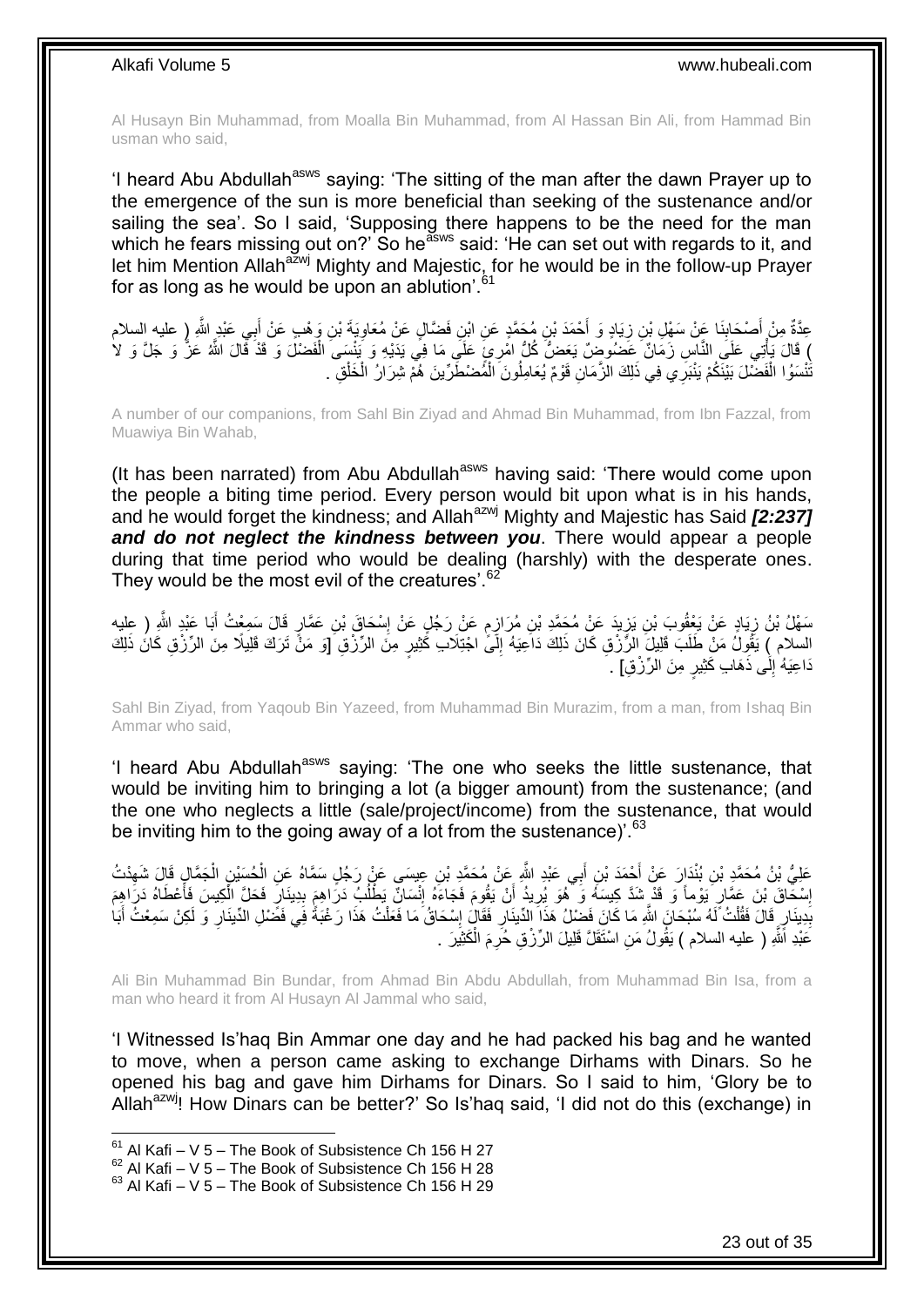Al Husayn Bin Muhammad, from Moalla Bin Muhammad, from Al Hassan Bin Ali, from Hammad Bin usman who said,

'I heard Abu Abdullah[asws] saying: 'The sitting of the man after the dawn Prayer up to the emergence of the sun is more beneficial than seeking of the sustenance and/or sailing the sea'. So I said, 'Supposing there happens to be the need for the man which he fears missing out on?' So he[asws] said: 'He can set out with regards to it, and let him Mention Allah[azwj] Mighty and Majestic, for he would be in the follow-up Prayer for as long as he would be upon an ablution'.[61]

عِدَّةٌ مِنْ أَصْحَابِنَا عَنْ سَهْلِ بْنِ زِيَادٍ وَ أَحْمَدَ بْنِ مُحَمَّدٍ عَنِ ابْنِ فَضَّالٍ عَنْ مُعَاوِيَةَ بْنِ وَهْبٍ عَنْ أَبِي عَبْدِ اللَّهِ ( عليه السلام ) قَالَ يَأْتِي عَلَى النَّاسِ زَمَانٌ عَضُوضٌ يَعَضُّ كُلُّ امْرِئٍ عَلَى مَا فِي يَدَيْهِ وَ يَنْسَى الْفَضْلَ وَ قَدْ قَالَ اللَّهُ عَزَّ وَ جَلَّ وَ لا تَنْسَوُا الْفَضْلَ بَيْنَكُمْ يَنْبَرِي فِي ذَلِكَ الزَّمَانِ قَوْمٌ يُعَامِلُونَ الْمُضْطَرِّينَ هُمْ شِرَارُ الْخَلْقِ .

A number of our companions, from Sahl Bin Ziyad and Ahmad Bin Muhammad, from Ibn Fazzal, from Muawiya Bin Wahab,

(It has been narrated) from Abu Abdullah[asws] having said: 'There would come upon the people a biting time period. Every person would bit upon what is in his hands, and he would forget the kindness; and Allah[azwj] Mighty and Majestic has Said ***[2:237] and do not neglect the kindness between you***. There would appear a people during that time period who would be dealing (harshly) with the desperate ones. They would be the most evil of the creatures'.[62]

سَهْلُ بْنُ زِيَادٍ عَنْ يَعْقُوبَ بْنِ يَزِيدَ عَنْ مُحَمَّدِ بْنِ مُرَازِمٍ عَنْ رَجُلٍ عَنْ إِسْحَاقَ بْنِ عَمَّارٍ قَالَ سَمِعْتُ أَبَا عَبْدِ اللَّهِ ( عليه السلام ) يَقُولُ مَنْ طَلَبَ قَلِيلَ الرِّزْقِ كَانَ ذَلِكَ دَاعِيَهُ إِلَى اجْتِلَابِ كَثِيرٍ مِنَ الرِّزْقِ [وَ مَنْ تَرَكَ قَلِيلًا مِنَ الرِّزْقِ كَانَ ذَلِكَ دَاعِيَهُ إِلَى ذَهَابِ كَثِيرٍ مِنَ الرِّزْقِ] .

Sahl Bin Ziyad, from Yaqoub Bin Yazeed, from Muhammad Bin Murazim, from a man, from Ishaq Bin Ammar who said,

'I heard Abu Abdullah[asws] saying: 'The one who seeks the little sustenance, that would be inviting him to bringing a lot (a bigger amount) from the sustenance; (and the one who neglects a little (sale/project/income) from the sustenance, that would be inviting him to the going away of a lot from the sustenance)'.[63]

عَلِيُّ بْنُ مُحَمَّدِ بْنِ بُنْدَارَ عَنْ أَحْمَدَ بْنِ أَبِي عَبْدِ اللَّهِ عَنْ مُحَمَّدِ بْنِ عِيسَى عَنْ رَجُلٍ سَمَّاهُ عَنِ الْحُسَيْنِ الْجَمَّالِ قَالَ شَهِدْتُ إِسْحَاقَ بْنَ عَمَّارٍ يَوْماً وَ قَدْ شَدَّ كِيسَهُ وَ هُوَ يُرِيدُ أَنْ يَقُومَ فَجَاءَهُ إِنْسَانٌ يَطْلُبُ دَرَاهِمَ بِدِينَارٍ فَحَلَّ الْكِيسَ فَأَعْطَاهُ دَرَاهِمَ بِدِينَارٍ قَالَ فَقُلْتُ لَهُ سُبْحَانَ اللَّهِ مَا كَانَ فَضْلُ هَذَا الدِّينَارِ فَقَالَ إِسْحَاقُ مَا فَعَلْتُ هَذَا رَغْبَةً فِي فَضْلِ الدِّينَارِ وَ لَكِنْ سَمِعْتُ أَبَا عَبْدِ اللَّهِ ( عليه السلام ) يَقُولُ مَنِ اسْتَقَلَّ قَلِيلَ الرِّزْقِ حُرِمَ الْكَثِيرَ .

Ali Bin Muhammad Bin Bundar, from Ahmad Bin Abdu Abdullah, from Muhammad Bin Isa, from a man who heard it from Al Husayn Al Jammal who said,

'I Witnessed Is'haq Bin Ammar one day and he had packed his bag and he wanted to move, when a person came asking to exchange Dirhams with Dinars. So he opened his bag and gave him Dirhams for Dinars. So I said to him, 'Glory be to Allah[azwj]! How Dinars can be better?' So Is'haq said, 'I did not do this (exchange) in

[61] Al Kafi – V 5 – The Book of Subsistence Ch 156 H 27
[62] Al Kafi – V 5 – The Book of Subsistence Ch 156 H 28
[63] Al Kafi – V 5 – The Book of Subsistence Ch 156 H 29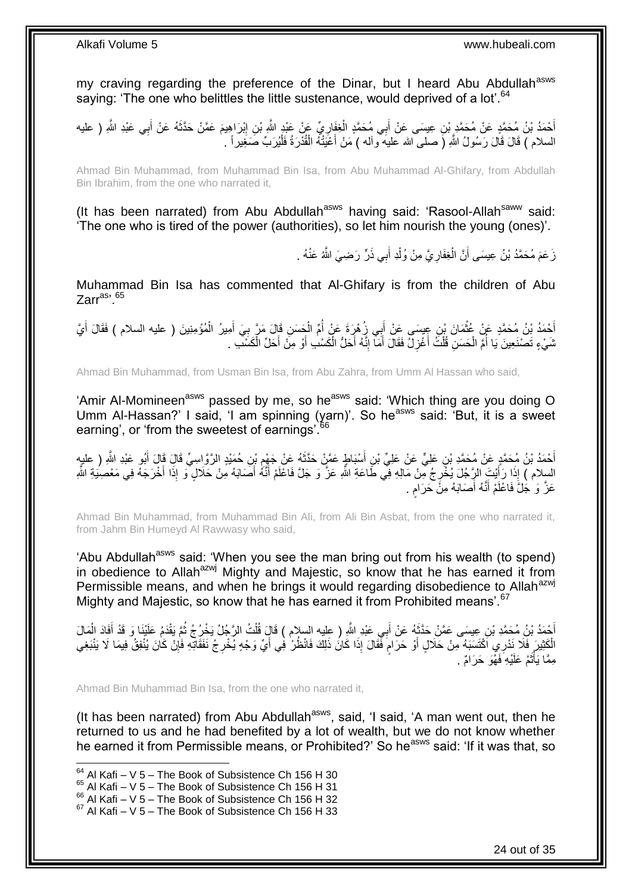my craving regarding the preference of the Dinar, but I heard Abu Abdullah[asws] saying: 'The one who belittles the little sustenance, would deprived of a lot'.[64]

أَحْمَدُ بْنُ مُحَمَّدٍ عَنْ مُحَمَّدِ بْنِ عِيسَى عَنْ أَبِي مُحَمَّدٍ الْغِفَارِيِّ عَنْ عَبْدِ اللَّهِ بْنِ إِبْرَاهِيمَ عَمَّنْ حَدَّثَهُ عَنْ أَبِي عَبْدِ اللَّهِ ( عليه السلام ) قَالَ قَالَ رَسُولُ اللَّهِ ( صلى الله عليه وآله ) مَنْ أَعْيَتْهُ الْقُدْرَةُ فَلْيُرَبِّ صَغِيراً .

Ahmad Bin Muhammad, from Muhammad Bin Isa, from Abu Muhammad Al-Ghifary, from Abdullah Bin Ibrahim, from the one who narrated it,

(It has been narrated) from Abu Abdullah[asws] having said: 'Rasool-Allah[saww] said: 'The one who is tired of the power (authorities), so let him nourish the young (ones)'.

زَعَمَ مُحَمَّدُ بْنُ عِيسَى أَنَّ الْغِفَارِيَّ مِنْ وُلْدِ أَبِي ذَرٍّ رَضِيَ اللَّهُ عَنْهُ .

Muhammad Bin Isa has commented that Al-Ghifary is from the children of Abu Zarr[as]'.[65]

أَحْمَدُ بْنُ مُحَمَّدٍ عَنْ عُثْمَانَ بْنِ عِيسَى عَنْ أَبِي زُهْرَةَ عَنْ أُمِّ الْحَسَنِ قَالَ مَرَّ بِيَ أَمِيرُ الْمُؤْمِنِينَ ( عليه السلام ) فَقَالَ أَيَّ شَيْءٍ تَصْنَعِينَ يَا أُمَّ الْحَسَنِ قُلْتُ أَغْزِلُ فَقَالَ أَمَا إِنَّهُ أَحَلُّ الْكَسْبِ أَوْ مِنْ أَحَلِّ الْكَسْبِ .

Ahmad Bin Muhammad, from Usman Bin Isa, from Abu Zahra, from Umm Al Hassan who said,

'Amir Al-Momineen[asws] passed by me, so he[asws] said: 'Which thing are you doing O Umm Al-Hassan?' I said, 'I am spinning (yarn)'. So he[asws] said: 'But, it is a sweet earning', or 'from the sweetest of earnings'.[66]

أَحْمَدُ بْنُ مُحَمَّدٍ عَنْ مُحَمَّدِ بْنِ عَلِيٍّ عَنْ عَلِيِّ بْنِ أَسْبَاطٍ عَمَّنْ حَدَّثَهُ عَنْ جَهْمِ بْنِ حُمَيْدٍ الرَّوَّاسِيِّ قَالَ قَالَ أَبُو عَبْدِ اللَّهِ ( عليه السلام ) إِذَا رَأَيْتَ الرَّجُلَ يُخْرِجُ مِنْ مَالِهِ فِي طَاعَةِ اللَّهِ عَزَّ وَ جَلَّ فَاعْلَمْ أَنَّهُ أَصَابَهُ مِنْ حَلَالٍ وَ إِذَا أَخْرَجَهُ فِي مَعْصِيَةِ اللَّهِ عَزَّ وَ جَلَّ فَاعْلَمْ أَنَّهُ أَصَابَهُ مِنْ حَرَامٍ .

Ahmad Bin Muhammad, from Muhammad Bin Ali, from Ali Bin Asbat, from the one who narrated it, from Jahm Bin Humeyd Al Rawwasy who said,

'Abu Abdullah[asws] said: 'When you see the man bring out from his wealth (to spend) in obedience to Allah[azwj] Mighty and Majestic, so know that he has earned it from Permissible means, and when he brings it would regarding disobedience to Allah[azwj] Mighty and Majestic, so know that he has earned it from Prohibited means'.[67]

أَحْمَدُ بْنُ مُحَمَّدِ بْنِ عِيسَى عَمَّنْ حَدَّثَهُ عَنْ أَبِي عَبْدِ اللَّهِ ( عليه السلام ) قَالَ قُلْتُ الرَّجُلُ يَخْرُجُ ثُمَّ يَقْدَمُ عَلَيْنَا وَ قَدْ أَفَادَ الْمَالَ الْكَثِيرَ فَلَا نَدْرِي اكْتَسَبَهُ مِنْ حَلَالٍ أَوْ حَرَامٍ فَقَالَ إِذَا كَانَ ذَلِكَ فَانْظُرْ فِي أَيِّ وَجْهٍ يُخْرِجُ نَفَقَاتِهِ فَإِنْ كَانَ يُنْفِقُ فِيمَا لَا يَنْبَغِي مِمَّا يَأْثَمُ عَلَيْهِ فَهُوَ حَرَامٌ .

Ahmad Bin Muhammad Bin Isa, from the one who narrated it,

(It has been narrated) from Abu Abdullah[asws], said, 'I said, 'A man went out, then he returned to us and he had benefited by a lot of wealth, but we do not know whether he earned it from Permissible means, or Prohibited?' So he[asws] said: 'If it was that, so

[64] Al Kafi – V 5 – The Book of Subsistence Ch 156 H 30
[65] Al Kafi – V 5 – The Book of Subsistence Ch 156 H 31
[66] Al Kafi – V 5 – The Book of Subsistence Ch 156 H 32
[67] Al Kafi – V 5 – The Book of Subsistence Ch 156 H 33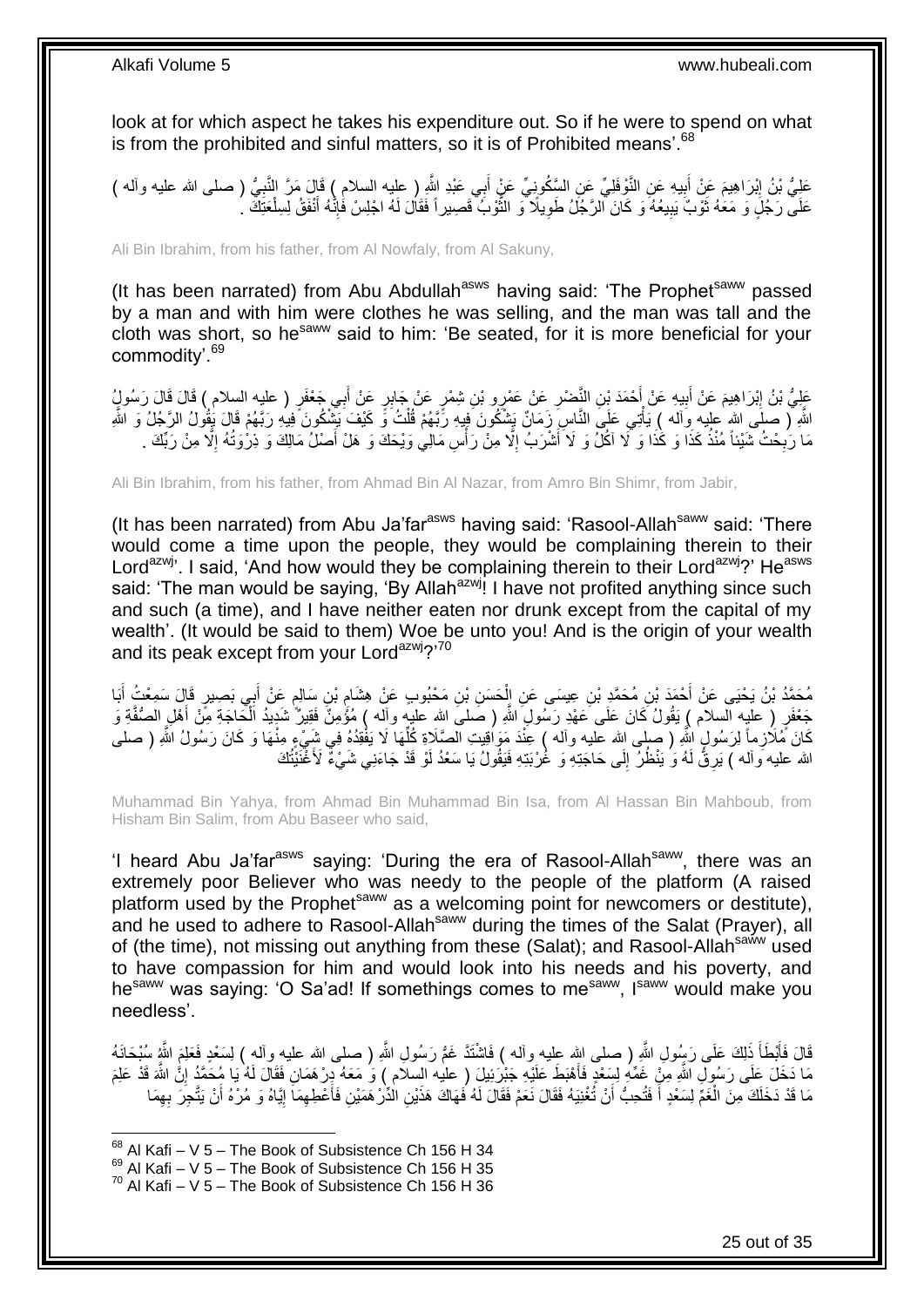look at for which aspect he takes his expenditure out. So if he were to spend on what is from the prohibited and sinful matters, so it is of Prohibited means'.[68]

عَلِيُّ بْنُ إِبْرَاهِيمَ عَنْ أَبِيهِ عَنِ النَّوْفَلِيِّ عَنِ السَّكُونِيِّ عَنْ أَبِي عَبْدِ اللَّهِ ( عليه السلام ) قَالَ مَرَّ النَّبِيُّ ( صلى الله عليه وآله ) عَلَى رَجُلٍ وَ مَعَهُ ثَوْبٌ يَبِيعُهُ وَ كَانَ الرَّجُلُ طَوِيلًا وَ الثَّوْبُ قَصِيراً فَقَالَ لَهُ اجْلِسْ فَإِنَّهُ أَنْفَقُ لِسِلْعَتِكَ .

Ali Bin Ibrahim, from his father, from Al Nowfaly, from Al Sakuny,

(It has been narrated) from Abu Abdullah[asws] having said: 'The Prophet[saww] passed by a man and with him were clothes he was selling, and the man was tall and the cloth was short, so he[saww] said to him: 'Be seated, for it is more beneficial for your commodity'.[69]

عَلِيُّ بْنُ إِبْرَاهِيمَ عَنْ أَبِيهِ عَنْ أَحْمَدَ بْنِ النَّضْرِ عَنْ عَمْرِو بْنِ شِمْرٍ عَنْ جَابِرٍ عَنْ أَبِي جَعْفَرٍ ( عليه السلام ) قَالَ قَالَ رَسُولُ اللَّهِ ( صلى الله عليه وآله ) يَأْتِي عَلَى النَّاسِ زَمَانٌ يَشْكُونَ فِيهِ رَبَّهُمْ قُلْتُ وَ كَيْفَ يَشْكُونَ فِيهِ رَبَّهُمْ قَالَ يَقُولُ الرَّجُلُ وَ اللَّهِ مَا رَبِحْتُ شَيْئاً مُنْذُ كَذَا وَ كَذَا وَ لَا آكُلُ وَ لَا أَشْرَبُ إِلَّا مِنْ رَأْسِ مَالِي وَيْحَكَ وَ هَلْ أَصْلُ مَالِكَ وَ ذِرْوَتُهُ إِلَّا مِنْ رَبِّكَ .

Ali Bin Ibrahim, from his father, from Ahmad Bin Al Nazar, from Amro Bin Shimr, from Jabir,

(It has been narrated) from Abu Ja'far[asws] having said: 'Rasool-Allah[saww] said: 'There would come a time upon the people, they would be complaining therein to their Lord[azwj]'. I said, 'And how would they be complaining therein to their Lord[azwj]?' He[asws] said: 'The man would be saying, 'By Allah[azwj]! I have not profited anything since such and such (a time), and I have neither eaten nor drunk except from the capital of my wealth'. (It would be said to them) Woe be unto you! And is the origin of your wealth and its peak except from your Lord[azwj]?'[70]

مُحَمَّدُ بْنُ يَحْيَى عَنْ أَحْمَدَ بْنِ مُحَمَّدِ بْنِ عِيسَى عَنِ الْحَسَنِ بْنِ مَحْبُوبٍ عَنْ هِشَامِ بْنِ سَالِمٍ عَنْ أَبِي بَصِيرٍ قَالَ سَمِعْتُ أَبَا جَعْفَرٍ ( عليه السلام ) يَقُولُ كَانَ عَلَى عَهْدِ رَسُولِ اللَّهِ ( صلى الله عليه وآله ) مُؤْمِنٌ فَقِيرٌ شَدِيدُ الْحَاجَةِ مِنْ أَهْلِ الصُّفَّةِ وَ كَانَ مُلَازِماً لِرَسُولِ اللَّهِ ( صلى الله عليه وآله ) عِنْدَ مَوَاقِيتِ الصَّلَاةِ كُلِّهَا لَا يَفْقِدُهُ فِي شَيْءٍ مِنْهَا وَ كَانَ رَسُولُ اللَّهِ ( صلى الله عليه وآله ) يَرِقُّ لَهُ وَ يَنْظُرُ إِلَى حَاجَتِهِ وَ غُرْبَتِهِ فَيَقُولُ يَا سَعْدُ لَوْ قَدْ جَاءَنِي شَيْءٌ لَأَغْنَيْتُكَ

Muhammad Bin Yahya, from Ahmad Bin Muhammad Bin Isa, from Al Hassan Bin Mahboub, from Hisham Bin Salim, from Abu Baseer who said,

'I heard Abu Ja'far[asws] saying: 'During the era of Rasool-Allah[saww], there was an extremely poor Believer who was needy to the people of the platform (A raised platform used by the Prophet[saww] as a welcoming point for newcomers or destitute), and he used to adhere to Rasool-Allah[saww] during the times of the Salat (Prayer), all of (the time), not missing out anything from these (Salat); and Rasool-Allah[saww] used to have compassion for him and would look into his needs and his poverty, and he[saww] was saying: 'O Sa'ad! If somethings comes to me[saww], I[saww] would make you needless'.

قَالَ فَأَبْطَأَ ذَلِكَ عَلَى رَسُولِ اللَّهِ ( صلى الله عليه وآله ) فَاشْتَدَّ غَمُّ رَسُولِ اللَّهِ ( صلى الله عليه وآله ) لِسَعْدٍ فَعَلِمَ اللَّهُ سُبْحَانَهُ مَا دَخَلَ عَلَى رَسُولِ اللَّهِ مِنْ غَمِّهِ لِسَعْدٍ فَأَهْبَطَ عَلَيْهِ جَبْرَئِيلَ ( عليه السلام ) وَ مَعَهُ دِرْهَمَانِ فَقَالَ لَهُ يَا مُحَمَّدُ إِنَّ اللَّهَ قَدْ عَلِمَ مَا قَدْ دَخَلَكَ مِنَ الْغَمِّ لِسَعْدٍ أَ فَتُحِبُّ أَنْ تُغْنِيَهُ فَقَالَ نَعَمْ فَقَالَ لَهُ فَهَاكَ هَذَيْنِ الدِّرْهَمَيْنِ فَأَعْطِهِمَا إِيَّاهُ وَ مُرْهُ أَنْ يَتَّجِرَ بِهِمَا

[68] Al Kafi – V 5 – The Book of Subsistence Ch 156 H 34
[69] Al Kafi – V 5 – The Book of Subsistence Ch 156 H 35
[70] Al Kafi – V 5 – The Book of Subsistence Ch 156 H 36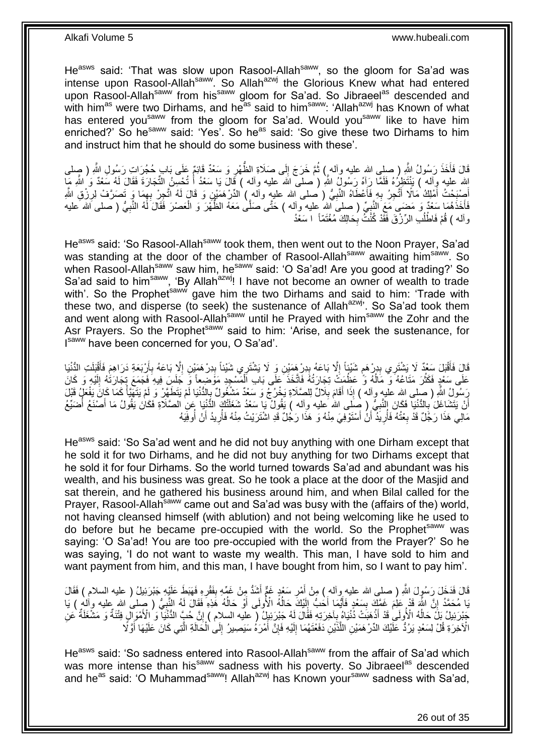He[asws] said: 'That was slow upon Rasool-Allah[saww], so the gloom for Sa'ad was intense upon Rasool-Allah[saww]. So Allah[azwj] the Glorious Knew what had entered upon Rasool-Allah[saww] from his[saww] gloom for Sa'ad. So Jibraeel[as] descended and with him[as] were two Dirhams, and he[as] said to him[saww]: 'Allah[azwj] has Known of what has entered you[saww] from the gloom for Sa'ad. Would you[saww] like to have him enriched?' So he[saww] said: 'Yes'. So he[as] said: 'So give these two Dirhams to him and instruct him that he should do some business with these'.

قَالَ فَأَخَذَ رَسُولُ اللَّهِ ( صلى الله عليه وآله ) ثُمَّ خَرَجَ إِلَى صَلَاةِ الظُّهْرِ وَ سَعْدٌ قَائِمٌ عَلَى بَابِ حُجُرَاتِ رَسُولِ اللَّهِ ( صلى الله عليه وآله ) يَنْتَظِرُهُ فَلَمَّا رَآهُ رَسُولُ اللَّهِ ( صلى الله عليه وآله ) قَالَ يَا سَعْدُ أَ تُحْسِنُ التِّجَارَةَ فَقَالَ لَهُ سَعْدٌ وَ اللَّهِ مَا أَصْبَحْتُ أَمْلِكُ مَالًا أَتَّجِرُ بِهِ فَأَعْطَاهُ النَّبِيُّ ( صلى الله عليه وآله ) الدِّرْهَمَيْنِ وَ قَالَ لَهُ اتَّجِرْ بِهِمَا وَ تَصَرَّفْ لِرِزْقِ اللَّهِ فَأَخَذَهُمَا سَعْدٌ وَ مَضَى مَعَ النَّبِيِّ ( صلى الله عليه وآله ) حَتَّى صَلَّى مَعَهُ الظُّهْرَ وَ الْعَصْرَ فَقَالَ لَهُ النَّبِيُّ ( صلى الله عليه وآله ) قُمْ فَاطْلُبِ الرِّزْقَ فَقَدْ كُنْتُ بِحَالِكَ مُغْتَمّاً يَا سَعْدُ

He[asws] said: 'So Rasool-Allah[saww] took them, then went out to the Noon Prayer, Sa'ad was standing at the door of the chamber of Rasool-Allah[saww] awaiting him[saww]. So when Rasool-Allah[saww] saw him, he[saww] said: 'O Sa'ad! Are you good at trading?' So Sa'ad said to him[saww], 'By Allah[azwj]! I have not become an owner of wealth to trade with'. So the Prophet[saww] gave him the two Dirhams and said to him: 'Trade with these two, and disperse (to seek) the sustenance of Allah[azwj]'. So Sa'ad took them and went along with Rasool-Allah[saww] until he Prayed with him[saww] the Zohr and the Asr Prayers. So the Prophet[saww] said to him: 'Arise, and seek the sustenance, for I[saww] have been concerned for you, O Sa'ad'.

قَالَ فَأَقْبَلَ سَعْدٌ لَا يَشْتَرِي بِدِرْهَمٍ شَيْئاً إِلَّا بَاعَهُ بِدِرْهَمَيْنِ وَ لَا يَشْتَرِي شَيْئاً بِدِرْهَمَيْنِ إِلَّا بَاعَهُ بِأَرْبَعَةِ دَرَاهِمَ فَأَقْبَلَتِ الدُّنْيَا عَلَى سَعْدٍ فَكَثُرَ مَتَاعُهُ وَ مَالُهُ وَ عَظُمَتْ تِجَارَتُهُ فَاتَّخَذَ عَلَى بَابِ الْمَسْجِدِ مَوْضِعاً وَ جَلَسَ فِيهِ فَجَمَعَ تِجَارَتَهُ إِلَيْهِ وَ كَانَ رَسُولُ اللَّهِ ( صلى الله عليه وآله ) إِذَا أَقَامَ بِلَالٌ لِلصَّلَاةِ يَخْرُجُ وَ سَعْدٌ مَشْغُولٌ بِالدُّنْيَا لَمْ يَتَطَهَّرْ وَ لَمْ يَتَهَيَّأْ كَمَا كَانَ يَفْعَلُ قَبْلَ أَنْ يَتَشَاغَلَ بِالدُّنْيَا فَكَانَ النَّبِيُّ ( صلى الله عليه وآله ) يَقُولُ يَا سَعْدُ شَغَلَتْكَ الدُّنْيَا عَنِ الصَّلَاةِ فَكَانَ يَقُولُ مَا أَصْنَعُ أُضَيِّعُ مَالِي هَذَا رَجُلٌ قَدْ بِعْتُهُ فَأُرِيدُ أَنْ أَسْتَوْفِيَ مِنْهُ وَ هَذَا رَجُلٌ قَدِ اشْتَرَيْتُ مِنْهُ فَأُرِيدُ أَنْ أُوفِيَهُ

He[asws] said: 'So Sa'ad went and he did not buy anything with one Dirham except that he sold it for two Dirhams, and he did not buy anything for two Dirhams except that he sold it for four Dirhams. So the world turned towards Sa'ad and abundant was his wealth, and his business was great. So he took a place at the door of the Masjid and sat therein, and he gathered his business around him, and when Bilal called for the Prayer, Rasool-Allah[saww] came out and Sa'ad was busy with the (affairs of the) world, not having cleansed himself (with ablution) and not being welcoming like he used to do before but he became pre-occupied with the world. So the Prophet[saww] was saying: 'O Sa'ad! You are too pre-occupied with the world from the Prayer?' So he was saying, 'I do not want to waste my wealth. This man, I have sold to him and want payment from him, and this man, I have bought from him, so I want to pay him'.

قَالَ فَدَخَلَ رَسُولَ اللَّهِ ( صلى الله عليه وآله ) مِنْ أَمْرِ سَعْدٍ غَمٌّ أَشَدُّ مِنْ غَمِّهِ بِفَقْرِهِ فَهَبَطَ عَلَيْهِ جَبْرَئِيلُ ( عليه السلام ) فَقَالَ يَا مُحَمَّدُ إِنَّ اللَّهَ قَدْ عَلِمَ غَمَّكَ بِسَعْدٍ فَأَيُّمَا أَحَبُّ إِلَيْكَ حَالُهُ الْأُولَى أَوْ حَالُهُ هَذِهِ فَقَالَ لَهُ النَّبِيُّ ( صلى الله عليه وآله ) يَا جَبْرَئِيلُ بَلْ حَالُهُ الْأُولَى قَدْ أَذْهَبَتْ دُنْيَاهُ بِآخِرَتِهِ فَقَالَ لَهُ جَبْرَئِيلُ ( عليه السلام ) إِنَّ حُبَّ الدُّنْيَا وَ الْأَمْوَالِ فِتْنَةٌ وَ مَشْغَلَةٌ عَنِ الْآخِرَةِ قُلْ لِسَعْدٍ يَرُدُّ عَلَيْكَ الدِّرْهَمَيْنِ اللَّذَيْنِ دَفَعْتَهُمَا إِلَيْهِ فَإِنَّ أَمْرَهُ سَيَصِيرُ إِلَى الْحَالَةِ الَّتِي كَانَ عَلَيْهَا أَوَّلًا

He[asws] said: 'So sadness entered into Rasool-Allah[saww] from the affair of Sa'ad which was more intense than his[saww] sadness with his poverty. So Jibraeel[as] descended and he[as] said: 'O Muhammad[saww]! Allah[azwj] has Known your[saww] sadness with Sa'ad,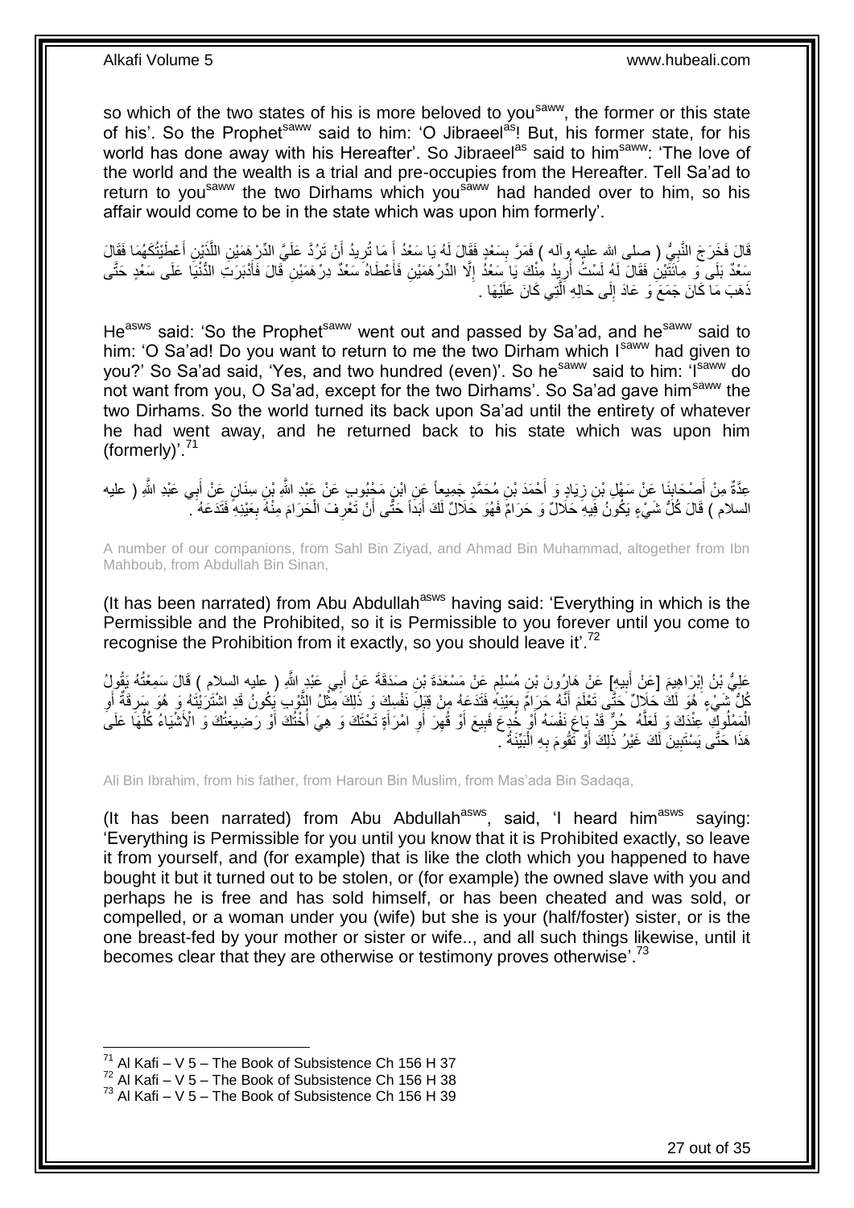so which of the two states of his is more beloved to you[saww], the former or this state of his'. So the Prophet[saww] said to him: 'O Jibraeel[as]! But, his former state, for his world has done away with his Hereafter'. So Jibraeel[as] said to him[saww]: 'The love of the world and the wealth is a trial and pre-occupies from the Hereafter. Tell Sa'ad to return to you[saww] the two Dirhams which you[saww] had handed over to him, so his affair would come to be in the state which was upon him formerly'.

قَالَ فَخَرَجَ النَّبِيُّ ( صلى الله عليه وآله ) فَمَرَّ بِسَعْدٍ فَقَالَ لَهُ يَا سَعْدُ أَ مَا تُرِيدُ أَنْ تَرُدَّ عَلَيَّ الدِّرْهَمَيْنِ اللَّذَيْنِ أَعْطَيْتُكَهُمَا فَقَالَ سَعْدٌ بَلَى وَ مِائَتَيْنِ فَقَالَ لَهُ لَسْتُ أُرِيدُ مِنْكَ يَا سَعْدُ إِلَّا الدِّرْهَمَيْنِ فَأَعْطَاهُ سَعْدٌ دِرْهَمَيْنِ قَالَ فَأَدْبَرَتِ الدُّنْيَا عَلَى سَعْدٍ حَتَّى ذَهَبَ مَا كَانَ جَمَعَ وَ عَادَ إِلَى حَالِهِ الَّتِي كَانَ عَلَيْهَا .

He[asws] said: 'So the Prophet[saww] went out and passed by Sa'ad, and he[saww] said to him: 'O Sa'ad! Do you want to return to me the two Dirham which I[saww] had given to you?' So Sa'ad said, 'Yes, and two hundred (even)'. So he[saww] said to him: 'I[saww] do not want from you, O Sa'ad, except for the two Dirhams'. So Sa'ad gave him[saww] the two Dirhams. So the world turned its back upon Sa'ad until the entirety of whatever he had went away, and he returned back to his state which was upon him (formerly)'.[71]

عِدَّةٌ مِنْ أَصْحَابِنَا عَنْ سَهْلِ بْنِ زِيَادٍ وَ أَحْمَدَ بْنِ مُحَمَّدٍ جَمِيعاً عَنِ ابْنِ مَحْبُوبٍ عَنْ عَبْدِ اللَّهِ بْنِ سِنَانٍ عَنْ أَبِي عَبْدِ اللَّهِ ( عليه السلام ) قَالَ كُلُّ شَيْءٍ يَكُونُ فِيهِ حَلَالٌ وَ حَرَامٌ فَهُوَ حَلَالٌ لَكَ أَبَداً حَتَّى أَنْ تَعْرِفَ الْحَرَامَ مِنْهُ بِعَيْنِهِ فَتَدَعَهُ .

A number of our companions, from Sahl Bin Ziyad, and Ahmad Bin Muhammad, altogether from Ibn Mahboub, from Abdullah Bin Sinan,

(It has been narrated) from Abu Abdullah[asws] having said: 'Everything in which is the Permissible and the Prohibited, so it is Permissible to you forever until you come to recognise the Prohibition from it exactly, so you should leave it'.[72]

عَلِيُّ بْنُ إِبْرَاهِيمَ [عَنْ أَبِيهِ] عَنْ هَارُونَ بْنِ مُسْلِمٍ عَنْ مَسْعَدَةَ بْنِ صَدَقَةَ عَنْ أَبِي عَبْدِ اللَّهِ ( عليه السلام ) قَالَ سَمِعْتُهُ يَقُولُ كُلُّ شَيْءٍ هُوَ لَكَ حَلَالٌ حَتَّى تَعْلَمَ أَنَّهُ حَرَامٌ بِعَيْنِهِ فَتَدَعَهُ مِنْ قِبَلِ نَفْسِكَ وَ ذَلِكَ مِثْلُ الثَّوْبِ يَكُونُ قَدِ اشْتَرَيْتَهُ وَ هُوَ سَرِقَةٌ أَوِ الْمَمْلُوكِ عِنْدَكَ وَ لَعَلَّهُ حُرٌّ قَدْ بَاعَ نَفْسَهُ أَوْ خُدِعَ فَبِيعَ أَوْ قُهِرَ أَوِ امْرَأَةٍ تَحْتَكَ وَ هِيَ أُخْتُكَ أَوْ رَضِيعَتُكَ وَ الْأَشْيَاءُ كُلُّهَا عَلَى هَذَا حَتَّى يَسْتَبِينَ لَكَ غَيْرُ ذَلِكَ أَوْ تَقُومَ بِهِ الْبَيِّنَةُ .

Ali Bin Ibrahim, from his father, from Haroun Bin Muslim, from Mas'ada Bin Sadaqa,

(It has been narrated) from Abu Abdullah[asws], said, 'I heard him[asws] saying: 'Everything is Permissible for you until you know that it is Prohibited exactly, so leave it from yourself, and (for example) that is like the cloth which you happened to have bought it but it turned out to be stolen, or (for example) the owned slave with you and perhaps he is free and has sold himself, or has been cheated and was sold, or compelled, or a woman under you (wife) but she is your (half/foster) sister, or is the one breast-fed by your mother or sister or wife.., and all such things likewise, until it becomes clear that they are otherwise or testimony proves otherwise'.[73]

[71] Al Kafi – V 5 – The Book of Subsistence Ch 156 H 37
[72] Al Kafi – V 5 – The Book of Subsistence Ch 156 H 38
[73] Al Kafi – V 5 – The Book of Subsistence Ch 156 H 39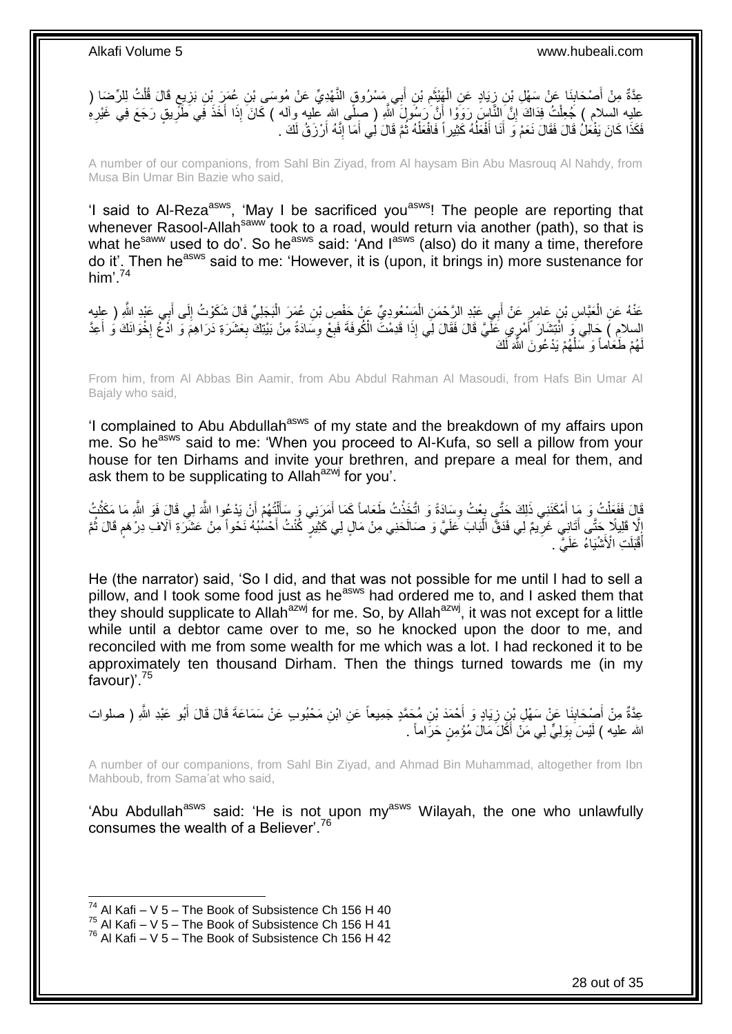عِدَّةٌ مِنْ أَصْحَابِنَا عَنْ سَهْلِ بْنِ زِيَادٍ عَنِ الْهَيْثَمِ بْنِ أَبِي مَسْرُوقٍ النَّهْدِيِّ عَنْ مُوسَى بْنِ عُمَرَ بْنِ بَزِيعٍ قَالَ قُلْتُ لِلرِّضَا ( عليه السلام ) جُعِلْتُ فِدَاكَ إِنَّ النَّاسَ رَوَوْا أَنَّ رَسُولَ اللَّهِ ( صلى الله عليه وآله ) كَانَ إِذَا أَخَذَ فِي طَرِيقٍ رَجَعَ فِي غَيْرِهِ فَكَذَا كَانَ يَفْعَلُ قَالَ فَقَالَ نَعَمْ وَ أَنَا أَفْعَلُهُ كَثِيراً فَافْعَلْهُ ثُمَّ قَالَ لِي أَمَا إِنَّهُ أَرْزَقُ لَكَ .

A number of our companions, from Sahl Bin Ziyad, from Al haysam Bin Abu Masrouq Al Nahdy, from Musa Bin Umar Bin Bazie who said,

'I said to Al-Reza[asws], 'May I be sacrificed you[asws]! The people are reporting that whenever Rasool-Allah[saww] took to a road, would return via another (path), so that is what he[saww] used to do'. So he[asws] said: 'And I[asws] (also) do it many a time, therefore do it'. Then he[asws] said to me: 'However, it is (upon, it brings in) more sustenance for him'.[74]

عَنْهُ عَنِ الْعَبَّاسِ بْنِ عَامِرٍ عَنْ أَبِي عَبْدِ الرَّحْمَنِ الْمَسْعُودِيِّ عَنْ حَفْصِ بْنِ عُمَرَ الْبَجَلِيِّ قَالَ شَكَوْتُ إِلَى أَبِي عَبْدِ اللَّهِ ( عليه السلام ) حَالِي وَ انْتِشَارَ أَمْرِي عَلَيَّ قَالَ فَقَالَ لِي إِذَا قَدِمْتَ الْكُوفَةَ فَبِعْ وِسَادَةً مِنْ بَيْتِكَ بِعَشَرَةِ دَرَاهِمَ وَ ادْعُ إِخْوَانَكَ وَ أَعِدَّ لَهُمْ طَعَاماً وَ سَلْهُمْ يَدْعُونَ اللَّهَ لَكَ

From him, from Al Abbas Bin Aamir, from Abu Abdul Rahman Al Masoudi, from Hafs Bin Umar Al Bajaly who said,

'I complained to Abu Abdullah[asws] of my state and the breakdown of my affairs upon me. So he[asws] said to me: 'When you proceed to Al-Kufa, so sell a pillow from your house for ten Dirhams and invite your brethren, and prepare a meal for them, and ask them to be supplicating to Allah[azwj] for you'.

قَالَ فَفَعَلْتُ وَ مَا أَمْكَنَنِي ذَلِكَ حَتَّى بِعْتُ وِسَادَةً وَ اتَّخَذْتُ طَعَاماً كَمَا أَمَرَنِي وَ سَأَلْتُهُمْ أَنْ يَدْعُوا اللَّهَ لِي قَالَ فَوَ اللَّهِ مَا مَكَثْتُ إِلَّا قَلِيلًا حَتَّى أَتَانِي غَرِيمٌ لِي فَدَقَّ الْبَابَ عَلَيَّ وَ صَالَحَنِي مِنْ مَالٍ لِي كَثِيرٍ كُنْتُ أَحْسُبُهُ نَحْواً مِنْ عَشَرَةِ آلَافِ دِرْهَمٍ قَالَ ثُمَّ أَقْبَلَتِ الْأَشْيَاءُ عَلَيَّ .

He (the narrator) said, 'So I did, and that was not possible for me until I had to sell a pillow, and I took some food just as he[asws] had ordered me to, and I asked them that they should supplicate to Allah[azwj] for me. So, by Allah[azwj], it was not except for a little while until a debtor came over to me, so he knocked upon the door to me, and reconciled with me from some wealth for me which was a lot. I had reckoned it to be approximately ten thousand Dirham. Then the things turned towards me (in my favour)'.[75]

عِدَّةٌ مِنْ أَصْحَابِنَا عَنْ سَهْلِ بْنِ زِيَادٍ وَ أَحْمَدَ بْنِ مُحَمَّدٍ جَمِيعاً عَنِ ابْنِ مَحْبُوبٍ عَنْ سَمَاعَةَ قَالَ قَالَ أَبُو عَبْدِ اللَّهِ ( صلوات الله عليه ) لَيْسَ بِوَلِيٍّ لِي مَنْ أَكَلَ مَالَ مُؤْمِنٍ حَرَاماً .

A number of our companions, from Sahl Bin Ziyad, and Ahmad Bin Muhammad, altogether from Ibn Mahboub, from Sama'at who said,

'Abu Abdullah[asws] said: 'He is not upon my[asws] Wilayah, the one who unlawfully consumes the wealth of a Believer'.[76]

---

[74] Al Kafi – V 5 – The Book of Subsistence Ch 156 H 40
[75] Al Kafi – V 5 – The Book of Subsistence Ch 156 H 41
[76] Al Kafi – V 5 – The Book of Subsistence Ch 156 H 42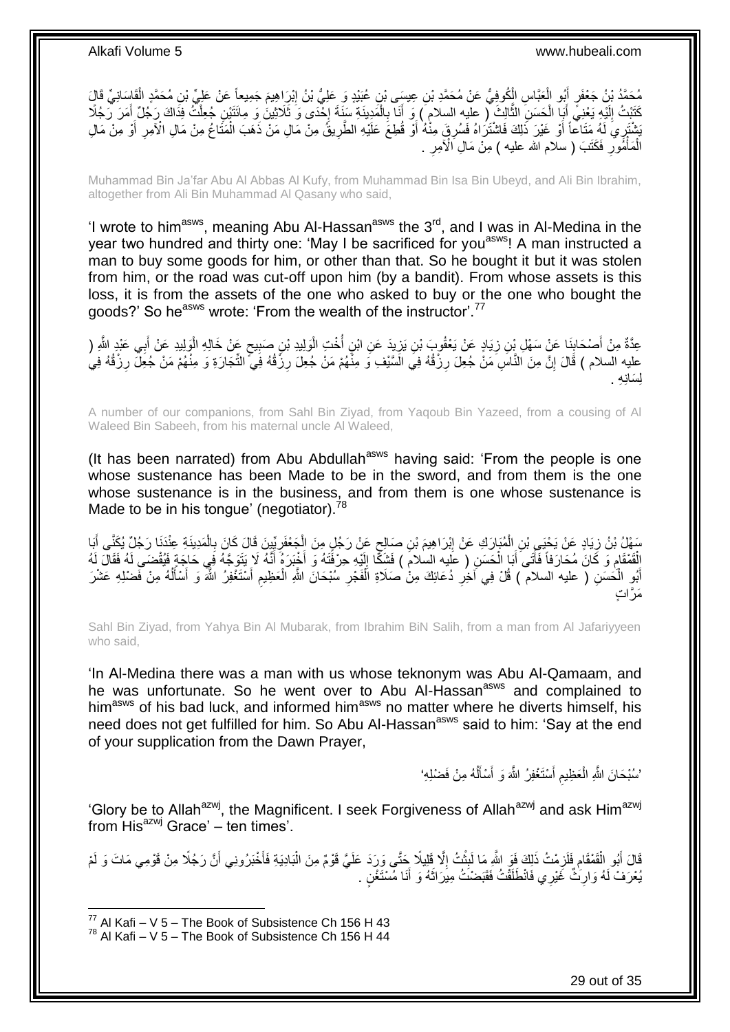مُحَمَّدُ بْنُ جَعْفَرٍ أَبُو الْعَبَّاسِ الْكُوفِيُّ عَنْ مُحَمَّدِ بْنِ عِيسَى بْنِ عُبَيْدٍ وَ عَلِيُّ بْنُ إِبْرَاهِيمَ جَمِيعاً عَنْ عَلِيِّ بْنِ مُحَمَّدٍ الْقَاسَانِيِّ قَالَ كَتَبْتُ إِلَيْهِ يَعْنِي أَبَا الْحَسَنِ الثَّالِثَ ( عليه السلام ) وَ أَنَا بِالْمَدِينَةِ سَنَةَ إِحْدَى وَ ثَلَاثِينَ وَ مِائَتَيْنِ جُعِلْتُ فِدَاكَ رَجُلٌ أَمَرَ رَجُلًا يَشْتَرِي لَهُ مَتَاعاً أَوْ غَيْرَ ذَلِكَ فَاشْتَرَاهُ فَسُرِقَ مِنْهُ أَوْ قُطِعَ عَلَيْهِ الطَّرِيقُ مِنْ مَالِ مَنْ ذَهَبَ الْمَتَاعُ مِنْ مَالِ الْآمِرِ أَوْ مِنْ مَالِ الْمَأْمُورِ فَكَتَبَ ( سلام الله عليه ) مِنْ مَالِ الْآمِرِ .

Muhammad Bin Ja'far Abu Al Abbas Al Kufy, from Muhammad Bin Isa Bin Ubeyd, and Ali Bin Ibrahim, altogether from Ali Bin Muhammad Al Qasany who said,

'I wrote to him[asws], meaning Abu Al-Hassan[asws] the 3[rd], and I was in Al-Medina in the year two hundred and thirty one: 'May I be sacrificed for you[asws]! A man instructed a man to buy some goods for him, or other than that. So he bought it but it was stolen from him, or the road was cut-off upon him (by a bandit). From whose assets is this loss, it is from the assets of the one who asked to buy or the one who bought the goods?' So he[asws] wrote: 'From the wealth of the instructor'.[77]

عِدَّةٌ مِنْ أَصْحَابِنَا عَنْ سَهْلِ بْنِ زِيَادٍ عَنْ يَعْقُوبَ بْنِ يَزِيدَ عَنِ ابْنِ أُخْتِ الْوَلِيدِ بْنِ صَبِيحٍ عَنْ خَالِهِ الْوَلِيدِ عَنْ أَبِي عَبْدِ اللَّهِ ( عليه السلام ) قَالَ إِنَّ مِنَ النَّاسِ مَنْ جُعِلَ رِزْقُهُ فِي السَّيْفِ وَ مِنْهُمْ مَنْ جُعِلَ رِزْقُهُ فِي التِّجَارَةِ وَ مِنْهُمْ مَنْ جُعِلَ رِزْقُهُ فِي لِسَانِهِ .

A number of our companions, from Sahl Bin Ziyad, from Yaqoub Bin Yazeed, from a cousing of Al Waleed Bin Sabeeh, from his maternal uncle Al Waleed,

(It has been narrated) from Abu Abdullah[asws] having said: 'From the people is one whose sustenance has been Made to be in the sword, and from them is the one whose sustenance is in the business, and from them is one whose sustenance is Made to be in his tongue' (negotiator).[78]

سَهْلُ بْنُ زِيَادٍ عَنْ يَحْيَى بْنِ الْمُبَارَكِ عَنْ إِبْرَاهِيمَ بْنِ صَالِحٍ عَنْ رَجُلٍ مِنَ الْجَعْفَرِيِّينَ قَالَ كَانَ بِالْمَدِينَةِ عِنْدَنَا رَجُلٌ يُكَنَّى أَبَا الْقَمْقَامِ وَ كَانَ مُحَارَفاً فَأَتَى أَبَا الْحَسَنِ ( عليه السلام ) فَشَكَا إِلَيْهِ حِرْفَتَهُ وَ أَخْبَرَهُ أَنَّهُ لَا يَتَوَجَّهُ فِي حَاجَةٍ فَيُقْضَى لَهُ فَقَالَ لَهُ أَبُو الْحَسَنِ ( عليه السلام ) قُلْ فِي آخِرِ دُعَائِكَ مِنْ صَلَاةِ الْفَجْرِ سُبْحَانَ اللَّهِ الْعَظِيمِ أَسْتَغْفِرُ اللَّهَ وَ أَسْأَلُهُ مِنْ فَضْلِهِ عَشْرَ مَرَّاتٍ

Sahl Bin Ziyad, from Yahya Bin Al Mubarak, from Ibrahim BiN Salih, from a man from Al Jafariyyeen who said,

'In Al-Medina there was a man with us whose teknonym was Abu Al-Qamaam, and he was unfortunate. So he went over to Abu Al-Hassan[asws] and complained to him[asws] of his bad luck, and informed him[asws] no matter where he diverts himself, his need does not get fulfilled for him. So Abu Al-Hassan[asws] said to him: 'Say at the end of your supplication from the Dawn Prayer,

'سُبْحَانَ اللَّهِ الْعَظِيمِ أَسْتَغْفِرُ اللَّهَ وَ أَسْأَلُهُ مِنْ فَضْلِهِ'

'Glory be to Allah[azwj], the Magnificent. I seek Forgiveness of Allah[azwj] and ask Him[azwj] from His[azwj] Grace' – ten times'.

قَالَ أَبُو الْقَمْقَامِ فَلَزِمْتُ ذَلِكَ فَوَ اللَّهِ مَا لَبِثْتُ إِلَّا قَلِيلًا حَتَّى وَرَدَ عَلَيَّ قَوْمٌ مِنَ الْبَادِيَةِ فَأَخْبَرُونِي أَنَّ رَجُلًا مِنْ قَوْمِي مَاتَ وَ لَمْ يُعْرَفْ لَهُ وَارِثٌ غَيْرِي فَانْطَلَقْتُ فَقَبَضْتُ مِيرَاثَهُ وَ أَنَا مُسْتَغْنٍ .

[77] Al Kafi – V 5 – The Book of Subsistence Ch 156 H 43
[78] Al Kafi – V 5 – The Book of Subsistence Ch 156 H 44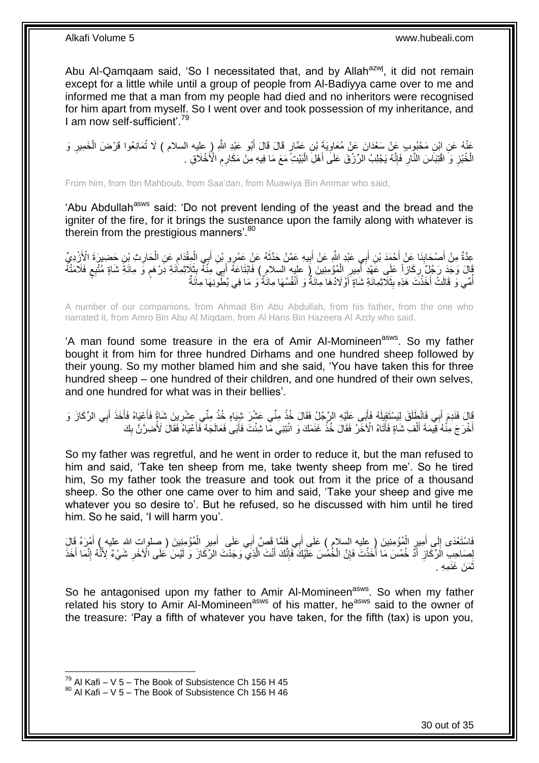Abu Al-Qamqaam said, 'So I necessitated that, and by Allah[azwj], it did not remain except for a little while until a group of people from Al-Badiyya came over to me and informed me that a man from my people had died and no inheritors were recognised for him apart from myself. So I went over and took possession of my inheritance, and I am now self-sufficient'.[79]

عَنْهُ عَنِ ابْنِ مَحْبُوبٍ عَنْ سَعْدَانَ عَنْ مُعَاوِيَةَ بْنِ عَمَّارٍ قَالَ قَالَ أَبُو عَبْدِ اللَّهِ ( عليه السلام ) لَا تُمَانِعُوا قَرْضَ الْخَمِيرِ وَ الْخُبْزِ وَ اقْتِبَاسَ النَّارِ فَإِنَّهُ يَجْلِبُ الرِّزْقَ عَلَى أَهْلِ الْبَيْتِ مَعَ مَا فِيهِ مِنْ مَكَارِمِ الْأَخْلَاقِ .

From him, from Ibn Mahboub, from Saa'dan, from Muawiya Bin Ammar who said,

'Abu Abdullah[asws] said: 'Do not prevent lending of the yeast and the bread and the igniter of the fire, for it brings the sustenance upon the family along with whatever is therein from the prestigious manners'.[80]

عِدَّةٌ مِنْ أَصْحَابِنَا عَنْ أَحْمَدَ بْنِ أَبِي عَبْدِ اللَّهِ عَنْ أَبِيهِ عَمَّنْ حَدَّثَهُ عَنْ عَمْرِو بْنِ أَبِي الْمِقْدَامِ عَنِ الْحَارِثِ بْنِ حَصِيرَةَ الْأَزْدِيِّ قَالَ وَجَدَ رَجُلٌ رِكَازاً عَلَى عَهْدِ أَمِيرِ الْمُؤْمِنِينَ ( عليه السلام ) فَابْتَاعَهُ أَبِي مِنْهُ بِثَلَاثِمِائَةِ دِرْهَمٍ وَ مِائَةِ شَاةٍ مُتْبِعٍ فَلَامَتْهُ أُمِّي وَ قَالَتْ أَخَذْتَ هَذِهِ بِثَلَاثِمِائَةِ شَاةٍ أَوْلَادُهَا مِائَةٌ وَ أَنْفُسُهَا مِائَةٌ وَ مَا فِي بُطُونِهَا مِائَةٌ

A number of our companions, from Ahmad Bin Abu Abdullah, from his father, from the one who narrated it, from Amro Bin Abu Al Miqdam, from Al Haris Bin Hazeera Al Azdy who said,

'A man found some treasure in the era of Amir Al-Momineen[asws]. So my father bought it from him for three hundred Dirhams and one hundred sheep followed by their young. So my mother blamed him and she said, 'You have taken this for three hundred sheep – one hundred of their children, and one hundred of their own selves, and one hundred for what was in their bellies'.

قَالَ فَنَدِمَ أَبِي فَانْطَلَقَ لِيَسْتَقِيلَهُ فَأَبَى عَلَيْهِ الرَّجُلُ فَقَالَ خُذْ مِنِّي عَشْرَ شِيَاهٍ خُذْ مِنِّي عِشْرِينَ شَاةً فَأَعْيَاهُ فَأَخَذَ أَبِي الرِّكَازَ وَ أَخْرَجَ مِنْهُ قِيمَةَ أَلْفِ شَاةٍ فَأَتَاهُ الْآخَرُ فَقَالَ خُذْ غَنَمَكَ وَ ائْتِنِي مَا شِئْتَ فَأَبَى فَعَالَجَهُ فَأَعْيَاهُ فَقَالَ لَأُضِرَّنَّ بِكَ

So my father was regretful, and he went in order to reduce it, but the man refused to him and said, 'Take ten sheep from me, take twenty sheep from me'. So he tired him, So my father took the treasure and took out from it the price of a thousand sheep. So the other one came over to him and said, 'Take your sheep and give me whatever you so desire to'. But he refused, so he discussed with him until he tired him. So he said, 'I will harm you'.

فَاسْتَعْدَى إِلَى أَمِيرِ الْمُؤْمِنِينَ ( عليه السلام ) عَلَى أَبِي فَلَمَّا قَصَّ أَبِي عَلَى أَمِيرِ الْمُؤْمِنِينَ ( صلوات الله عليه ) أَمْرَهُ قَالَ لِصَاحِبِ الرِّكَازِ أَدِّ خُمُسَ مَا أَخَذْتَ فَإِنَّ الْخُمُسَ عَلَيْكَ فَإِنَّكَ أَنْتَ الَّذِي وَجَدْتَ الرِّكَازَ وَ لَيْسَ عَلَى الْآخَرِ شَيْءٌ لِأَنَّهُ إِنَّمَا أَخَذَ ثَمَنَ غَنَمِهِ .

So he antagonised upon my father to Amir Al-Momineen[asws]. So when my father related his story to Amir Al-Momineen[asws] of his matter, he[asws] said to the owner of the treasure: 'Pay a fifth of whatever you have taken, for the fifth (tax) is upon you,

[79] Al Kafi – V 5 – The Book of Subsistence Ch 156 H 45
[80] Al Kafi – V 5 – The Book of Subsistence Ch 156 H 46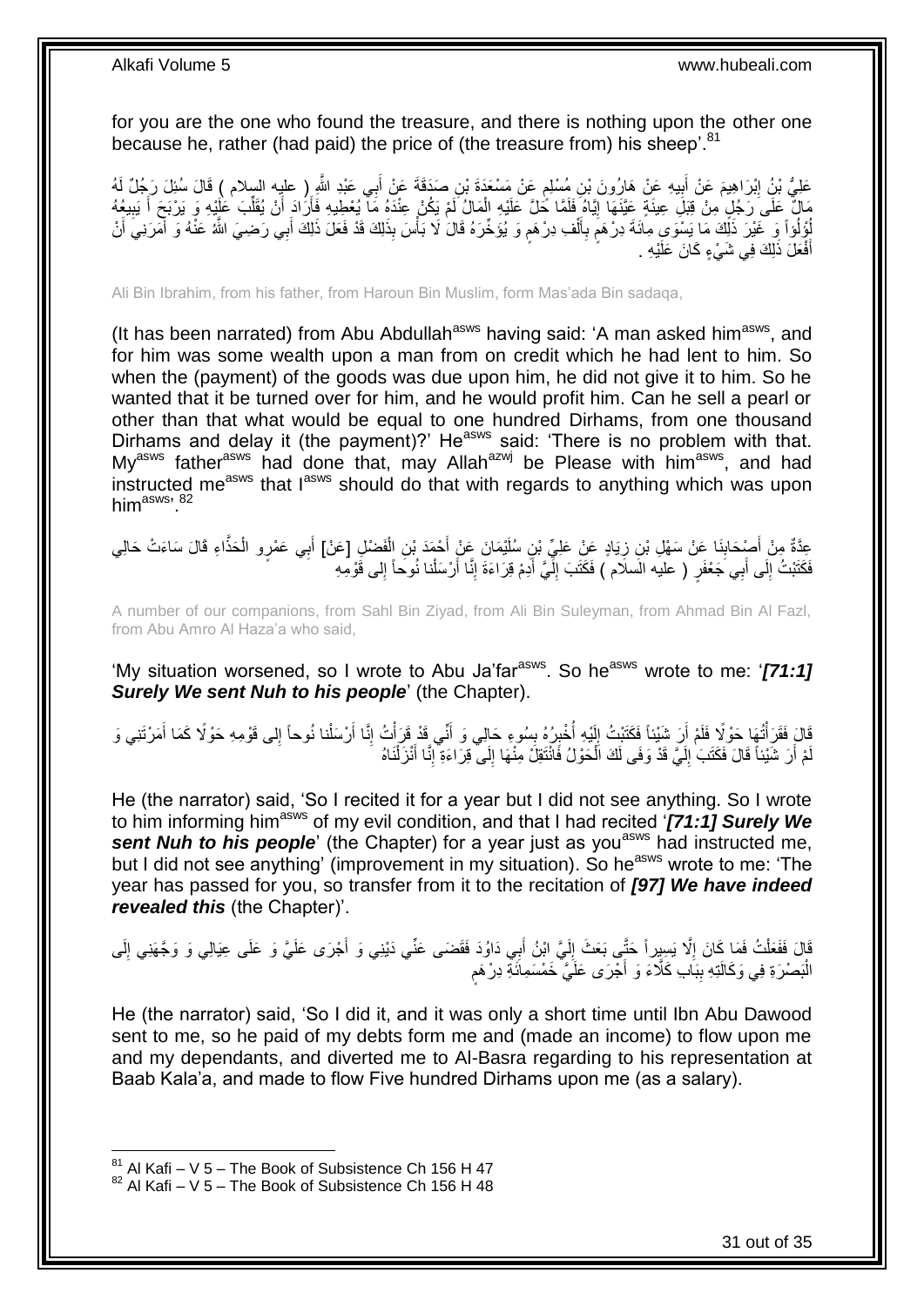for you are the one who found the treasure, and there is nothing upon the other one because he, rather (had paid) the price of (the treasure from) his sheep'.[81]

عَلِيُّ بْنُ إِبْرَاهِيمَ عَنْ أَبِيهِ عَنْ هَارُونَ بْنِ مُسْلِمٍ عَنْ مَسْعَدَةَ بْنِ صَدَقَةَ عَنْ أَبِي عَبْدِ اللَّهِ ( عليه السلام ) قَالَ سُئِلَ رَجُلٌ لَهُ مَالٌ عَلَى رَجُلٍ مِنْ قِبَلِ عِينَةٍ عَيَّنَهَا إِيَّاهُ فَلَمَّا حَلَّ عَلَيْهِ الْمَالُ لَمْ يَكُنْ عِنْدَهُ مَا يُعْطِيهِ فَأَرَادَ أَنْ يُقَلِّبَ عَلَيْهِ وَ يَرْبَحَ أَ يَبِيعُهُ لُؤْلُؤاً وَ غَيْرَ ذَلِكَ مَا يَسْوَى مِائَةَ دِرْهَمٍ بِأَلْفِ دِرْهَمٍ وَ يُؤَخِّرَهُ قَالَ لَا بَأْسَ بِذَلِكَ قَدْ فَعَلَ ذَلِكَ أَبِي رَضِيَ اللَّهُ عَنْهُ وَ أَمَرَنِي أَنْ أَفْعَلَ ذَلِكَ فِي شَيْءٍ كَانَ عَلَيْهِ .

Ali Bin Ibrahim, from his father, from Haroun Bin Muslim, form Mas'ada Bin sadaqa,

(It has been narrated) from Abu Abdullah[asws] having said: 'A man asked him[asws], and for him was some wealth upon a man from on credit which he had lent to him. So when the (payment) of the goods was due upon him, he did not give it to him. So he wanted that it be turned over for him, and he would profit him. Can he sell a pearl or other than that what would be equal to one hundred Dirhams, from one thousand Dirhams and delay it (the payment)?' He[asws] said: 'There is no problem with that. My[asws] father[asws] had done that, may Allah[azwj] be Please with him[asws], and had instructed me[asws] that I[asws] should do that with regards to anything which was upon him[asws]'.[82]

عِدَّةٌ مِنْ أَصْحَابِنَا عَنْ سَهْلِ بْنِ زِيَادٍ عَنْ عَلِيِّ بْنِ سُلَيْمَانَ عَنْ أَحْمَدَ بْنِ الْفَضْلِ [عَنْ] أَبِي عَمْرٍو الْحَذَّاءِ قَالَ سَاءَتْ حَالِي فَكَتَبْتُ إِلَى أَبِي جَعْفَرٍ ( عليه السلام ) فَكَتَبَ إِلَيَّ أَدِمْ قِرَاءَةَ إِنَّا أَرْسَلْنا نُوحاً إِلى قَوْمِهِ

A number of our companions, from Sahl Bin Ziyad, from Ali Bin Suleyman, from Ahmad Bin Al Fazl, from Abu Amro Al Haza'a who said,

'My situation worsened, so I wrote to Abu Ja'far[asws]. So he[asws] wrote to me: '*[71:1] Surely We sent Nuh to his people*' (the Chapter).

قَالَ فَقَرَأْتُهَا حَوْلًا فَلَمْ أَرَ شَيْئاً فَكَتَبْتُ إِلَيْهِ أُخْبِرُهُ بِسُوءِ حَالِي وَ أَنِّي قَدْ قَرَأْتُ إِنَّا أَرْسَلْنا نُوحاً إِلى قَوْمِهِ حَوْلًا كَمَا أَمَرْتَنِي وَ لَمْ أَرَ شَيْئاً قَالَ فَكَتَبَ إِلَيَّ قَدْ وَفَى لَكَ الْحَوْلُ فَانْتَقِلْ مِنْهَا إِلَى قِرَاءَةِ إِنَّا أَنْزَلْنَاهُ

He (the narrator) said, 'So I recited it for a year but I did not see anything. So I wrote to him informing him[asws] of my evil condition, and that I had recited '*[71:1] Surely We sent Nuh to his people*' (the Chapter) for a year just as you[asws] had instructed me, but I did not see anything' (improvement in my situation). So he[asws] wrote to me: 'The year has passed for you, so transfer from it to the recitation of *[97] We have indeed revealed this* (the Chapter)'.

قَالَ فَفَعَلْتُ فَمَا كَانَ إِلَّا يَسِيراً حَتَّى بَعَثَ إِلَيَّ ابْنُ أَبِي دَاوُدَ فَقَضَى عَنِّي دَيْنِي وَ أَجْرَى عَلَيَّ وَ عَلَى عِيَالِي وَ وَجَّهَنِي إِلَى الْبَصْرَةِ فِي وَكَالَتِهِ بِبَابِ كَلَّاءَ وَ أَجْرَى عَلَيَّ خَمْسَمِائَةِ دِرْهَمٍ

He (the narrator) said, 'So I did it, and it was only a short time until Ibn Abu Dawood sent to me, so he paid of my debts form me and (made an income) to flow upon me and my dependants, and diverted me to Al-Basra regarding to his representation at Baab Kala'a, and made to flow Five hundred Dirhams upon me (as a salary).

[81] Al Kafi – V 5 – The Book of Subsistence Ch 156 H 47
[82] Al Kafi – V 5 – The Book of Subsistence Ch 156 H 48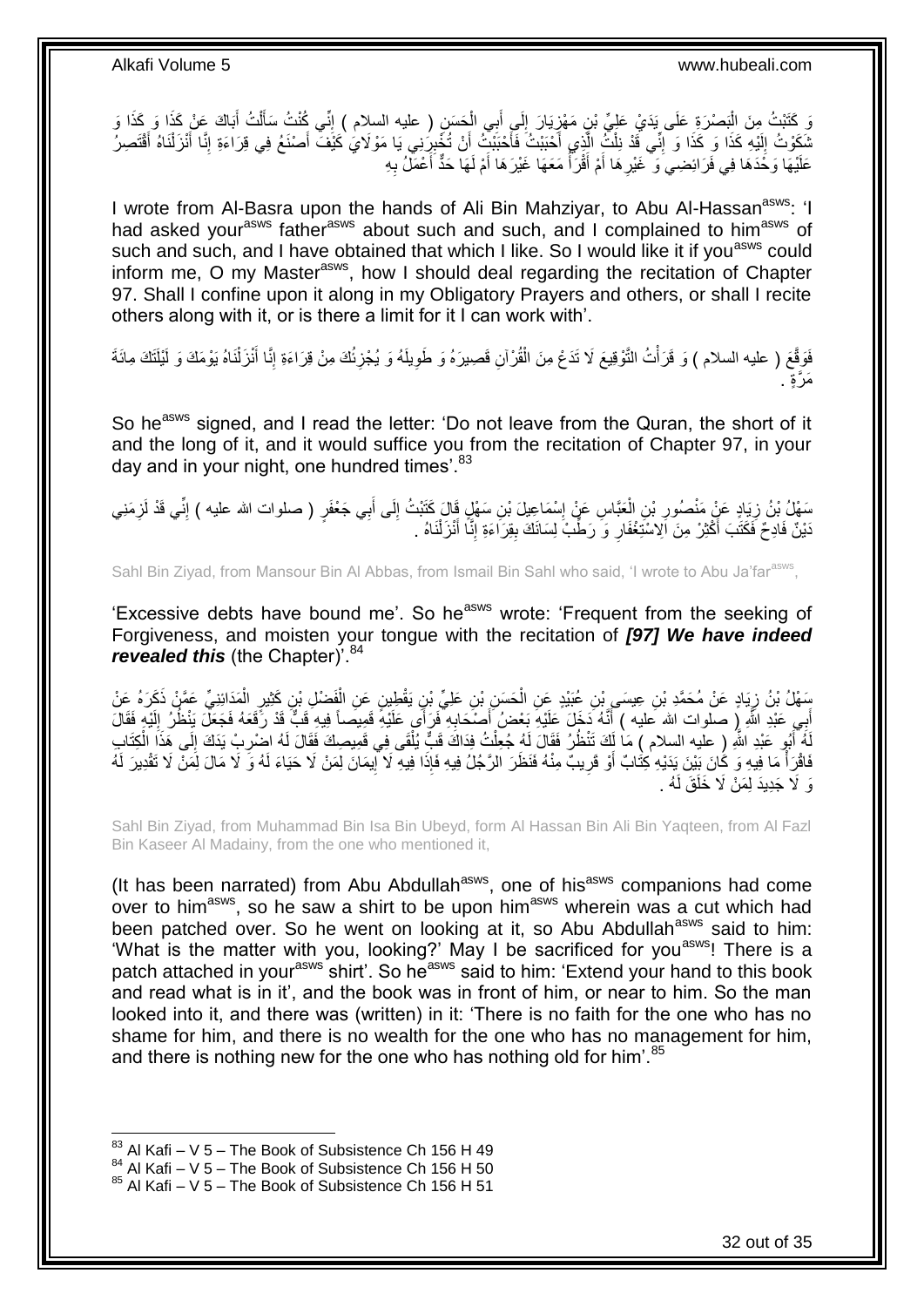وَ كَتَبْتُ مِنَ الْبَصْرَةِ عَلَى يَدَيْ عَلِيِّ بْنِ مَهْزِيَارَ إِلَى أَبِي الْحَسَنِ ( عليه السلام ) إِنِّي كُنْتُ سَأَلْتُ أَبَاكَ عَنْ كَذَا وَ كَذَا وَ شَكَوْتُ إِلَيْهِ كَذَا وَ كَذَا وَ إِنِّي قَدْ نِلْتُ الَّذِي أَحْبَبْتُ فَأَحْبَبْتُ أَنْ تُخْبِرَنِي يَا مَوْلَايَ كَيْفَ أَصْنَعُ فِي قِرَاءَةِ إِنَّا أَنْزَلْناهُ أَقْتَصِرُ عَلَيْهَا وَحْدَهَا فِي فَرَائِضِي وَ غَيْرِهَا أَمْ أَقْرَأُ مَعَهَا غَيْرَهَا أَمْ لَهَا حَدٌّ أَعْمَلُ بِهِ

I wrote from Al-Basra upon the hands of Ali Bin Mahziyar, to Abu Al-Hassan[asws]: 'I had asked your[asws] father[asws] about such and such, and I complained to him[asws] of such and such, and I have obtained that which I like. So I would like it if you[asws] could inform me, O my Master[asws], how I should deal regarding the recitation of Chapter 97. Shall I confine upon it along in my Obligatory Prayers and others, or shall I recite others along with it, or is there a limit for it I can work with'.

فَوَقَّعَ ( عليه السلام ) وَ قَرَأْتُ التَّوْقِيعَ لَا تَدَعْ مِنَ الْقُرْآنِ قَصِيرَهُ وَ طَوِيلَهُ وَ يُجْزِئُكَ مِنْ قِرَاءَةِ إِنَّا أَنْزَلْناهُ يَوْمَكَ وَ لَيْلَتَكَ مِائَةَ مَرَّةٍ .

So he[asws] signed, and I read the letter: 'Do not leave from the Quran, the short of it and the long of it, and it would suffice you from the recitation of Chapter 97, in your day and in your night, one hundred times'.[83]

سَهْلُ بْنُ زِيَادٍ عَنْ مَنْصُورِ بْنِ الْعَبَّاسِ عَنْ إِسْمَاعِيلَ بْنِ سَهْلٍ قَالَ كَتَبْتُ إِلَى أَبِي جَعْفَرٍ ( صلوات الله عليه ) إِنِّي قَدْ لَزِمَنِي دَيْنٌ فَادِحٌ فَكَتَبَ أَكْثِرْ مِنَ الِاسْتِغْفَارِ وَ رَطِّبْ لِسَانَكَ بِقِرَاءَةِ إِنَّا أَنْزَلْناهُ .

Sahl Bin Ziyad, from Mansour Bin Al Abbas, from Ismail Bin Sahl who said, 'I wrote to Abu Ja'far[asws],

'Excessive debts have bound me'. So he[asws] wrote: 'Frequent from the seeking of Forgiveness, and moisten your tongue with the recitation of ***[97] We have indeed revealed this*** (the Chapter)'.[84]

سَهْلُ بْنُ زِيَادٍ عَنْ مُحَمَّدِ بْنِ عِيسَى بْنِ عُبَيْدٍ عَنِ الْحَسَنِ بْنِ عَلِيِّ بْنِ يَقْطِينٍ عَنِ الْفَضْلِ بْنِ كَثِيرٍ الْمَدَائِنِيِّ عَمَّنْ ذَكَرَهُ عَنْ أَبِي عَبْدِ اللَّهِ ( صلوات الله عليه ) أَنَّهُ دَخَلَ عَلَيْهِ بَعْضُ أَصْحَابِهِ فَرَأَى عَلَيْهِ قَمِيصاً فِيهِ قَبٌّ قَدْ رَقَعَهُ فَجَعَلَ يَنْظُرُ إِلَيْهِ فَقَالَ لَهُ أَبُو عَبْدِ اللَّهِ ( عليه السلام ) مَا لَكَ تَنْظُرُ فَقَالَ لَهُ جُعِلْتُ فِدَاكَ قَبٌّ يُلْقَى فِي قَمِيصِكَ فَقَالَ لَهُ اضْرِبْ يَدَكَ إِلَى هَذَا الْكِتَابِ فَاقْرَأْ مَا فِيهِ وَ كَانَ بَيْنَ يَدَيْهِ كِتَابٌ أَوْ قَرِيبٌ مِنْهُ فَنَظَرَ الرَّجُلُ فِيهِ فَإِذَا فِيهِ لَا إِيمَانَ لِمَنْ لَا حَيَاءَ لَهُ وَ لَا مَالَ لِمَنْ لَا تَقْدِيرَ لَهُ وَ لَا جَدِيدَ لِمَنْ لَا خَلَقَ لَهُ .

Sahl Bin Ziyad, from Muhammad Bin Isa Bin Ubeyd, form Al Hassan Bin Ali Bin Yaqteen, from Al Fazl Bin Kaseer Al Madainy, from the one who mentioned it,

(It has been narrated) from Abu Abdullah[asws], one of his[asws] companions had come over to him[asws], so he saw a shirt to be upon him[asws] wherein was a cut which had been patched over. So he went on looking at it, so Abu Abdullah[asws] said to him: 'What is the matter with you, looking?' May I be sacrificed for you[asws]! There is a patch attached in your[asws] shirt'. So he[asws] said to him: 'Extend your hand to this book and read what is in it', and the book was in front of him, or near to him. So the man looked into it, and there was (written) in it: 'There is no faith for the one who has no shame for him, and there is no wealth for the one who has no management for him, and there is nothing new for the one who has nothing old for him'.[85]

---

[83] Al Kafi – V 5 – The Book of Subsistence Ch 156 H 49
[84] Al Kafi – V 5 – The Book of Subsistence Ch 156 H 50
[85] Al Kafi – V 5 – The Book of Subsistence Ch 156 H 51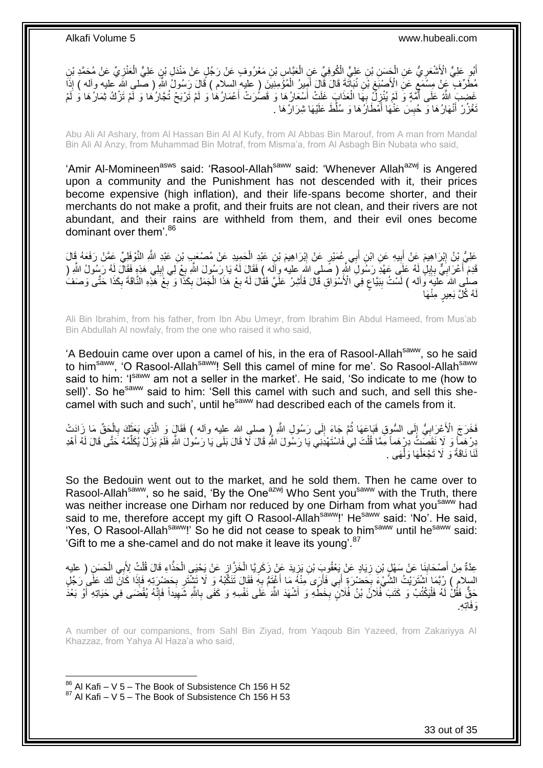أَبُو عَلِيٍّ الْأَشْعَرِيُّ عَنِ الْحَسَنِ بْنِ عَلِيٍّ الْكُوفِيِّ عَنِ الْعَبَّاسِ بْنِ مَعْرُوفٍ عَنْ رَجُلٍ عَنْ مَنْدَلِ بْنِ عَلِيٍّ الْعَنَزِيِّ عَنْ مُحَمَّدِ بْنِ مُطَرِّفٍ عَنْ مِسْمَعٍ عَنِ الْأَصْبَغِ بْنِ نُبَاتَةَ قَالَ قَالَ أَمِيرُ الْمُؤْمِنِينَ ( عليه السلام ) قَالَ رَسُولُ اللَّهِ ( صلى الله عليه وآله ) إِذَا غَضِبَ اللَّهُ عَلَى أُمَّةٍ وَ لَمْ يُنْزِلْ بِهَا الْعَذَابَ غَلَتْ أَسْعَارُهَا وَ قَصُرَتْ أَعْمَارُهَا وَ لَمْ تَرْبَحْ تُجَّارُهَا وَ لَمْ تَزْكُ ثِمَارُهَا وَ لَمْ تَغْزُرْ أَنْهَارُهَا وَ حُبِسَ عَنْهَا أَمْطَارُهَا وَ سُلِّطَ عَلَيْهَا شِرَارُهَا .

Abu Ali Al Ashary, from Al Hassan Bin Al Ali Al Kufy, from Al Abbas Bin Marouf, from A man from Mandal Bin Ali Al Anzy, from Muhammad Bin Motraf, from Misma'a, from Al Asbagh Bin Nubata who said,

'Amir Al-Momineen[asws] said: 'Rasool-Allah[saww] said: 'Whenever Allah[azwj] is Angered upon a community and the Punishment has not descended with it, their prices become expensive (high inflation), and their life-spans become shorter, and their merchants do not make a profit, and their fruits are not clean, and their rivers are not abundant, and their rains are withheld from them, and their evil ones become dominant over them'.[86]

عَلِيُّ بْنُ إِبْرَاهِيمَ عَنْ أَبِيهِ عَنِ ابْنِ أَبِي عُمَيْرٍ عَنْ إِبْرَاهِيمَ بْنِ عَبْدِ الْحَمِيدِ عَنْ مُصْعَبِ بْنِ عَبْدِ اللَّهِ النَّوْفَلِيِّ عَمَّنْ رَفَعَهُ قَالَ قَدِمَ أَعْرَابِيٌّ بِإِبِلٍ لَهُ عَلَى عَهْدِ رَسُولِ اللَّهِ ( صلى الله عليه وآله ) فَقَالَ لَهُ يَا رَسُولَ اللَّهِ بِعْ لِي إِبِلِي هَذِهِ فَقَالَ لَهُ رَسُولُ اللَّهِ ( صلى الله عليه وآله ) لَسْتُ بِبَيَّاعٍ فِي الْأَسْوَاقِ قَالَ فَأَشِرْ عَلَيَّ فَقَالَ لَهُ بِعْ هَذَا الْجَمَلَ بِكَذَا وَ بِعْ هَذِهِ النَّاقَةَ بِكَذَا حَتَّى وَصَفَ لَهُ كُلَّ بَعِيرٍ مِنْهَا

Ali Bin Ibrahim, from his father, from Ibn Abu Umeyr, from Ibrahim Bin Abdul Hameed, from Mus'ab Bin Abdullah Al nowfaly, from the one who raised it who said,

'A Bedouin came over upon a camel of his, in the era of Rasool-Allah[saww], so he said to him[saww], 'O Rasool-Allah[saww]! Sell this camel of mine for me'. So Rasool-Allah[saww] said to him: 'I[saww] am not a seller in the market'. He said, 'So indicate to me (how to sell)'. So he[saww] said to him: 'Sell this camel with such and such, and sell this she-camel with such and such', until he[saww] had described each of the camels from it.

فَخَرَجَ الْأَعْرَابِيُّ إِلَى السُّوقِ فَبَاعَهَا ثُمَّ جَاءَ إِلَى رَسُولِ اللَّهِ ( صلى الله عليه وآله ) فَقَالَ وَ الَّذِي بَعَثَكَ بِالْحَقِّ مَا زَادَتْ دِرْهَماً وَ لَا نَقَصَتْ دِرْهَماً مِمَّا قُلْتَ لِي فَاسْتَهْدِنِي يَا رَسُولَ اللَّهِ قَالَ لَا قَالَ بَلَى يَا رَسُولَ اللَّهِ فَلَمْ يَزَلْ يُكَلِّمُهُ حَتَّى قَالَ لَهُ أَهْدِ لَنَا نَاقَةً وَ لَا تَجْعَلْهَا وَلْهَى .

So the Bedouin went out to the market, and he sold them. Then he came over to Rasool-Allah[saww], so he said, 'By the One[azwj] Who Sent you[saww] with the Truth, there was neither increase one Dirham nor reduced by one Dirham from what you[saww] had said to me, therefore accept my gift O Rasool-Allah[saww]!' He[saww] said: 'No'. He said, 'Yes, O Rasool-Allah[saww]!' So he did not cease to speak to him[saww] until he[saww] said: 'Gift to me a she-camel and do not make it leave its young'.[87]

عِدَّةٌ مِنْ أَصْحَابِنَا عَنْ سَهْلِ بْنِ زِيَادٍ عَنْ يَعْقُوبَ بْنِ يَزِيدَ عَنْ زَكَرِيَّا الْخَزَّازِ عَنْ يَحْيَى الْحَذَّاءِ قَالَ قُلْتُ لِأَبِي الْحَسَنِ ( عليه السلام ) رُبَّمَا اشْتَرَيْتُ الشَّيْءَ بِحَضْرَةِ أَبِي فَأَرَى مِنْهُ مَا أَغْتَمُّ بِهِ فَقَالَ تَنَكَّبْهُ وَ لَا تَشْتَرِ بِحَضْرَتِهِ فَإِذَا كَانَ لَكَ عَلَى رَجُلٍ حَقٌّ فَقُلْ لَهُ فَلْيَكْتُبْ وَ كَتَبَ فُلَانُ بْنُ فُلَانٍ بِخَطِّهِ وَ أَشْهَدَ اللَّهَ عَلَى نَفْسِهِ وَ كَفَى بِاللَّهِ شَهِيداً فَإِنَّهُ يُقْضَى فِي حَيَاتِهِ أَوْ بَعْدَ وَفَاتِهِ.

A number of our companions, from Sahl Bin Ziyad, from Yaqoub Bin Yazeed, from Zakariyya Al Khazzaz, from Yahya Al Haza'a who said,

[86] Al Kafi – V 5 – The Book of Subsistence Ch 156 H 52
[87] Al Kafi – V 5 – The Book of Subsistence Ch 156 H 53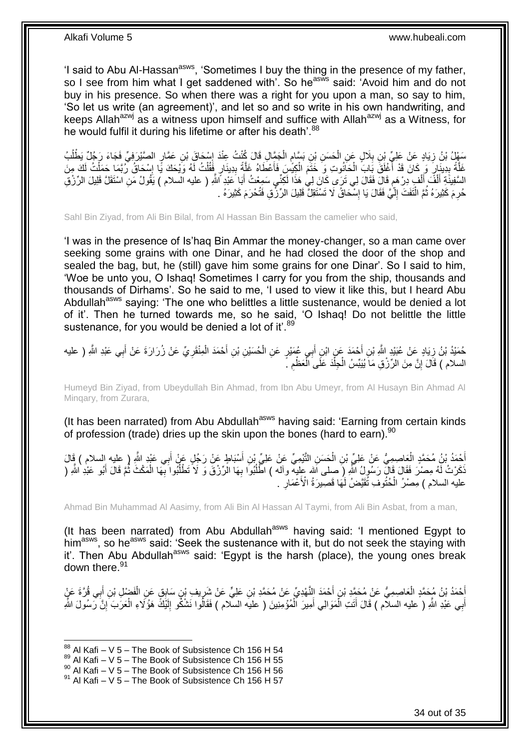'I said to Abu Al-Hassan[asws], 'Sometimes I buy the thing in the presence of my father, so I see from him what I get saddened with'. So he[asws] said: 'Avoid him and do not buy in his presence. So when there was a right for you upon a man, so say to him, 'So let us write (an agreement)', and let so and so write in his own handwriting, and keeps Allah[azwj] as a witness upon himself and suffice with Allah[azwj] as a Witness, for he would fulfil it during his lifetime or after his death'.[88]

سَهْلُ بْنُ زِيَادٍ عَنْ عَلِيِّ بْنِ بِلَالٍ عَنِ الْحَسَنِ بْنِ بَسَّامٍ الْجَمَّالِ قَالَ كُنْتُ عِنْدَ إِسْحَاقَ بْنِ عَمَّارٍ الصَّيْرَفِيِّ فَجَاءَ رَجُلٌ يَطْلُبُ غَلَّةً بِدِينَارٍ وَ كَانَ قَدْ أَغْلَقَ بَابَ الْحَانُوتِ وَ خَتَمَ الْكِيسَ فَأَعْطَاهُ غَلَّةً بِدِينَارٍ فَقُلْتُ لَهُ وَيْحَكَ يَا إِسْحَاقُ رُبَّمَا حَمَلْتُ لَكَ مِنَ السَّفِينَةِ أَلْفَ أَلْفِ دِرْهَمٍ قَالَ فَقَالَ لِي تَرَى كَانَ لِي هَذَا لَكِنِّي سَمِعْتُ أَبَا عَبْدِ اللَّهِ ( عليه السلام ) يَقُولُ مَنِ اسْتَقَلَّ قَلِيلَ الرِّزْقِ حُرِمَ كَثِيرَهُ ثُمَّ الْتَفَتَ إِلَيَّ فَقَالَ يَا إِسْحَاقُ لَا تَسْتَقِلَّ قَلِيلَ الرِّزْقِ فَتُحْرَمَ كَثِيرَهُ .

Sahl Bin Ziyad, from Ali Bin Bilal, from Al Hassan Bin Bassam the camelier who said,

'I was in the presence of Is'haq Bin Ammar the money-changer, so a man came over seeking some grains with one Dinar, and he had closed the door of the shop and sealed the bag, but, he (still) gave him some grains for one Dinar'. So I said to him, 'Woe be unto you, O Ishaq! Sometimes I carry for you from the ship, thousands and thousands of Dirhams'. So he said to me, 'I used to view it like this, but I heard Abu Abdullah[asws] saying: 'The one who belittles a little sustenance, would be denied a lot of it'. Then he turned towards me, so he said, 'O Ishaq! Do not belittle the little sustenance, for you would be denied a lot of it'.[89]

حُمَيْدُ بْنُ زِيَادٍ عَنْ عُبَيْدِ اللَّهِ بْنِ أَحْمَدَ عَنِ ابْنِ أَبِي عُمَيْرٍ عَنِ الْحُسَيْنِ بْنِ أَحْمَدَ الْمِنْقَرِيِّ عَنْ زُرَارَةَ عَنْ أَبِي عَبْدِ اللَّهِ ( عليه السلام ) قَالَ إِنَّ مِنَ الرِّزْقِ مَا يُيَبِّسُ الْجِلْدَ عَلَى الْعَظْمِ .

Humeyd Bin Ziyad, from Ubeydullah Bin Ahmad, from Ibn Abu Umeyr, from Al Husayn Bin Ahmad Al Minqary, from Zurara,

(It has been narrated) from Abu Abdullah[asws] having said: 'Earning from certain kinds of profession (trade) dries up the skin upon the bones (hard to earn).[90]

أَحْمَدُ بْنُ مُحَمَّدٍ الْعَاصِمِيُّ عَنْ عَلِيِّ بْنِ الْحَسَنِ التَّيْمِيِّ عَنْ عَلِيِّ بْنِ أَسْبَاطٍ عَنْ رَجُلٍ عَنْ أَبِي عَبْدِ اللَّهِ ( عليه السلام ) قَالَ ذَكَرْتُ لَهُ مِصْرَ فَقَالَ قَالَ رَسُولُ اللَّهِ ( صلى الله عليه وآله ) اطْلُبُوا بِهَا الرِّزْقَ وَ لَا تَطْلُبُوا بِهَا الْمُكْثَ ثُمَّ قَالَ أَبُو عَبْدِ اللَّهِ ( عليه السلام ) مِصْرُ الْحُتُوفِ تُقَيَّضُ لَهَا قَصِيرَةُ الْأَعْمَارِ .

Ahmad Bin Muhammad Al Aasimy, from Ali Bin Al Hassan Al Taymi, from Ali Bin Asbat, from a man,

(It has been narrated) from Abu Abdullah[asws] having said: 'I mentioned Egypt to him[asws], so he[asws] said: 'Seek the sustenance with it, but do not seek the staying with it'. Then Abu Abdullah[asws] said: 'Egypt is the harsh (place), the young ones break down there.[91]

أَحْمَدُ بْنُ مُحَمَّدٍ الْعَاصِمِيُّ عَنْ مُحَمَّدِ بْنِ أَحْمَدَ النَّهْدِيِّ عَنْ مُحَمَّدِ بْنِ عَلِيٍّ عَنْ شَرِيفِ بْنِ سَابِقٍ عَنِ الْفَضْلِ بْنِ أَبِي قُرَّةَ عَنْ أَبِي عَبْدِ اللَّهِ ( عليه السلام ) قَالَ أَتَتِ الْمَوَالِي أَمِيرَ الْمُؤْمِنِينَ ( عليه السلام ) فَقَالُوا نَشْكُو إِلَيْكَ هَؤُلَاءِ الْعَرَبَ إِنَّ رَسُولَ اللَّهِ

---

[88] Al Kafi – V 5 – The Book of Subsistence Ch 156 H 54
[89] Al Kafi – V 5 – The Book of Subsistence Ch 156 H 55
[90] Al Kafi – V 5 – The Book of Subsistence Ch 156 H 56
[91] Al Kafi – V 5 – The Book of Subsistence Ch 156 H 57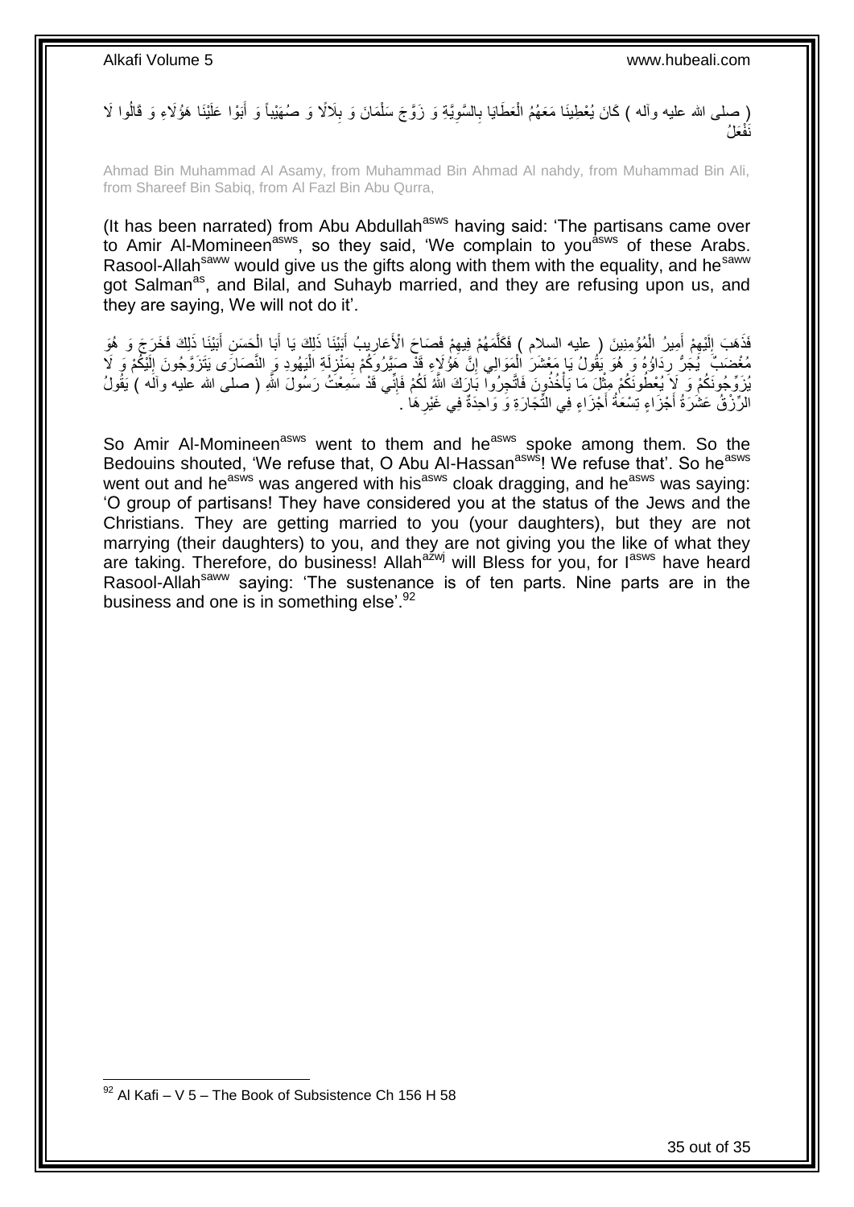( صلى الله عليه وآله ) كَانَ يُعْطِينَا مَعَهُمُ الْعَطَايَا بِالسَّوِيَّةِ وَ زَوَّجَ سَلْمَانَ وَ بِلَالًا وَ صُهَيْباً وَ أَبَوْا عَلَيْنَا هَؤُلَاءِ وَ قَالُوا لَا نَفْعَلُ

Ahmad Bin Muhammad Al Asamy, from Muhammad Bin Ahmad Al nahdy, from Muhammad Bin Ali, from Shareef Bin Sabiq, from Al Fazl Bin Abu Qurra,

(It has been narrated) from Abu Abdullah[asws] having said: 'The partisans came over to Amir Al-Momineen[asws], so they said, 'We complain to you[asws] of these Arabs. Rasool-Allah[saww] would give us the gifts along with them with the equality, and he[saww] got Salman[as], and Bilal, and Suhayb married, and they are refusing upon us, and they are saying, We will not do it'.

فَذَهَبَ إِلَيْهِمْ أَمِيرُ الْمُؤْمِنِينَ ( عليه السلام ) فَكَلَّمَهُمْ فِيهِمْ فَصَاحَ الْأَعَارِيبُ أَبَيْنَا ذَلِكَ يَا أَبَا الْحَسَنِ أَبَيْنَا ذَلِكَ فَخَرَجَ وَ هُوَ مُغْضَبٌ يَجُرُّ رِدَاءَهُ وَ هُوَ يَقُولُ يَا مَعْشَرَ الْمَوَالِي إِنَّ هَؤُلَاءِ قَدْ صَيَّرُوكُمْ بِمَنْزِلَةِ الْيَهُودِ وَ النَّصَارَى يَتَزَوَّجُونَ إِلَيْكُمْ وَ لَا يُزَوِّجُونَكُمْ وَ لَا يُعْطُونَكُمْ مِثْلَ مَا يَأْخُذُونَ فَاتَّجِرُوا بَارَكَ اللَّهُ لَكُمْ فَإِنِّي قَدْ سَمِعْتُ رَسُولَ اللَّهِ ( صلى الله عليه وآله ) يَقُولُ الرِّزْقُ عَشَرَةُ أَجْزَاءٍ تِسْعَةُ أَجْزَاءٍ فِي التِّجَارَةِ وَ وَاحِدَةٌ فِي غَيْرِهَا .

So Amir Al-Momineen[asws] went to them and he[asws] spoke among them. So the Bedouins shouted, 'We refuse that, O Abu Al-Hassan[asws]! We refuse that'. So he[asws] went out and he[asws] was angered with his[asws] cloak dragging, and he[asws] was saying: 'O group of partisans! They have considered you at the status of the Jews and the Christians. They are getting married to you (your daughters), but they are not marrying (their daughters) to you, and they are not giving you the like of what they are taking. Therefore, do business! Allah[azwj] will Bless for you, for I[asws] have heard Rasool-Allah[saww] saying: 'The sustenance is of ten parts. Nine parts are in the business and one is in something else'.[92]

[92] Al Kafi – V 5 – The Book of Subsistence Ch 156 H 58